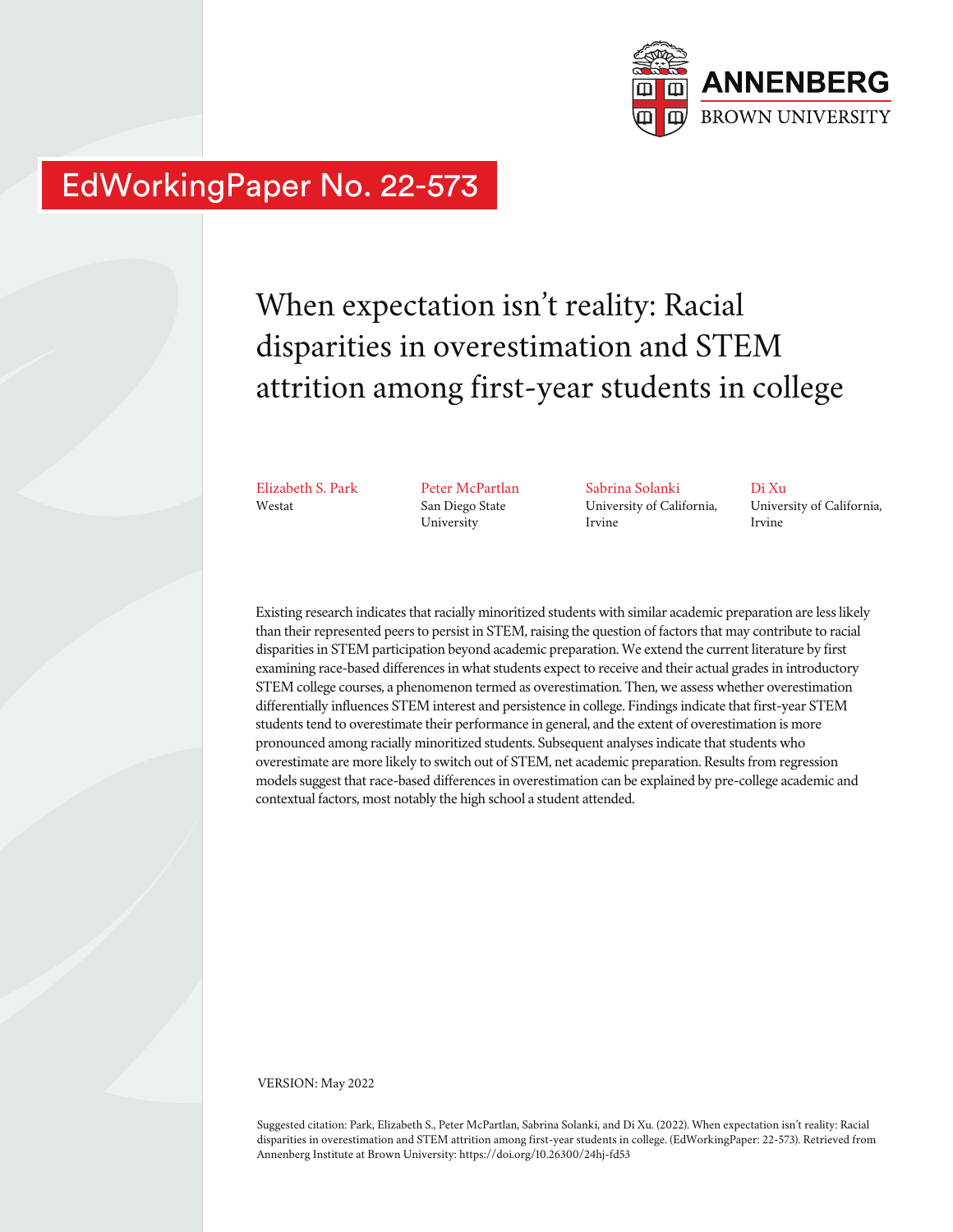ANNENBERG
BROWN UNIVERSITY

EdWorkingPaper No. 22-573

# When expectation isn't reality: Racial disparities in overestimation and STEM attrition among first-year students in college

Elizabeth S. Park
Westat

Peter McPartlan
San Diego State University

Sabrina Solanki
University of California, Irvine

Di Xu
University of California, Irvine

Existing research indicates that racially minoritized students with similar academic preparation are less likely than their represented peers to persist in STEM, raising the question of factors that may contribute to racial disparities in STEM participation beyond academic preparation. We extend the current literature by first examining race-based differences in what students expect to receive and their actual grades in introductory STEM college courses, a phenomenon termed as overestimation. Then, we assess whether overestimation differentially influences STEM interest and persistence in college. Findings indicate that first-year STEM students tend to overestimate their performance in general, and the extent of overestimation is more pronounced among racially minoritized students. Subsequent analyses indicate that students who overestimate are more likely to switch out of STEM, net academic preparation. Results from regression models suggest that race-based differences in overestimation can be explained by pre-college academic and contextual factors, most notably the high school a student attended.

VERSION: May 2022

Suggested citation: Park, Elizabeth S., Peter McPartlan, Sabrina Solanki, and Di Xu. (2022). When expectation isn't reality: Racial disparities in overestimation and STEM attrition among first-year students in college. (EdWorkingPaper: 22-573). Retrieved from Annenberg Institute at Brown University: https://doi.org/10.26300/24hj-fd53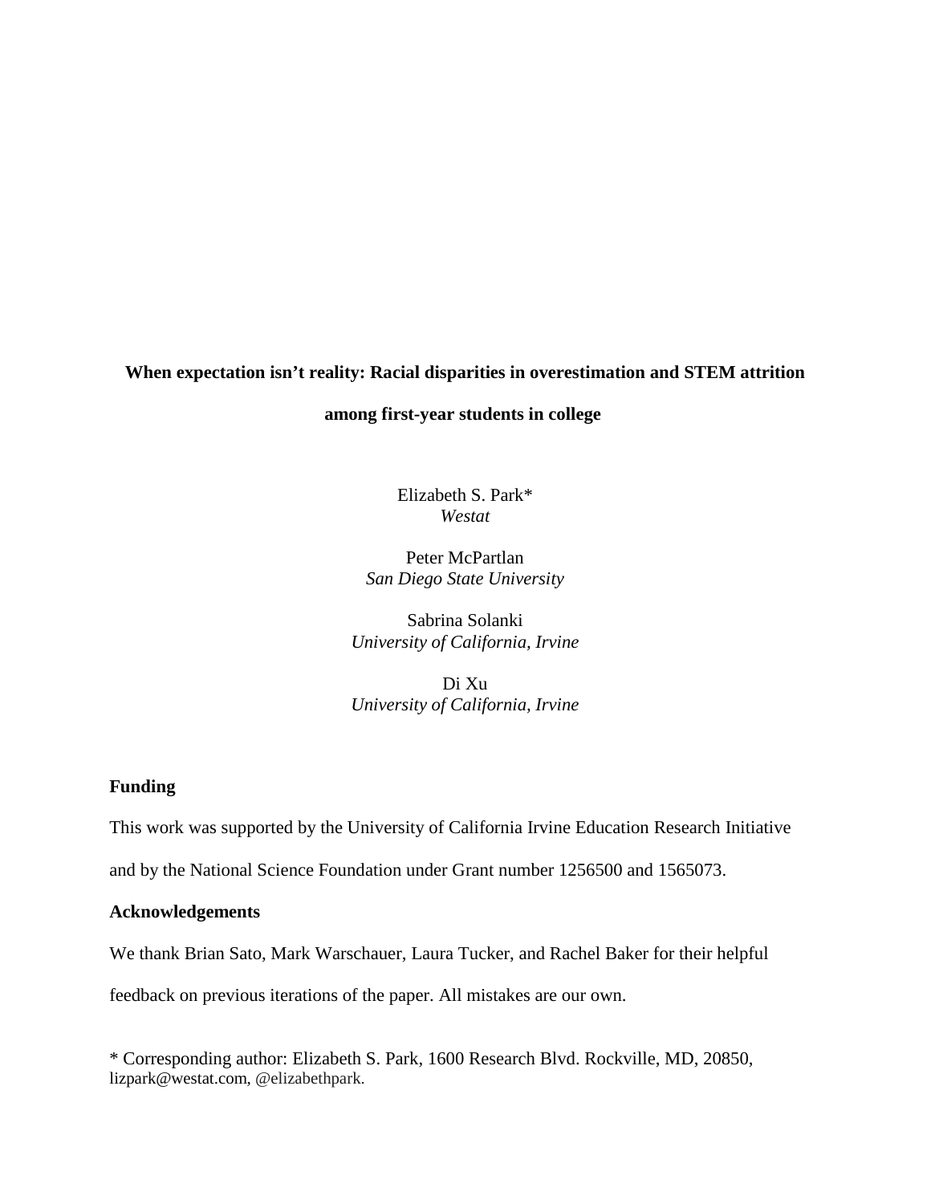**When expectation isn't reality: Racial disparities in overestimation and STEM attrition among first-year students in college**

Elizabeth S. Park*
*Westat*

Peter McPartlan
*San Diego State University*

Sabrina Solanki
*University of California, Irvine*

Di Xu
*University of California, Irvine*

**Funding**

This work was supported by the University of California Irvine Education Research Initiative and by the National Science Foundation under Grant number 1256500 and 1565073.

**Acknowledgements**

We thank Brian Sato, Mark Warschauer, Laura Tucker, and Rachel Baker for their helpful feedback on previous iterations of the paper. All mistakes are our own.

* Corresponding author: Elizabeth S. Park, 1600 Research Blvd. Rockville, MD, 20850, lizpark@westat.com, @elizabethpark.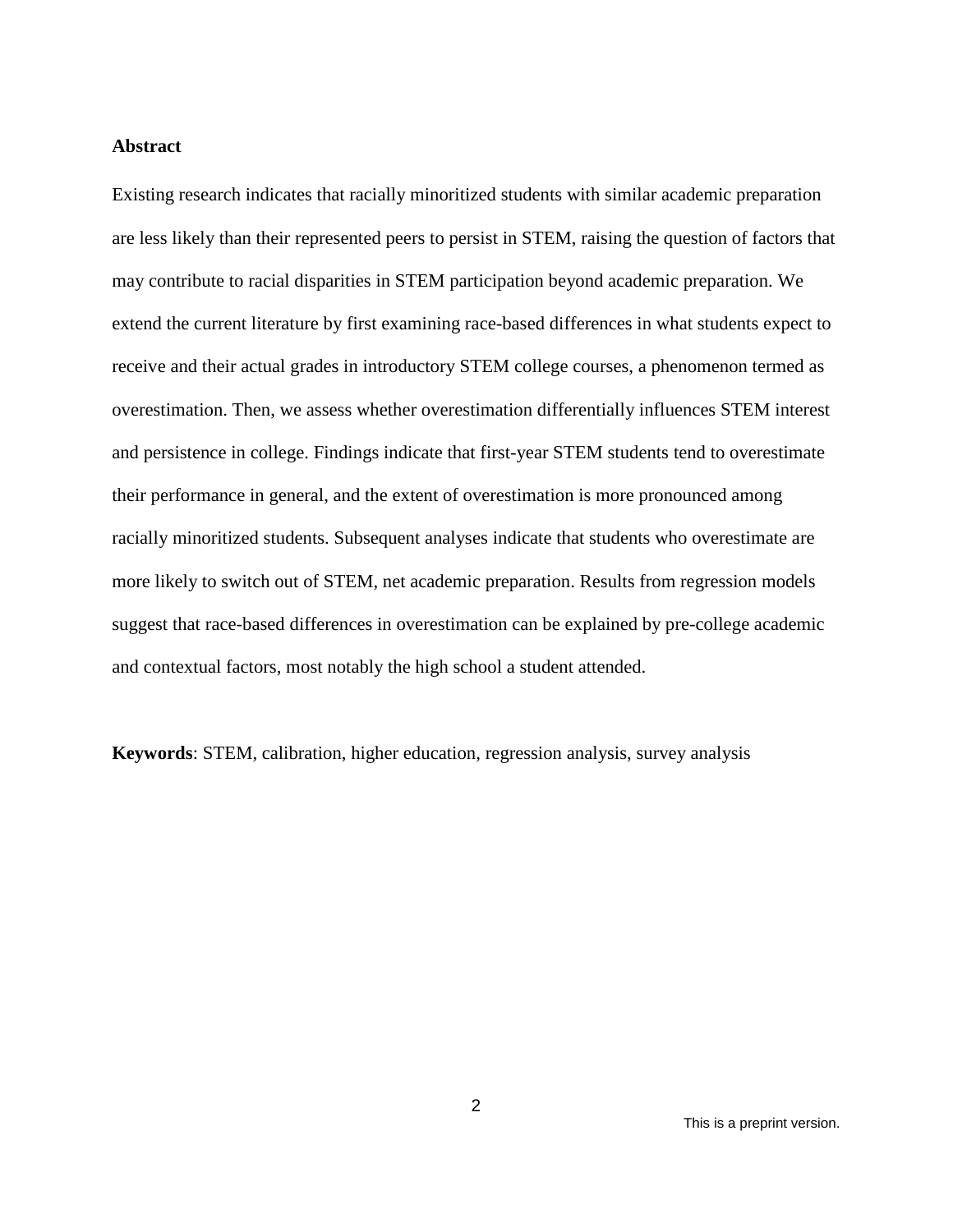**Abstract**

Existing research indicates that racially minoritized students with similar academic preparation are less likely than their represented peers to persist in STEM, raising the question of factors that may contribute to racial disparities in STEM participation beyond academic preparation. We extend the current literature by first examining race-based differences in what students expect to receive and their actual grades in introductory STEM college courses, a phenomenon termed as overestimation. Then, we assess whether overestimation differentially influences STEM interest and persistence in college. Findings indicate that first-year STEM students tend to overestimate their performance in general, and the extent of overestimation is more pronounced among racially minoritized students. Subsequent analyses indicate that students who overestimate are more likely to switch out of STEM, net academic preparation. Results from regression models suggest that race-based differences in overestimation can be explained by pre-college academic and contextual factors, most notably the high school a student attended.

**Keywords**: STEM, calibration, higher education, regression analysis, survey analysis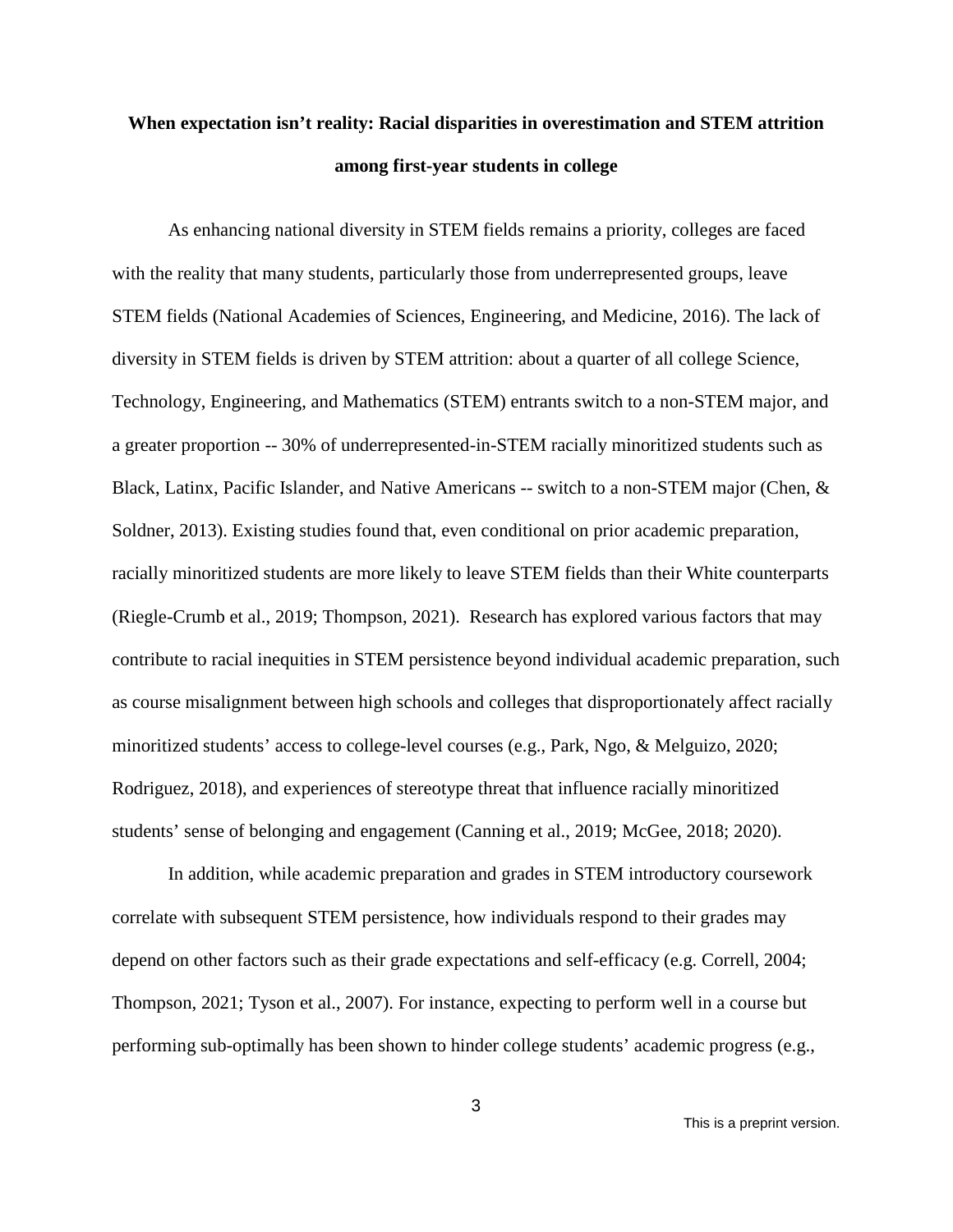**When expectation isn't reality: Racial disparities in overestimation and STEM attrition among first-year students in college**

As enhancing national diversity in STEM fields remains a priority, colleges are faced with the reality that many students, particularly those from underrepresented groups, leave STEM fields (National Academies of Sciences, Engineering, and Medicine, 2016). The lack of diversity in STEM fields is driven by STEM attrition: about a quarter of all college Science, Technology, Engineering, and Mathematics (STEM) entrants switch to a non-STEM major, and a greater proportion -- 30% of underrepresented-in-STEM racially minoritized students such as Black, Latinx, Pacific Islander, and Native Americans -- switch to a non-STEM major (Chen, & Soldner, 2013). Existing studies found that, even conditional on prior academic preparation, racially minoritized students are more likely to leave STEM fields than their White counterparts (Riegle-Crumb et al., 2019; Thompson, 2021). Research has explored various factors that may contribute to racial inequities in STEM persistence beyond individual academic preparation, such as course misalignment between high schools and colleges that disproportionately affect racially minoritized students' access to college-level courses (e.g., Park, Ngo, & Melguizo, 2020; Rodriguez, 2018), and experiences of stereotype threat that influence racially minoritized students' sense of belonging and engagement (Canning et al., 2019; McGee, 2018; 2020).

In addition, while academic preparation and grades in STEM introductory coursework correlate with subsequent STEM persistence, how individuals respond to their grades may depend on other factors such as their grade expectations and self-efficacy (e.g. Correll, 2004; Thompson, 2021; Tyson et al., 2007). For instance, expecting to perform well in a course but performing sub-optimally has been shown to hinder college students' academic progress (e.g.,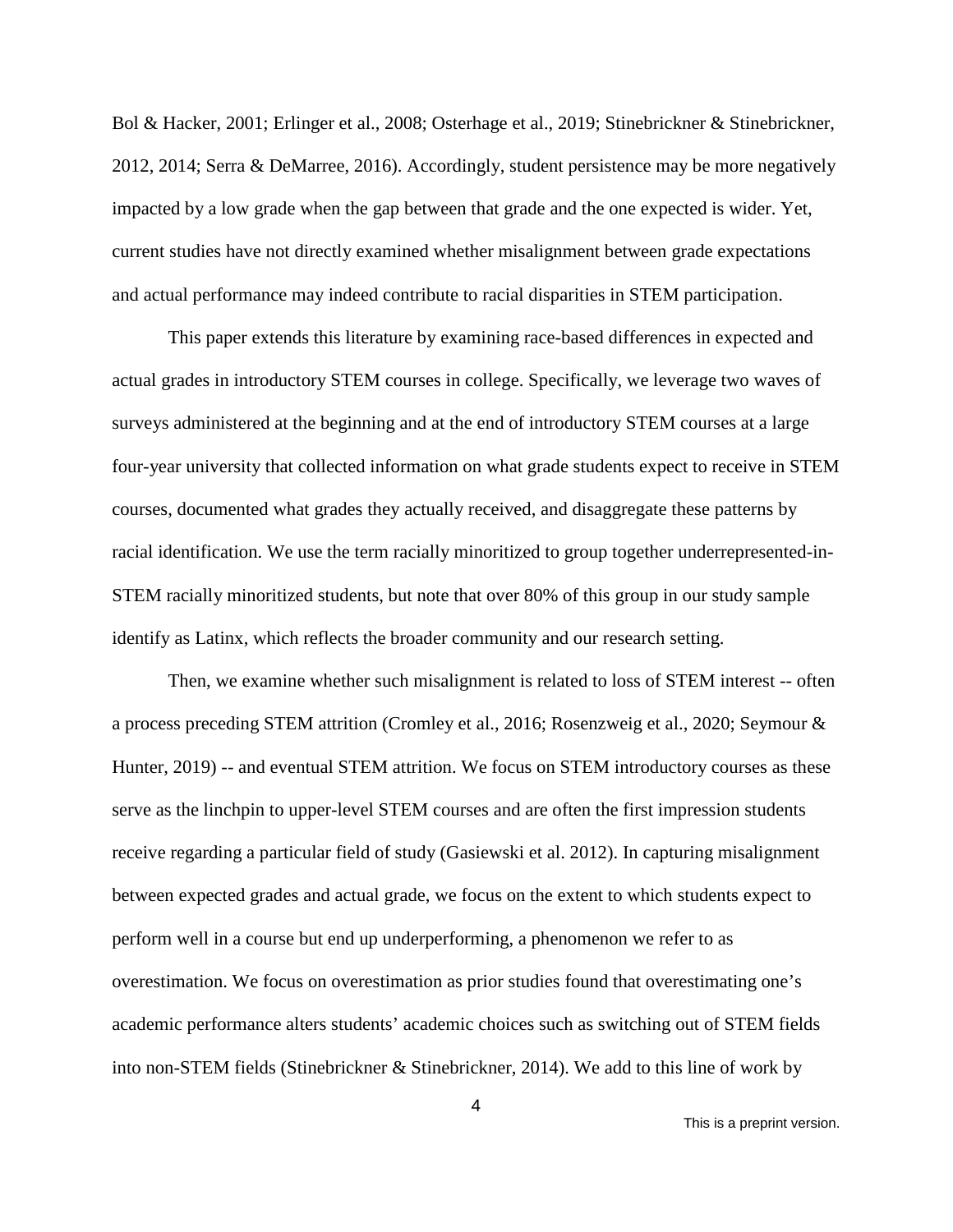Bol & Hacker, 2001; Erlinger et al., 2008; Osterhage et al., 2019; Stinebrickner & Stinebrickner, 2012, 2014; Serra & DeMarree, 2016). Accordingly, student persistence may be more negatively impacted by a low grade when the gap between that grade and the one expected is wider. Yet, current studies have not directly examined whether misalignment between grade expectations and actual performance may indeed contribute to racial disparities in STEM participation.

This paper extends this literature by examining race-based differences in expected and actual grades in introductory STEM courses in college. Specifically, we leverage two waves of surveys administered at the beginning and at the end of introductory STEM courses at a large four-year university that collected information on what grade students expect to receive in STEM courses, documented what grades they actually received, and disaggregate these patterns by racial identification. We use the term racially minoritized to group together underrepresented-in-STEM racially minoritized students, but note that over 80% of this group in our study sample identify as Latinx, which reflects the broader community and our research setting.

Then, we examine whether such misalignment is related to loss of STEM interest -- often a process preceding STEM attrition (Cromley et al., 2016; Rosenzweig et al., 2020; Seymour & Hunter, 2019) -- and eventual STEM attrition. We focus on STEM introductory courses as these serve as the linchpin to upper-level STEM courses and are often the first impression students receive regarding a particular field of study (Gasiewski et al. 2012). In capturing misalignment between expected grades and actual grade, we focus on the extent to which students expect to perform well in a course but end up underperforming, a phenomenon we refer to as overestimation. We focus on overestimation as prior studies found that overestimating one's academic performance alters students' academic choices such as switching out of STEM fields into non-STEM fields (Stinebrickner & Stinebrickner, 2014). We add to this line of work by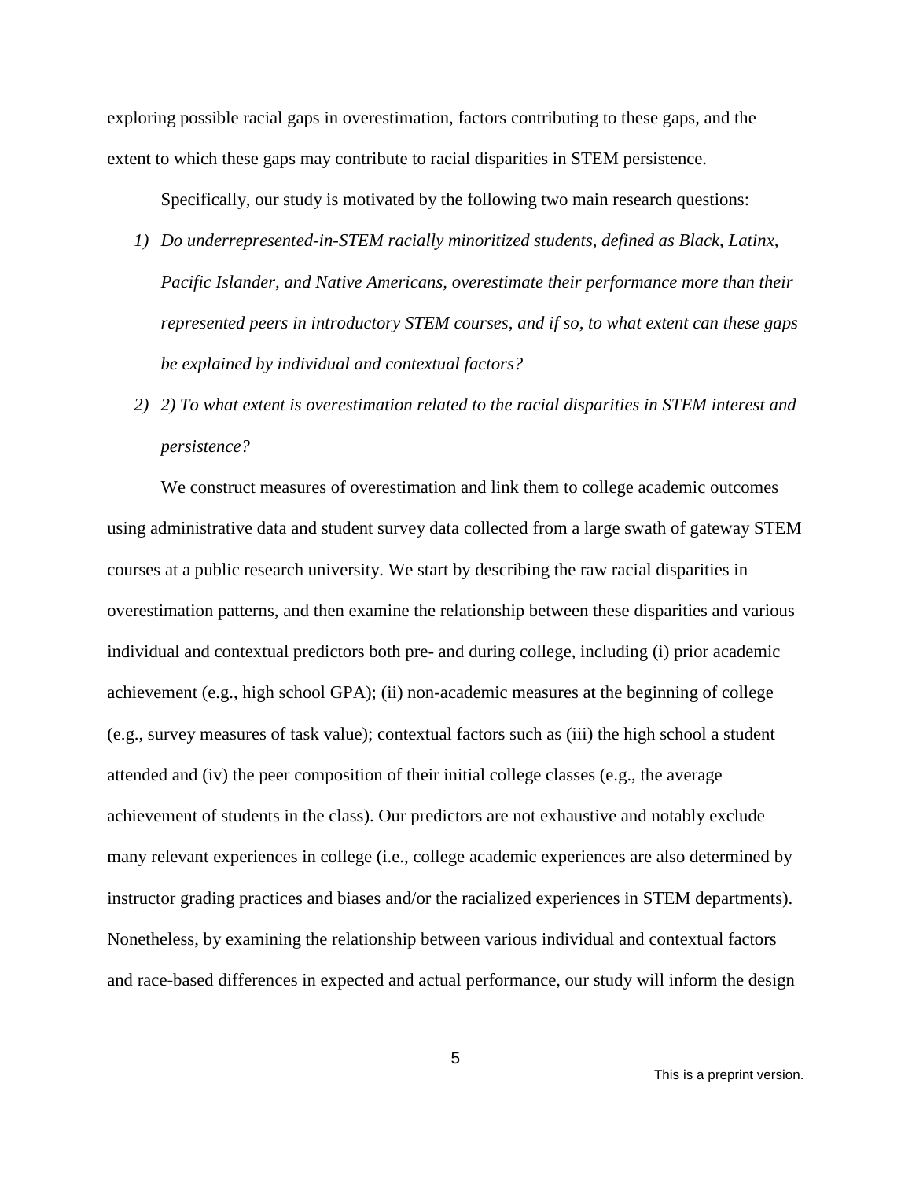exploring possible racial gaps in overestimation, factors contributing to these gaps, and the extent to which these gaps may contribute to racial disparities in STEM persistence.

Specifically, our study is motivated by the following two main research questions:

1) *Do underrepresented-in-STEM racially minoritized students, defined as Black, Latinx, Pacific Islander, and Native Americans, overestimate their performance more than their represented peers in introductory STEM courses, and if so, to what extent can these gaps be explained by individual and contextual factors?*
2) *2) To what extent is overestimation related to the racial disparities in STEM interest and persistence?*

We construct measures of overestimation and link them to college academic outcomes using administrative data and student survey data collected from a large swath of gateway STEM courses at a public research university. We start by describing the raw racial disparities in overestimation patterns, and then examine the relationship between these disparities and various individual and contextual predictors both pre- and during college, including (i) prior academic achievement (e.g., high school GPA); (ii) non-academic measures at the beginning of college (e.g., survey measures of task value); contextual factors such as (iii) the high school a student attended and (iv) the peer composition of their initial college classes (e.g., the average achievement of students in the class). Our predictors are not exhaustive and notably exclude many relevant experiences in college (i.e., college academic experiences are also determined by instructor grading practices and biases and/or the racialized experiences in STEM departments). Nonetheless, by examining the relationship between various individual and contextual factors and race-based differences in expected and actual performance, our study will inform the design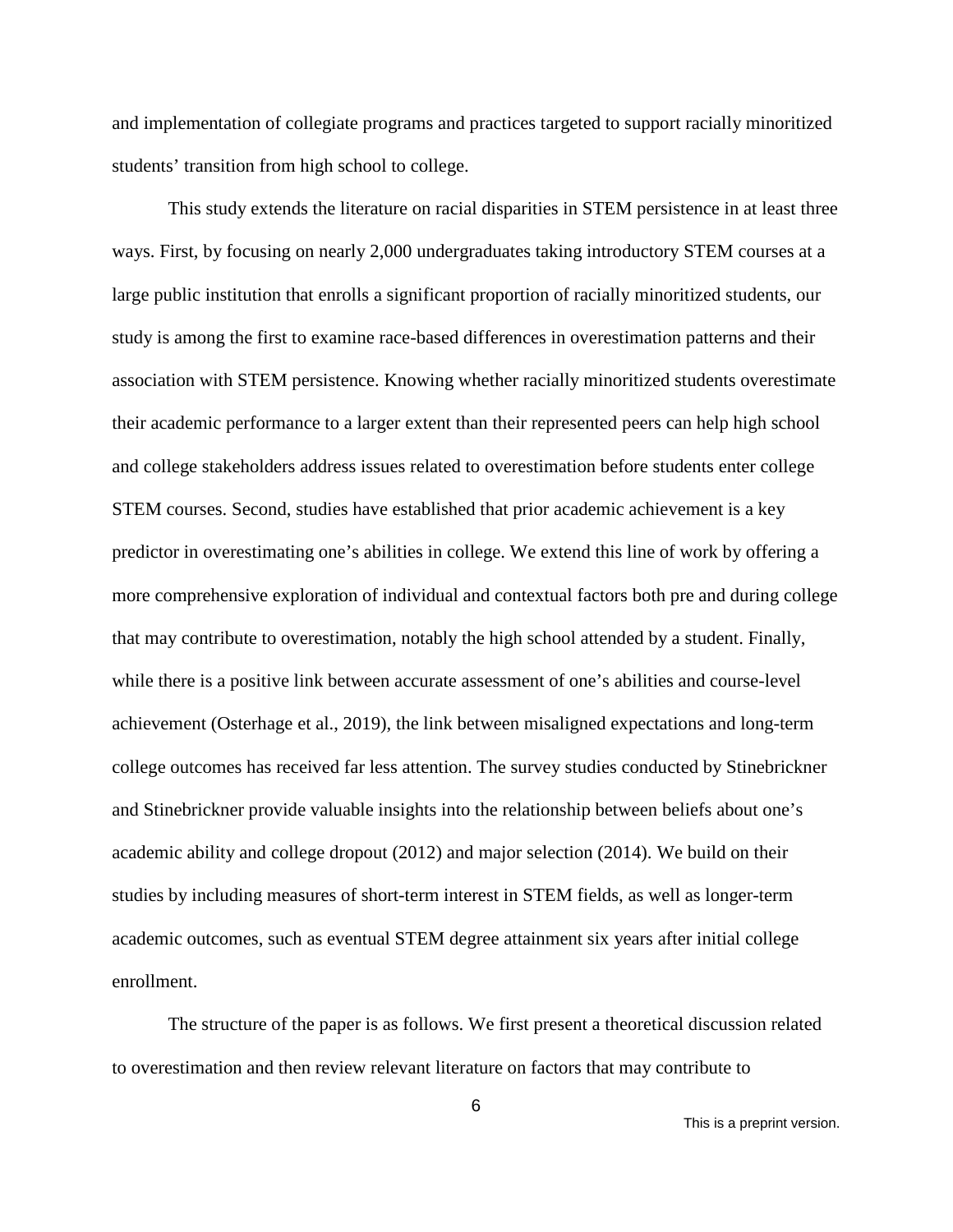and implementation of collegiate programs and practices targeted to support racially minoritized students' transition from high school to college.

This study extends the literature on racial disparities in STEM persistence in at least three ways. First, by focusing on nearly 2,000 undergraduates taking introductory STEM courses at a large public institution that enrolls a significant proportion of racially minoritized students, our study is among the first to examine race-based differences in overestimation patterns and their association with STEM persistence. Knowing whether racially minoritized students overestimate their academic performance to a larger extent than their represented peers can help high school and college stakeholders address issues related to overestimation before students enter college STEM courses. Second, studies have established that prior academic achievement is a key predictor in overestimating one's abilities in college. We extend this line of work by offering a more comprehensive exploration of individual and contextual factors both pre and during college that may contribute to overestimation, notably the high school attended by a student. Finally, while there is a positive link between accurate assessment of one's abilities and course-level achievement (Osterhage et al., 2019), the link between misaligned expectations and long-term college outcomes has received far less attention. The survey studies conducted by Stinebrickner and Stinebrickner provide valuable insights into the relationship between beliefs about one's academic ability and college dropout (2012) and major selection (2014). We build on their studies by including measures of short-term interest in STEM fields, as well as longer-term academic outcomes, such as eventual STEM degree attainment six years after initial college enrollment.

The structure of the paper is as follows. We first present a theoretical discussion related to overestimation and then review relevant literature on factors that may contribute to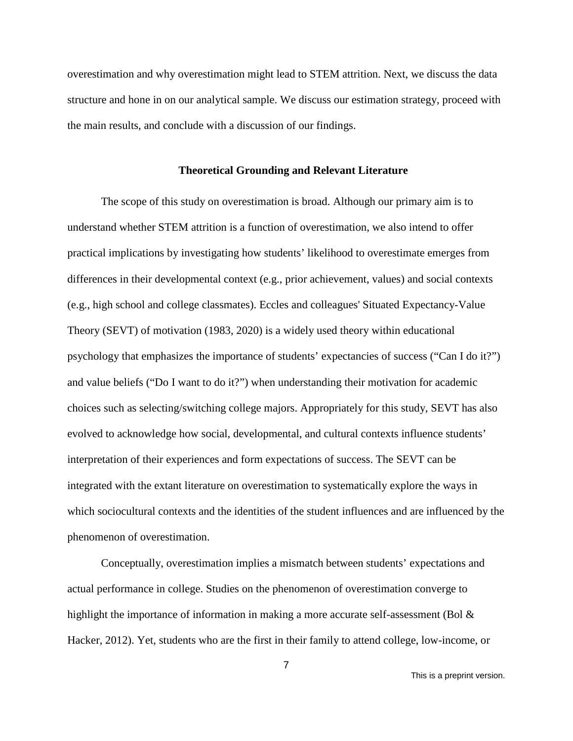overestimation and why overestimation might lead to STEM attrition. Next, we discuss the data structure and hone in on our analytical sample. We discuss our estimation strategy, proceed with the main results, and conclude with a discussion of our findings.

## Theoretical Grounding and Relevant Literature

The scope of this study on overestimation is broad. Although our primary aim is to understand whether STEM attrition is a function of overestimation, we also intend to offer practical implications by investigating how students' likelihood to overestimate emerges from differences in their developmental context (e.g., prior achievement, values) and social contexts (e.g., high school and college classmates). Eccles and colleagues' Situated Expectancy-Value Theory (SEVT) of motivation (1983, 2020) is a widely used theory within educational psychology that emphasizes the importance of students' expectancies of success ("Can I do it?") and value beliefs ("Do I want to do it?") when understanding their motivation for academic choices such as selecting/switching college majors. Appropriately for this study, SEVT has also evolved to acknowledge how social, developmental, and cultural contexts influence students' interpretation of their experiences and form expectations of success. The SEVT can be integrated with the extant literature on overestimation to systematically explore the ways in which sociocultural contexts and the identities of the student influences and are influenced by the phenomenon of overestimation.

Conceptually, overestimation implies a mismatch between students' expectations and actual performance in college. Studies on the phenomenon of overestimation converge to highlight the importance of information in making a more accurate self-assessment (Bol & Hacker, 2012). Yet, students who are the first in their family to attend college, low-income, or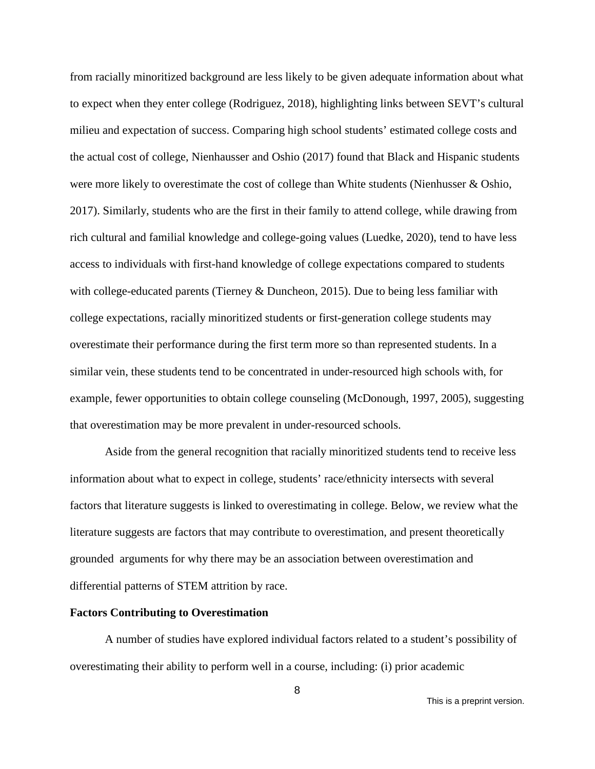from racially minoritized background are less likely to be given adequate information about what to expect when they enter college (Rodriguez, 2018), highlighting links between SEVT's cultural milieu and expectation of success. Comparing high school students' estimated college costs and the actual cost of college, Nienhausser and Oshio (2017) found that Black and Hispanic students were more likely to overestimate the cost of college than White students (Nienhusser & Oshio, 2017). Similarly, students who are the first in their family to attend college, while drawing from rich cultural and familial knowledge and college-going values (Luedke, 2020), tend to have less access to individuals with first-hand knowledge of college expectations compared to students with college-educated parents (Tierney & Duncheon, 2015). Due to being less familiar with college expectations, racially minoritized students or first-generation college students may overestimate their performance during the first term more so than represented students. In a similar vein, these students tend to be concentrated in under-resourced high schools with, for example, fewer opportunities to obtain college counseling (McDonough, 1997, 2005), suggesting that overestimation may be more prevalent in under-resourced schools.

Aside from the general recognition that racially minoritized students tend to receive less information about what to expect in college, students' race/ethnicity intersects with several factors that literature suggests is linked to overestimating in college. Below, we review what the literature suggests are factors that may contribute to overestimation, and present theoretically grounded arguments for why there may be an association between overestimation and differential patterns of STEM attrition by race.

**Factors Contributing to Overestimation**

A number of studies have explored individual factors related to a student's possibility of overestimating their ability to perform well in a course, including: (i) prior academic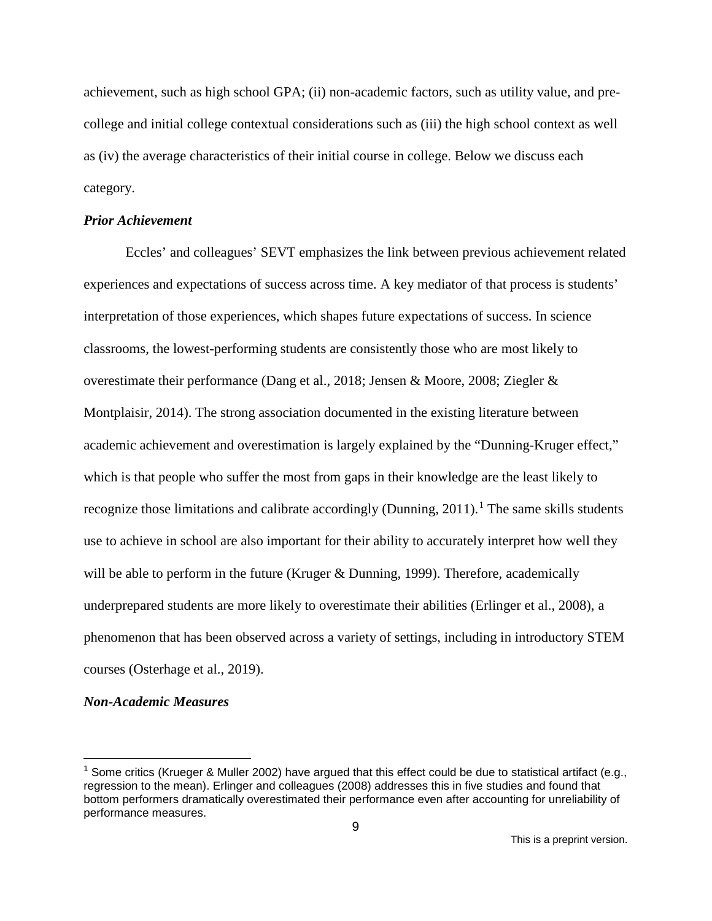achievement, such as high school GPA; (ii) non-academic factors, such as utility value, and pre-college and initial college contextual considerations such as (iii) the high school context as well as (iv) the average characteristics of their initial course in college. Below we discuss each category.

### *Prior Achievement*

Eccles' and colleagues' SEVT emphasizes the link between previous achievement related experiences and expectations of success across time. A key mediator of that process is students' interpretation of those experiences, which shapes future expectations of success. In science classrooms, the lowest-performing students are consistently those who are most likely to overestimate their performance (Dang et al., 2018; Jensen & Moore, 2008; Ziegler & Montplaisir, 2014). The strong association documented in the existing literature between academic achievement and overestimation is largely explained by the "Dunning-Kruger effect," which is that people who suffer the most from gaps in their knowledge are the least likely to recognize those limitations and calibrate accordingly (Dunning, 2011).[1] The same skills students use to achieve in school are also important for their ability to accurately interpret how well they will be able to perform in the future (Kruger & Dunning, 1999). Therefore, academically underprepared students are more likely to overestimate their abilities (Erlinger et al., 2008), a phenomenon that has been observed across a variety of settings, including in introductory STEM courses (Osterhage et al., 2019).

### *Non-Academic Measures*

---

[1] Some critics (Krueger & Muller 2002) have argued that this effect could be due to statistical artifact (e.g., regression to the mean). Erlinger and colleagues (2008) addresses this in five studies and found that bottom performers dramatically overestimated their performance even after accounting for unreliability of performance measures.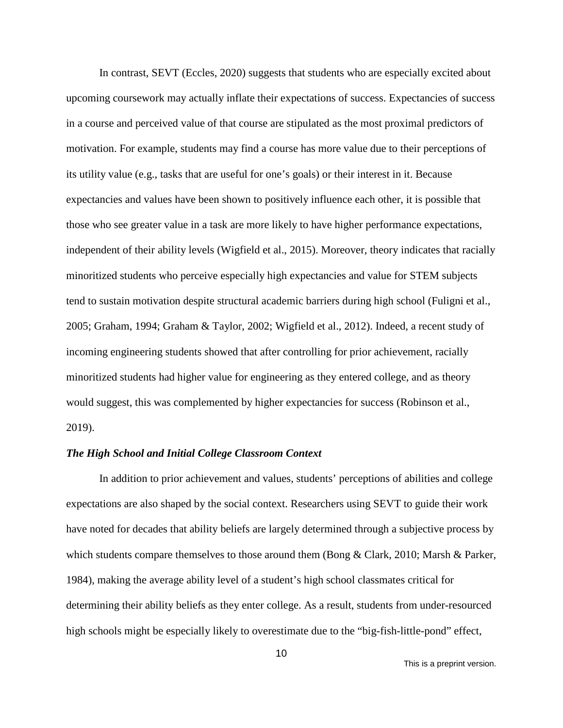In contrast, SEVT (Eccles, 2020) suggests that students who are especially excited about upcoming coursework may actually inflate their expectations of success. Expectancies of success in a course and perceived value of that course are stipulated as the most proximal predictors of motivation. For example, students may find a course has more value due to their perceptions of its utility value (e.g., tasks that are useful for one's goals) or their interest in it. Because expectancies and values have been shown to positively influence each other, it is possible that those who see greater value in a task are more likely to have higher performance expectations, independent of their ability levels (Wigfield et al., 2015). Moreover, theory indicates that racially minoritized students who perceive especially high expectancies and value for STEM subjects tend to sustain motivation despite structural academic barriers during high school (Fuligni et al., 2005; Graham, 1994; Graham & Taylor, 2002; Wigfield et al., 2012). Indeed, a recent study of incoming engineering students showed that after controlling for prior achievement, racially minoritized students had higher value for engineering as they entered college, and as theory would suggest, this was complemented by higher expectancies for success (Robinson et al., 2019).

### *The High School and Initial College Classroom Context*

In addition to prior achievement and values, students' perceptions of abilities and college expectations are also shaped by the social context. Researchers using SEVT to guide their work have noted for decades that ability beliefs are largely determined through a subjective process by which students compare themselves to those around them (Bong & Clark, 2010; Marsh & Parker, 1984), making the average ability level of a student's high school classmates critical for determining their ability beliefs as they enter college. As a result, students from under-resourced high schools might be especially likely to overestimate due to the "big-fish-little-pond" effect,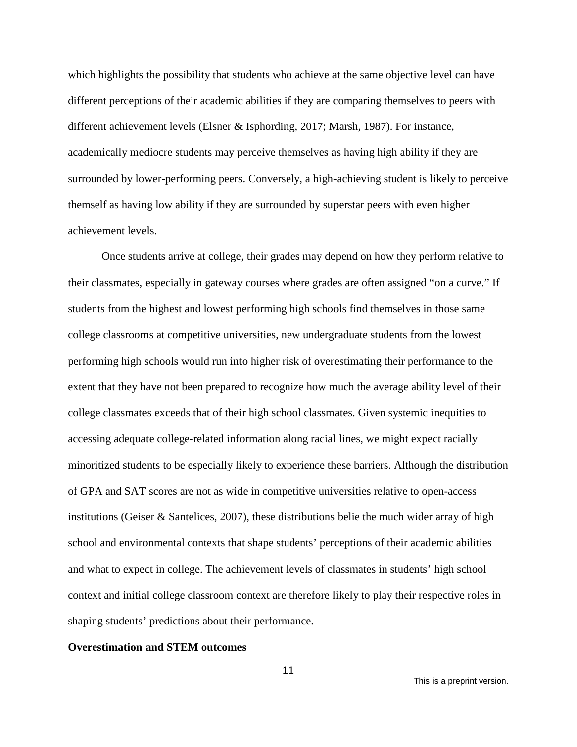which highlights the possibility that students who achieve at the same objective level can have different perceptions of their academic abilities if they are comparing themselves to peers with different achievement levels (Elsner & Isphording, 2017; Marsh, 1987). For instance, academically mediocre students may perceive themselves as having high ability if they are surrounded by lower-performing peers. Conversely, a high-achieving student is likely to perceive themself as having low ability if they are surrounded by superstar peers with even higher achievement levels.

Once students arrive at college, their grades may depend on how they perform relative to their classmates, especially in gateway courses where grades are often assigned "on a curve." If students from the highest and lowest performing high schools find themselves in those same college classrooms at competitive universities, new undergraduate students from the lowest performing high schools would run into higher risk of overestimating their performance to the extent that they have not been prepared to recognize how much the average ability level of their college classmates exceeds that of their high school classmates. Given systemic inequities to accessing adequate college-related information along racial lines, we might expect racially minoritized students to be especially likely to experience these barriers. Although the distribution of GPA and SAT scores are not as wide in competitive universities relative to open-access institutions (Geiser & Santelices, 2007), these distributions belie the much wider array of high school and environmental contexts that shape students' perceptions of their academic abilities and what to expect in college. The achievement levels of classmates in students' high school context and initial college classroom context are therefore likely to play their respective roles in shaping students' predictions about their performance.

**Overestimation and STEM outcomes**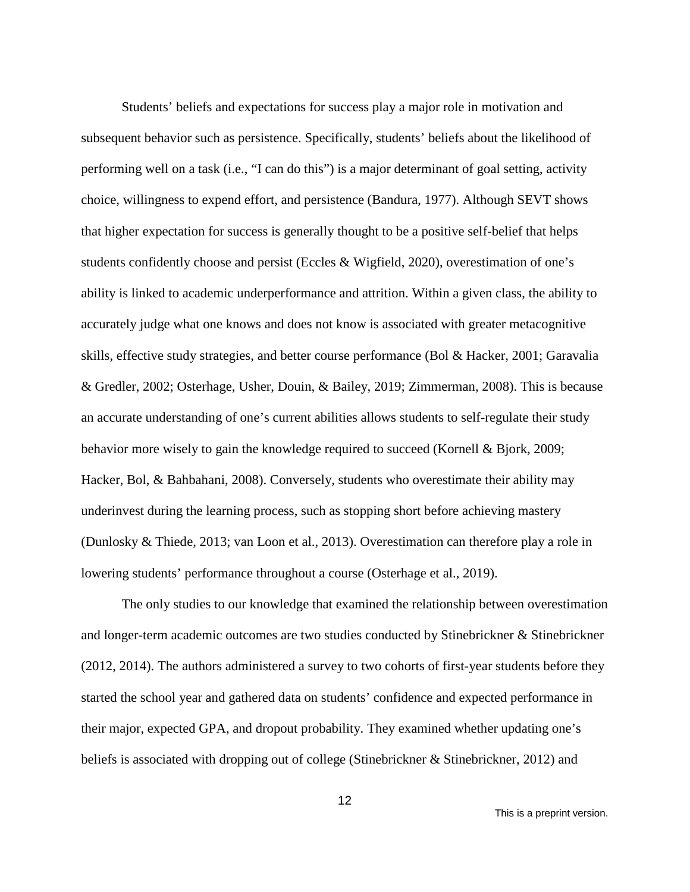Students' beliefs and expectations for success play a major role in motivation and subsequent behavior such as persistence. Specifically, students' beliefs about the likelihood of performing well on a task (i.e., "I can do this") is a major determinant of goal setting, activity choice, willingness to expend effort, and persistence (Bandura, 1977). Although SEVT shows that higher expectation for success is generally thought to be a positive self-belief that helps students confidently choose and persist (Eccles & Wigfield, 2020), overestimation of one's ability is linked to academic underperformance and attrition. Within a given class, the ability to accurately judge what one knows and does not know is associated with greater metacognitive skills, effective study strategies, and better course performance (Bol & Hacker, 2001; Garavalia & Gredler, 2002; Osterhage, Usher, Douin, & Bailey, 2019; Zimmerman, 2008). This is because an accurate understanding of one's current abilities allows students to self-regulate their study behavior more wisely to gain the knowledge required to succeed (Kornell & Bjork, 2009; Hacker, Bol, & Bahbahani, 2008). Conversely, students who overestimate their ability may underinvest during the learning process, such as stopping short before achieving mastery (Dunlosky & Thiede, 2013; van Loon et al., 2013). Overestimation can therefore play a role in lowering students' performance throughout a course (Osterhage et al., 2019).

The only studies to our knowledge that examined the relationship between overestimation and longer-term academic outcomes are two studies conducted by Stinebrickner & Stinebrickner (2012, 2014). The authors administered a survey to two cohorts of first-year students before they started the school year and gathered data on students' confidence and expected performance in their major, expected GPA, and dropout probability. They examined whether updating one's beliefs is associated with dropping out of college (Stinebrickner & Stinebrickner, 2012) and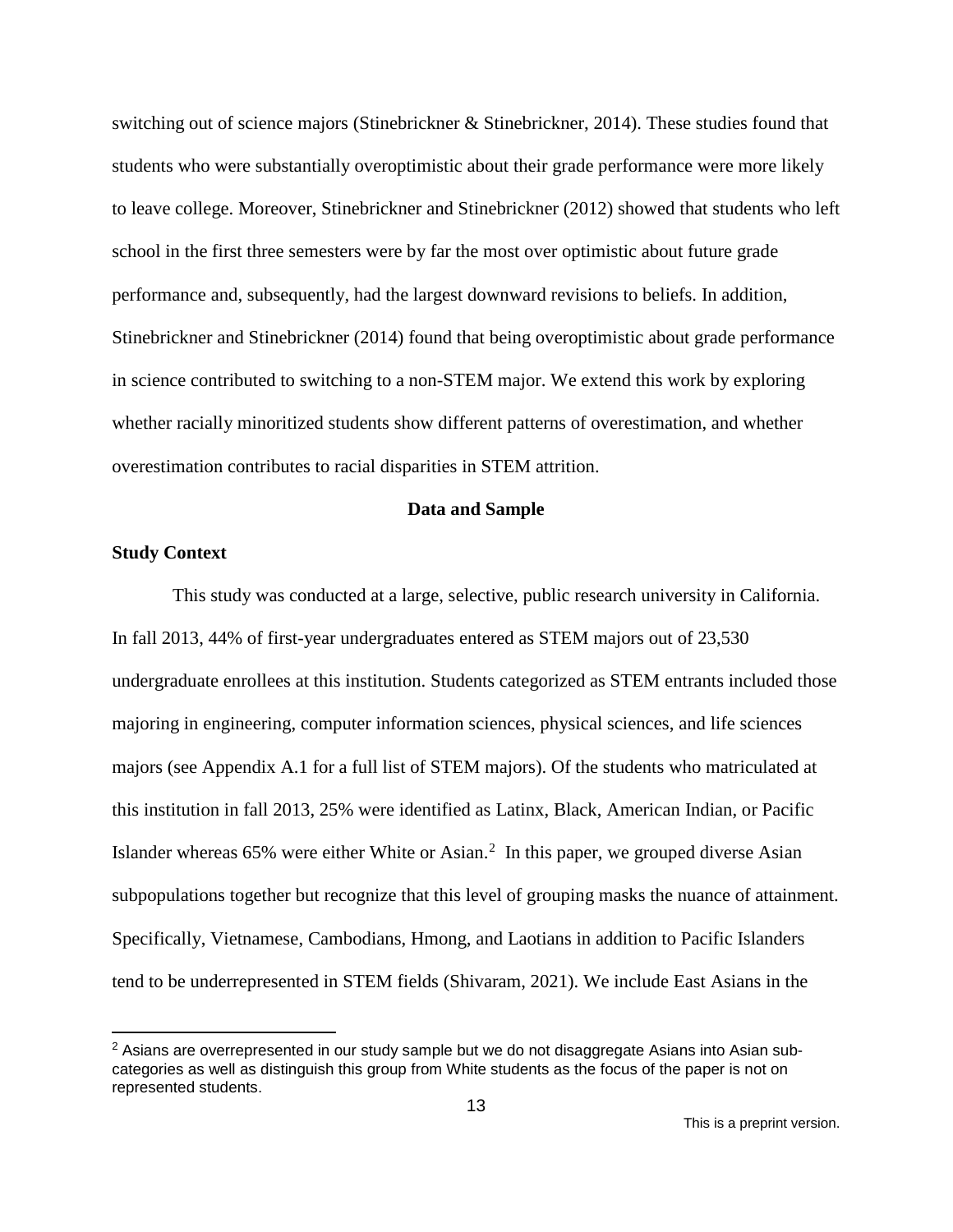switching out of science majors (Stinebrickner & Stinebrickner, 2014). These studies found that students who were substantially overoptimistic about their grade performance were more likely to leave college. Moreover, Stinebrickner and Stinebrickner (2012) showed that students who left school in the first three semesters were by far the most over optimistic about future grade performance and, subsequently, had the largest downward revisions to beliefs. In addition, Stinebrickner and Stinebrickner (2014) found that being overoptimistic about grade performance in science contributed to switching to a non-STEM major. We extend this work by exploring whether racially minoritized students show different patterns of overestimation, and whether overestimation contributes to racial disparities in STEM attrition.

## Data and Sample

### Study Context

This study was conducted at a large, selective, public research university in California. In fall 2013, 44% of first-year undergraduates entered as STEM majors out of 23,530 undergraduate enrollees at this institution. Students categorized as STEM entrants included those majoring in engineering, computer information sciences, physical sciences, and life sciences majors (see Appendix A.1 for a full list of STEM majors). Of the students who matriculated at this institution in fall 2013, 25% were identified as Latinx, Black, American Indian, or Pacific Islander whereas 65% were either White or Asian.[2] In this paper, we grouped diverse Asian subpopulations together but recognize that this level of grouping masks the nuance of attainment. Specifically, Vietnamese, Cambodians, Hmong, and Laotians in addition to Pacific Islanders tend to be underrepresented in STEM fields (Shivaram, 2021). We include East Asians in the

[2] Asians are overrepresented in our study sample but we do not disaggregate Asians into Asian sub-categories as well as distinguish this group from White students as the focus of the paper is not on represented students.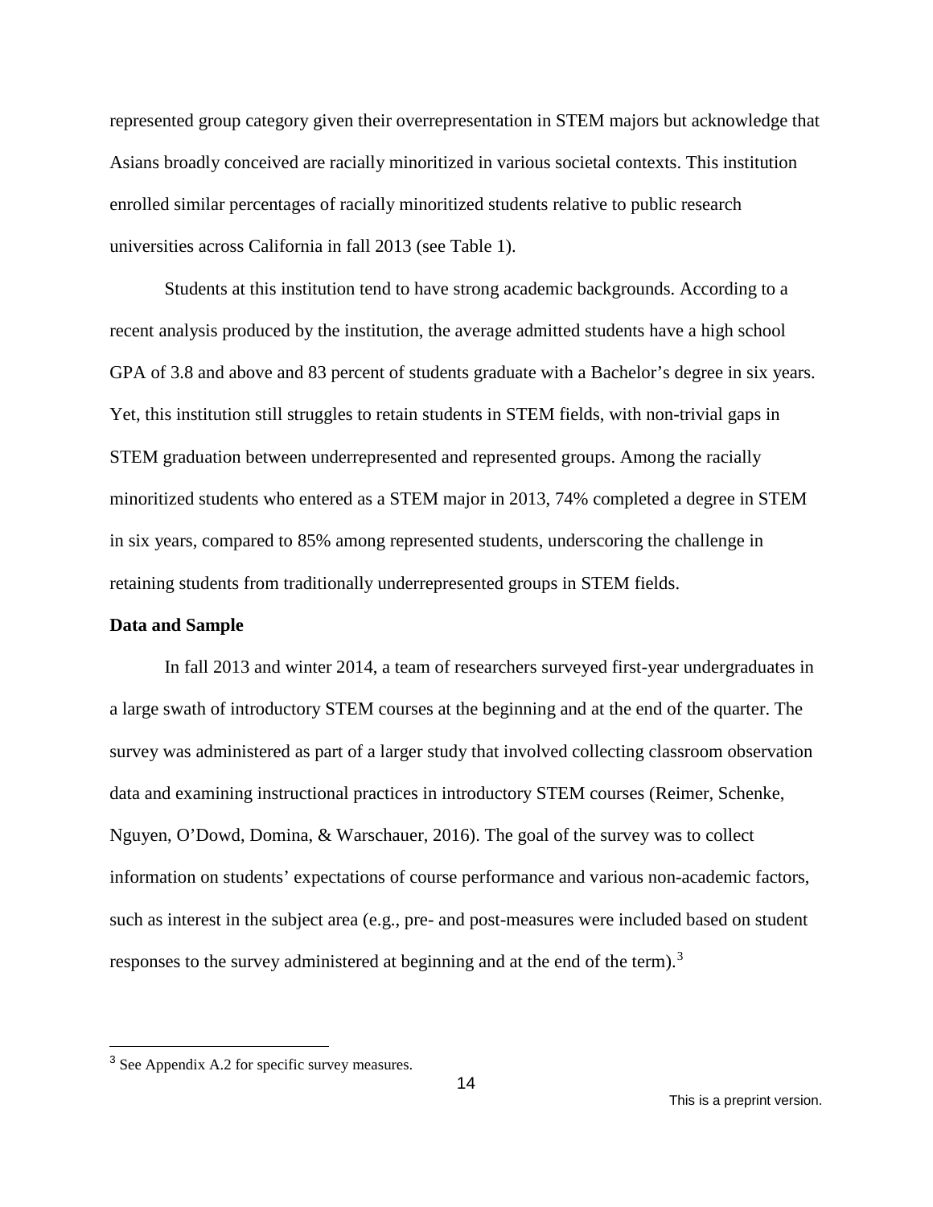represented group category given their overrepresentation in STEM majors but acknowledge that Asians broadly conceived are racially minoritized in various societal contexts. This institution enrolled similar percentages of racially minoritized students relative to public research universities across California in fall 2013 (see Table 1).

Students at this institution tend to have strong academic backgrounds. According to a recent analysis produced by the institution, the average admitted students have a high school GPA of 3.8 and above and 83 percent of students graduate with a Bachelor's degree in six years. Yet, this institution still struggles to retain students in STEM fields, with non-trivial gaps in STEM graduation between underrepresented and represented groups. Among the racially minoritized students who entered as a STEM major in 2013, 74% completed a degree in STEM in six years, compared to 85% among represented students, underscoring the challenge in retaining students from traditionally underrepresented groups in STEM fields.

**Data and Sample**

In fall 2013 and winter 2014, a team of researchers surveyed first-year undergraduates in a large swath of introductory STEM courses at the beginning and at the end of the quarter. The survey was administered as part of a larger study that involved collecting classroom observation data and examining instructional practices in introductory STEM courses (Reimer, Schenke, Nguyen, O'Dowd, Domina, & Warschauer, 2016). The goal of the survey was to collect information on students' expectations of course performance and various non-academic factors, such as interest in the subject area (e.g., pre- and post-measures were included based on student responses to the survey administered at beginning and at the end of the term).[3]

[3] See Appendix A.2 for specific survey measures.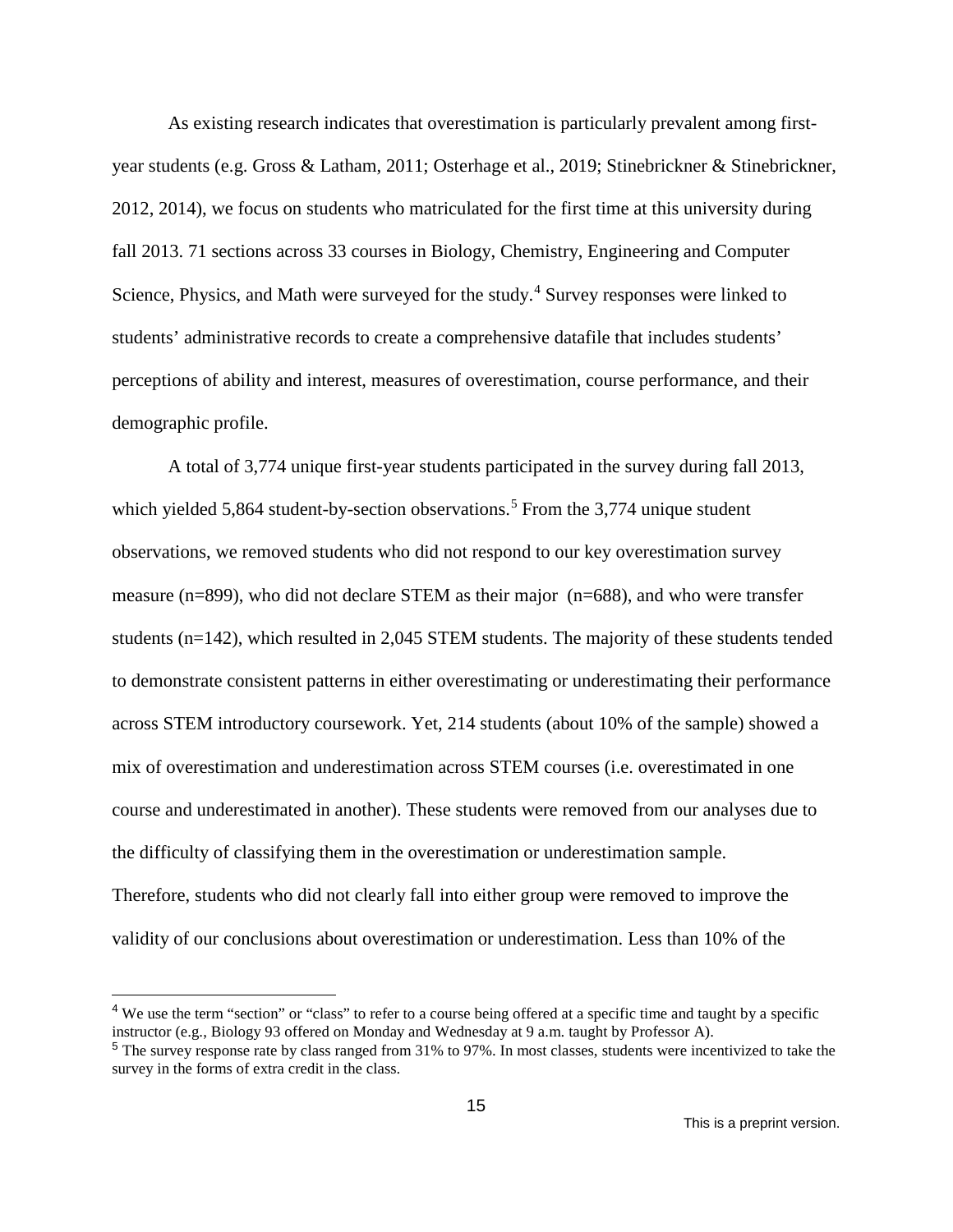As existing research indicates that overestimation is particularly prevalent among first-year students (e.g. Gross & Latham, 2011; Osterhage et al., 2019; Stinebrickner & Stinebrickner, 2012, 2014), we focus on students who matriculated for the first time at this university during fall 2013. 71 sections across 33 courses in Biology, Chemistry, Engineering and Computer Science, Physics, and Math were surveyed for the study.[4] Survey responses were linked to students' administrative records to create a comprehensive datafile that includes students' perceptions of ability and interest, measures of overestimation, course performance, and their demographic profile.

A total of 3,774 unique first-year students participated in the survey during fall 2013, which yielded 5,864 student-by-section observations.[5] From the 3,774 unique student observations, we removed students who did not respond to our key overestimation survey measure (n=899), who did not declare STEM as their major (n=688), and who were transfer students (n=142), which resulted in 2,045 STEM students. The majority of these students tended to demonstrate consistent patterns in either overestimating or underestimating their performance across STEM introductory coursework. Yet, 214 students (about 10% of the sample) showed a mix of overestimation and underestimation across STEM courses (i.e. overestimated in one course and underestimated in another). These students were removed from our analyses due to the difficulty of classifying them in the overestimation or underestimation sample. Therefore, students who did not clearly fall into either group were removed to improve the validity of our conclusions about overestimation or underestimation. Less than 10% of the

[4] We use the term "section" or "class" to refer to a course being offered at a specific time and taught by a specific instructor (e.g., Biology 93 offered on Monday and Wednesday at 9 a.m. taught by Professor A).

[5] The survey response rate by class ranged from 31% to 97%. In most classes, students were incentivized to take the survey in the forms of extra credit in the class.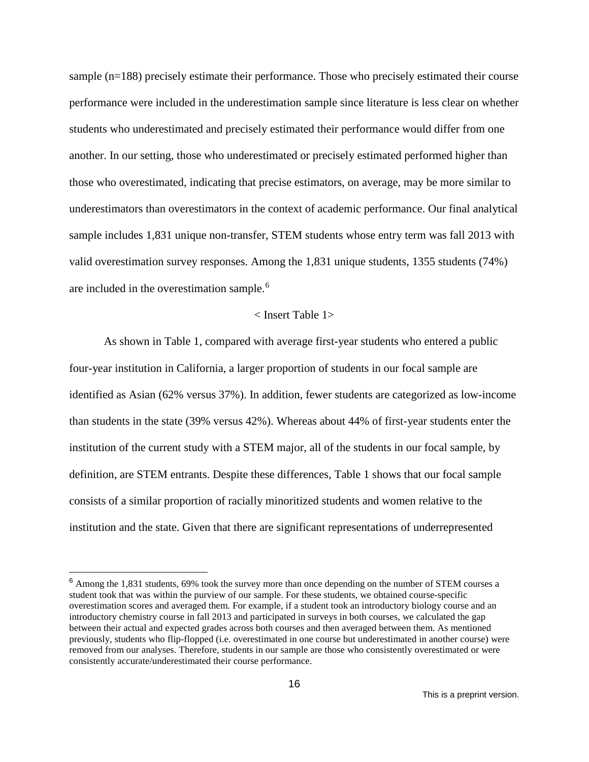sample (n=188) precisely estimate their performance. Those who precisely estimated their course performance were included in the underestimation sample since literature is less clear on whether students who underestimated and precisely estimated their performance would differ from one another. In our setting, those who underestimated or precisely estimated performed higher than those who overestimated, indicating that precise estimators, on average, may be more similar to underestimators than overestimators in the context of academic performance. Our final analytical sample includes 1,831 unique non-transfer, STEM students whose entry term was fall 2013 with valid overestimation survey responses. Among the 1,831 unique students, 1355 students (74%) are included in the overestimation sample.[6]

< Insert Table 1>

As shown in Table 1, compared with average first-year students who entered a public four-year institution in California, a larger proportion of students in our focal sample are identified as Asian (62% versus 37%). In addition, fewer students are categorized as low-income than students in the state (39% versus 42%). Whereas about 44% of first-year students enter the institution of the current study with a STEM major, all of the students in our focal sample, by definition, are STEM entrants. Despite these differences, Table 1 shows that our focal sample consists of a similar proportion of racially minoritized students and women relative to the institution and the state. Given that there are significant representations of underrepresented

[6] Among the 1,831 students, 69% took the survey more than once depending on the number of STEM courses a student took that was within the purview of our sample. For these students, we obtained course-specific overestimation scores and averaged them. For example, if a student took an introductory biology course and an introductory chemistry course in fall 2013 and participated in surveys in both courses, we calculated the gap between their actual and expected grades across both courses and then averaged between them. As mentioned previously, students who flip-flopped (i.e. overestimated in one course but underestimated in another course) were removed from our analyses. Therefore, students in our sample are those who consistently overestimated or were consistently accurate/underestimated their course performance.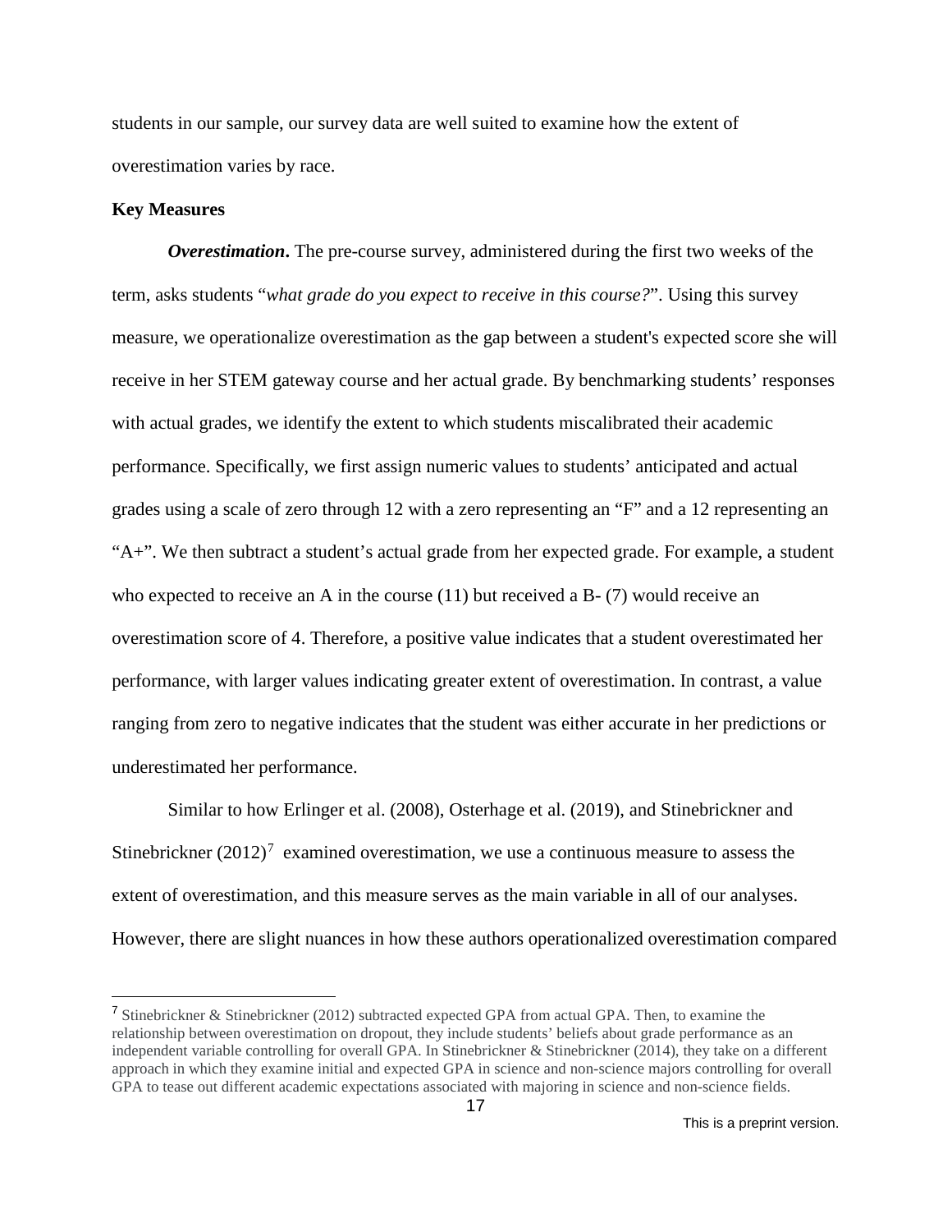students in our sample, our survey data are well suited to examine how the extent of overestimation varies by race.

**Key Measures**

***Overestimation*.** The pre-course survey, administered during the first two weeks of the term, asks students "*what grade do you expect to receive in this course?*". Using this survey measure, we operationalize overestimation as the gap between a student's expected score she will receive in her STEM gateway course and her actual grade. By benchmarking students' responses with actual grades, we identify the extent to which students miscalibrated their academic performance. Specifically, we first assign numeric values to students' anticipated and actual grades using a scale of zero through 12 with a zero representing an "F" and a 12 representing an "A+". We then subtract a student's actual grade from her expected grade. For example, a student who expected to receive an A in the course (11) but received a B- (7) would receive an overestimation score of 4. Therefore, a positive value indicates that a student overestimated her performance, with larger values indicating greater extent of overestimation. In contrast, a value ranging from zero to negative indicates that the student was either accurate in her predictions or underestimated her performance.

Similar to how Erlinger et al. (2008), Osterhage et al. (2019), and Stinebrickner and Stinebrickner (2012)[7] examined overestimation, we use a continuous measure to assess the extent of overestimation, and this measure serves as the main variable in all of our analyses. However, there are slight nuances in how these authors operationalized overestimation compared

[7] Stinebrickner & Stinebrickner (2012) subtracted expected GPA from actual GPA. Then, to examine the relationship between overestimation on dropout, they include students' beliefs about grade performance as an independent variable controlling for overall GPA. In Stinebrickner & Stinebrickner (2014), they take on a different approach in which they examine initial and expected GPA in science and non-science majors controlling for overall GPA to tease out different academic expectations associated with majoring in science and non-science fields.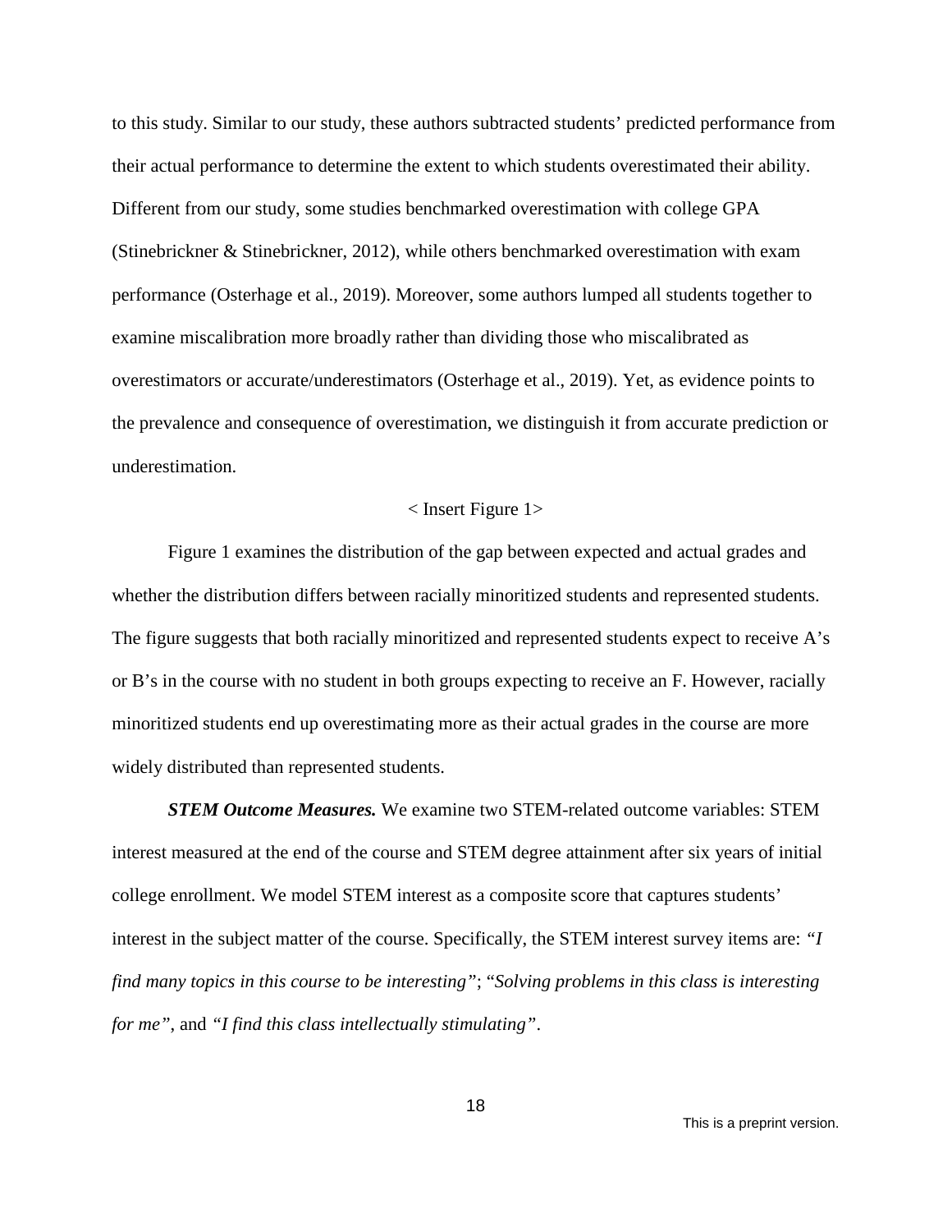to this study. Similar to our study, these authors subtracted students' predicted performance from their actual performance to determine the extent to which students overestimated their ability. Different from our study, some studies benchmarked overestimation with college GPA (Stinebrickner & Stinebrickner, 2012), while others benchmarked overestimation with exam performance (Osterhage et al., 2019). Moreover, some authors lumped all students together to examine miscalibration more broadly rather than dividing those who miscalibrated as overestimators or accurate/underestimators (Osterhage et al., 2019). Yet, as evidence points to the prevalence and consequence of overestimation, we distinguish it from accurate prediction or underestimation.

< Insert Figure 1>

Figure 1 examines the distribution of the gap between expected and actual grades and whether the distribution differs between racially minoritized students and represented students. The figure suggests that both racially minoritized and represented students expect to receive A's or B's in the course with no student in both groups expecting to receive an F. However, racially minoritized students end up overestimating more as their actual grades in the course are more widely distributed than represented students.

***STEM Outcome Measures.*** We examine two STEM-related outcome variables: STEM interest measured at the end of the course and STEM degree attainment after six years of initial college enrollment. We model STEM interest as a composite score that captures students' interest in the subject matter of the course. Specifically, the STEM interest survey items are: *"I find many topics in this course to be interesting"*; "*Solving problems in this class is interesting for me"*, and *"I find this class intellectually stimulating"*.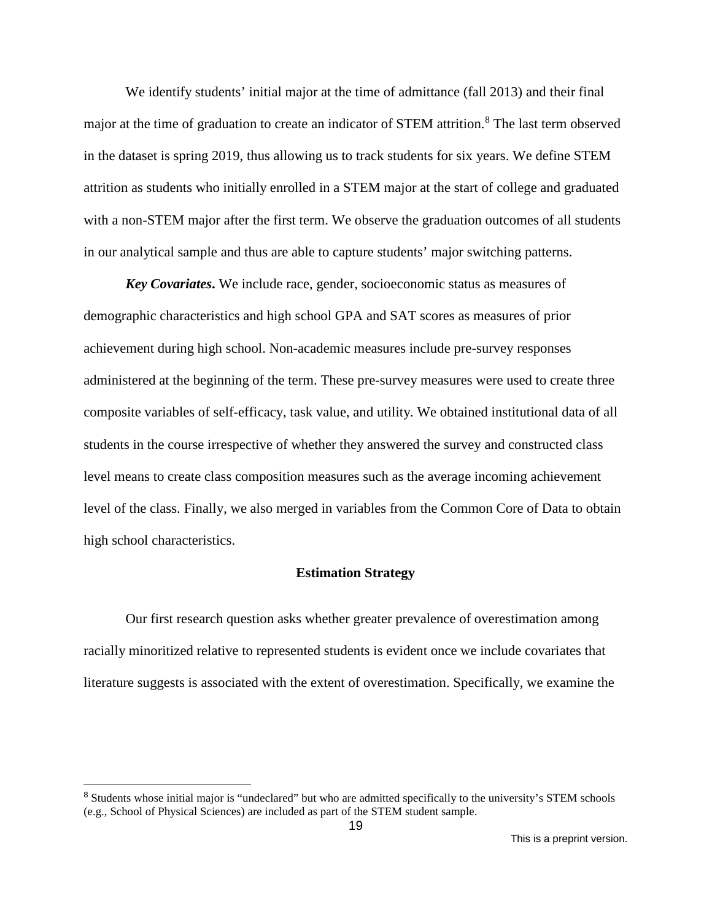We identify students' initial major at the time of admittance (fall 2013) and their final major at the time of graduation to create an indicator of STEM attrition.[8] The last term observed in the dataset is spring 2019, thus allowing us to track students for six years. We define STEM attrition as students who initially enrolled in a STEM major at the start of college and graduated with a non-STEM major after the first term. We observe the graduation outcomes of all students in our analytical sample and thus are able to capture students' major switching patterns.

***Key Covariates*.** We include race, gender, socioeconomic status as measures of demographic characteristics and high school GPA and SAT scores as measures of prior achievement during high school. Non-academic measures include pre-survey responses administered at the beginning of the term. These pre-survey measures were used to create three composite variables of self-efficacy, task value, and utility. We obtained institutional data of all students in the course irrespective of whether they answered the survey and constructed class level means to create class composition measures such as the average incoming achievement level of the class. Finally, we also merged in variables from the Common Core of Data to obtain high school characteristics.

## Estimation Strategy

Our first research question asks whether greater prevalence of overestimation among racially minoritized relative to represented students is evident once we include covariates that literature suggests is associated with the extent of overestimation. Specifically, we examine the

[8] Students whose initial major is "undeclared" but who are admitted specifically to the university's STEM schools (e.g., School of Physical Sciences) are included as part of the STEM student sample.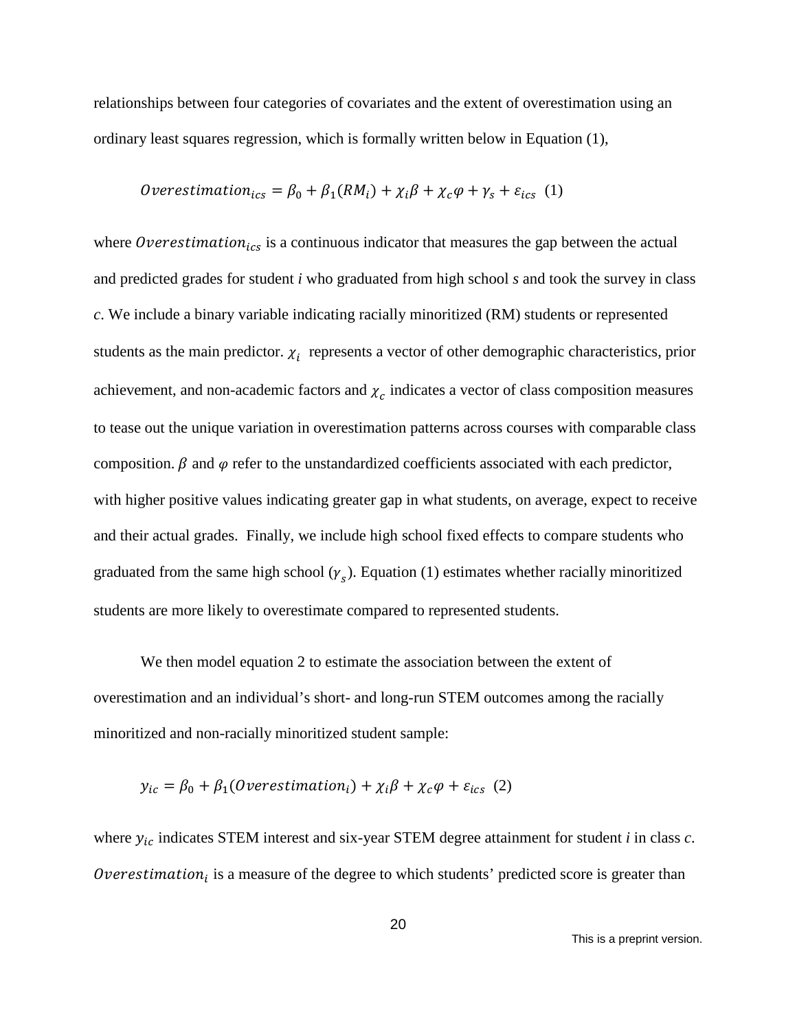relationships between four categories of covariates and the extent of overestimation using an ordinary least squares regression, which is formally written below in Equation (1),

$$Overestimation_{ics} = \beta_0 + \beta_1(RM_i) + \chi_i\beta + \chi_c\varphi + \gamma_s + \varepsilon_{ics} \quad (1)$$

where $Overestimation_{ics}$ is a continuous indicator that measures the gap between the actual and predicted grades for student *i* who graduated from high school *s* and took the survey in class *c*. We include a binary variable indicating racially minoritized (RM) students or represented students as the main predictor. $\chi_i$ represents a vector of other demographic characteristics, prior achievement, and non-academic factors and $\chi_c$ indicates a vector of class composition measures to tease out the unique variation in overestimation patterns across courses with comparable class composition. $\beta$ and $\varphi$ refer to the unstandardized coefficients associated with each predictor, with higher positive values indicating greater gap in what students, on average, expect to receive and their actual grades. Finally, we include high school fixed effects to compare students who graduated from the same high school ($\gamma_s$). Equation (1) estimates whether racially minoritized students are more likely to overestimate compared to represented students.

We then model equation 2 to estimate the association between the extent of overestimation and an individual's short- and long-run STEM outcomes among the racially minoritized and non-racially minoritized student sample:

$$y_{ic} = \beta_0 + \beta_1(Overestimation_i) + \chi_i\beta + \chi_c\varphi + \varepsilon_{ics} \quad (2)$$

where $y_{ic}$ indicates STEM interest and six-year STEM degree attainment for student *i* in class *c*. $Overestimation_i$ is a measure of the degree to which students' predicted score is greater than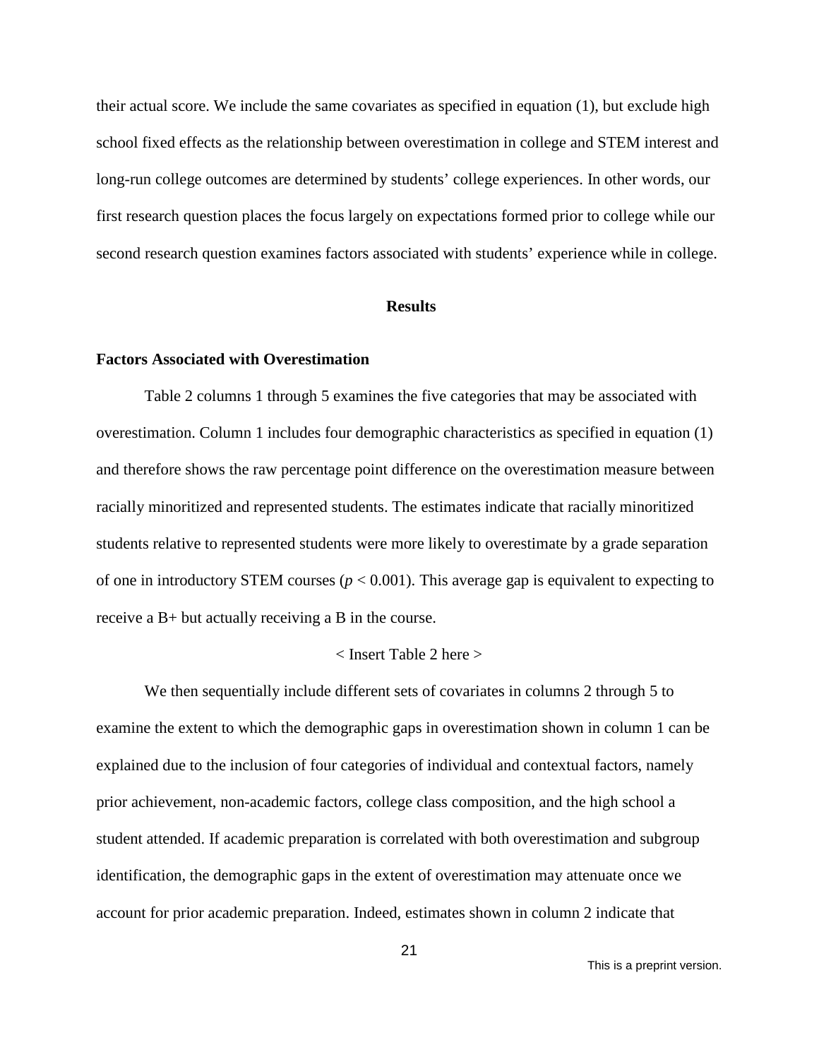their actual score. We include the same covariates as specified in equation (1), but exclude high school fixed effects as the relationship between overestimation in college and STEM interest and long-run college outcomes are determined by students' college experiences. In other words, our first research question places the focus largely on expectations formed prior to college while our second research question examines factors associated with students' experience while in college.

## Results

### Factors Associated with Overestimation

Table 2 columns 1 through 5 examines the five categories that may be associated with overestimation. Column 1 includes four demographic characteristics as specified in equation (1) and therefore shows the raw percentage point difference on the overestimation measure between racially minoritized and represented students. The estimates indicate that racially minoritized students relative to represented students were more likely to overestimate by a grade separation of one in introductory STEM courses ($p < 0.001$). This average gap is equivalent to expecting to receive a B+ but actually receiving a B in the course.

< Insert Table 2 here >

We then sequentially include different sets of covariates in columns 2 through 5 to examine the extent to which the demographic gaps in overestimation shown in column 1 can be explained due to the inclusion of four categories of individual and contextual factors, namely prior achievement, non-academic factors, college class composition, and the high school a student attended. If academic preparation is correlated with both overestimation and subgroup identification, the demographic gaps in the extent of overestimation may attenuate once we account for prior academic preparation. Indeed, estimates shown in column 2 indicate that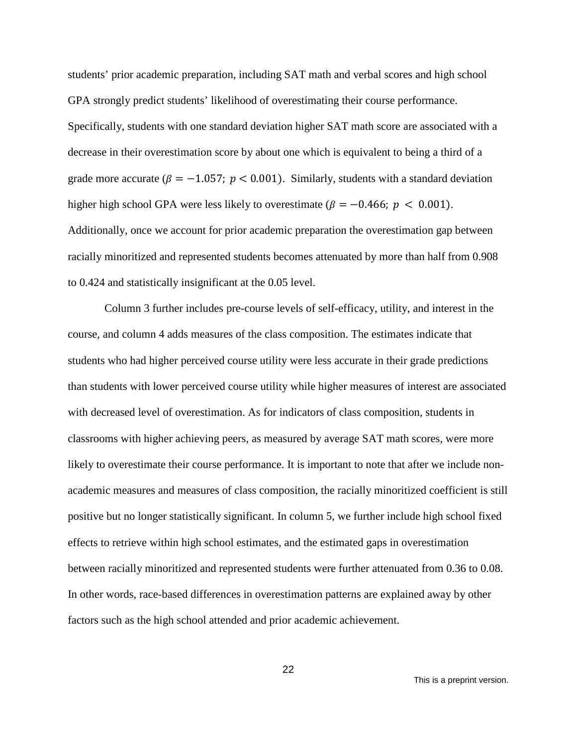students' prior academic preparation, including SAT math and verbal scores and high school GPA strongly predict students' likelihood of overestimating their course performance. Specifically, students with one standard deviation higher SAT math score are associated with a decrease in their overestimation score by about one which is equivalent to being a third of a grade more accurate ($\beta = -1.057;\ p < 0.001$). Similarly, students with a standard deviation higher high school GPA were less likely to overestimate ($\beta = -0.466;\ p < 0.001$). Additionally, once we account for prior academic preparation the overestimation gap between racially minoritized and represented students becomes attenuated by more than half from 0.908 to 0.424 and statistically insignificant at the 0.05 level.

Column 3 further includes pre-course levels of self-efficacy, utility, and interest in the course, and column 4 adds measures of the class composition. The estimates indicate that students who had higher perceived course utility were less accurate in their grade predictions than students with lower perceived course utility while higher measures of interest are associated with decreased level of overestimation. As for indicators of class composition, students in classrooms with higher achieving peers, as measured by average SAT math scores, were more likely to overestimate their course performance. It is important to note that after we include non-academic measures and measures of class composition, the racially minoritized coefficient is still positive but no longer statistically significant. In column 5, we further include high school fixed effects to retrieve within high school estimates, and the estimated gaps in overestimation between racially minoritized and represented students were further attenuated from 0.36 to 0.08. In other words, race-based differences in overestimation patterns are explained away by other factors such as the high school attended and prior academic achievement.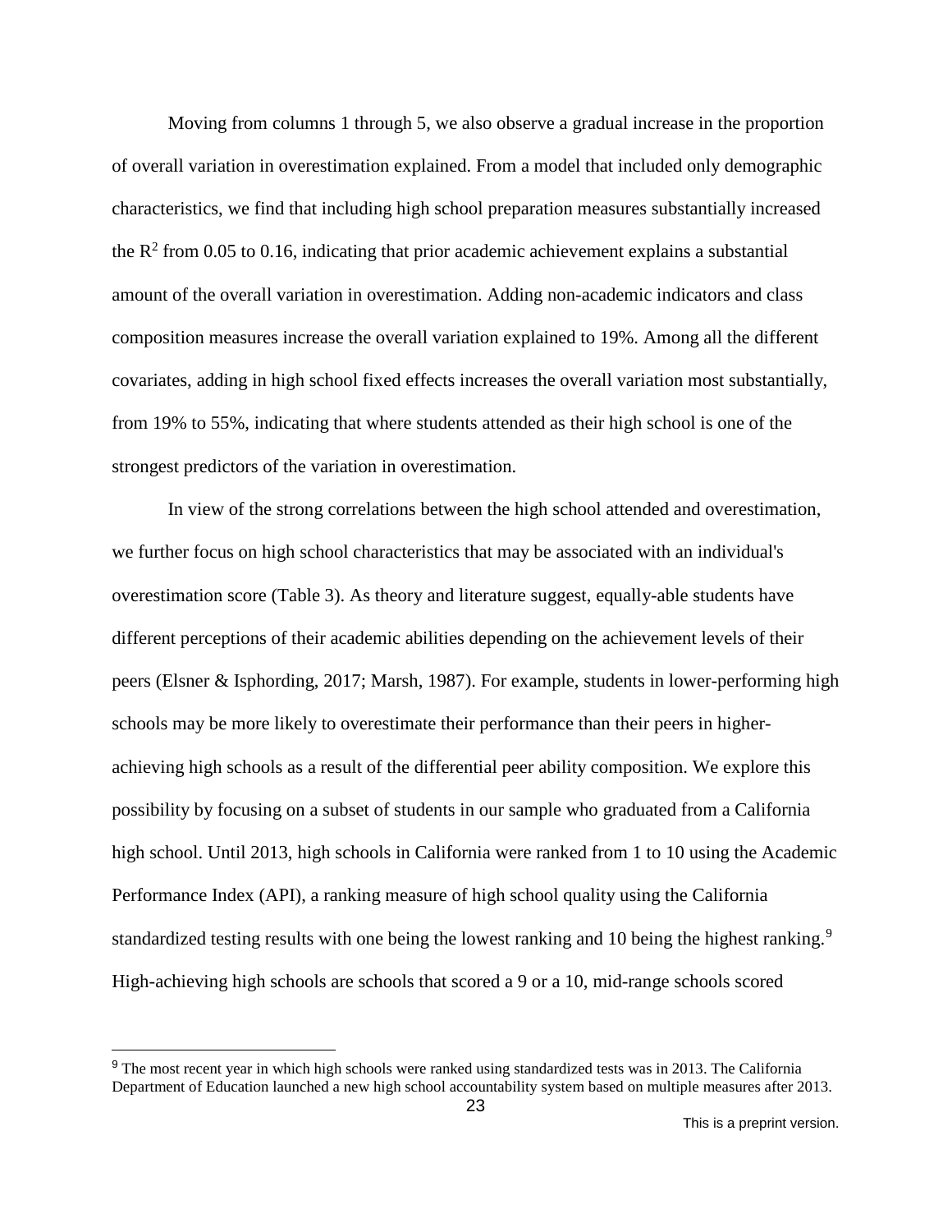Moving from columns 1 through 5, we also observe a gradual increase in the proportion of overall variation in overestimation explained. From a model that included only demographic characteristics, we find that including high school preparation measures substantially increased the $R^2$ from 0.05 to 0.16, indicating that prior academic achievement explains a substantial amount of the overall variation in overestimation. Adding non-academic indicators and class composition measures increase the overall variation explained to 19%. Among all the different covariates, adding in high school fixed effects increases the overall variation most substantially, from 19% to 55%, indicating that where students attended as their high school is one of the strongest predictors of the variation in overestimation.

In view of the strong correlations between the high school attended and overestimation, we further focus on high school characteristics that may be associated with an individual's overestimation score (Table 3). As theory and literature suggest, equally-able students have different perceptions of their academic abilities depending on the achievement levels of their peers (Elsner & Isphording, 2017; Marsh, 1987). For example, students in lower-performing high schools may be more likely to overestimate their performance than their peers in higher-achieving high schools as a result of the differential peer ability composition. We explore this possibility by focusing on a subset of students in our sample who graduated from a California high school. Until 2013, high schools in California were ranked from 1 to 10 using the Academic Performance Index (API), a ranking measure of high school quality using the California standardized testing results with one being the lowest ranking and 10 being the highest ranking.[9] High-achieving high schools are schools that scored a 9 or a 10, mid-range schools scored

[9] The most recent year in which high schools were ranked using standardized tests was in 2013. The California Department of Education launched a new high school accountability system based on multiple measures after 2013.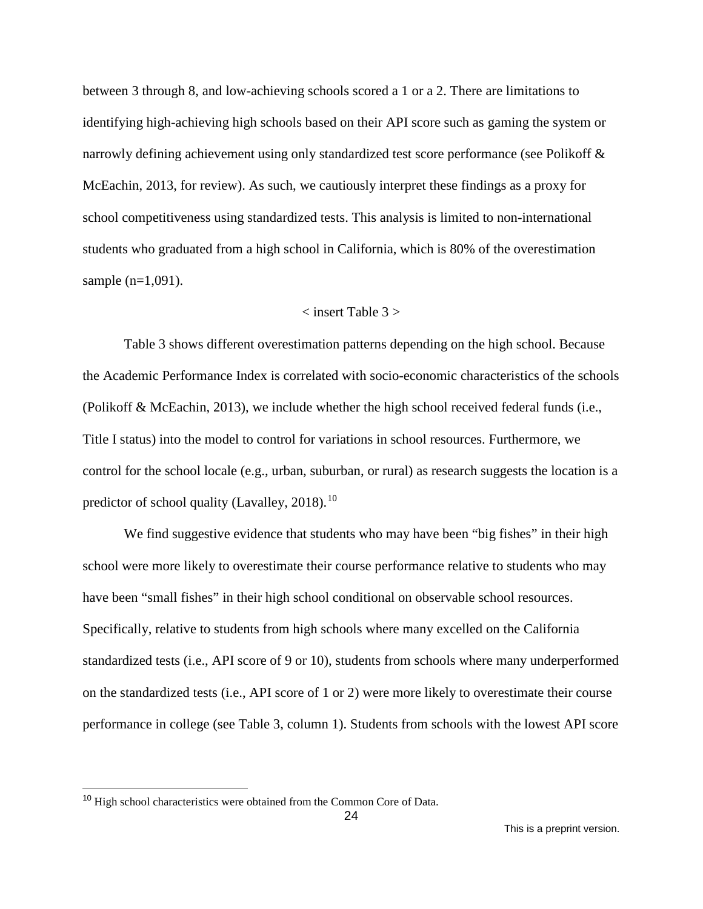between 3 through 8, and low-achieving schools scored a 1 or a 2. There are limitations to identifying high-achieving high schools based on their API score such as gaming the system or narrowly defining achievement using only standardized test score performance (see Polikoff & McEachin, 2013, for review). As such, we cautiously interpret these findings as a proxy for school competitiveness using standardized tests. This analysis is limited to non-international students who graduated from a high school in California, which is 80% of the overestimation sample (n=1,091).

< insert Table 3 >

Table 3 shows different overestimation patterns depending on the high school. Because the Academic Performance Index is correlated with socio-economic characteristics of the schools (Polikoff & McEachin, 2013), we include whether the high school received federal funds (i.e., Title I status) into the model to control for variations in school resources. Furthermore, we control for the school locale (e.g., urban, suburban, or rural) as research suggests the location is a predictor of school quality (Lavalley, 2018).[10]

We find suggestive evidence that students who may have been "big fishes" in their high school were more likely to overestimate their course performance relative to students who may have been "small fishes" in their high school conditional on observable school resources. Specifically, relative to students from high schools where many excelled on the California standardized tests (i.e., API score of 9 or 10), students from schools where many underperformed on the standardized tests (i.e., API score of 1 or 2) were more likely to overestimate their course performance in college (see Table 3, column 1). Students from schools with the lowest API score

[10] High school characteristics were obtained from the Common Core of Data.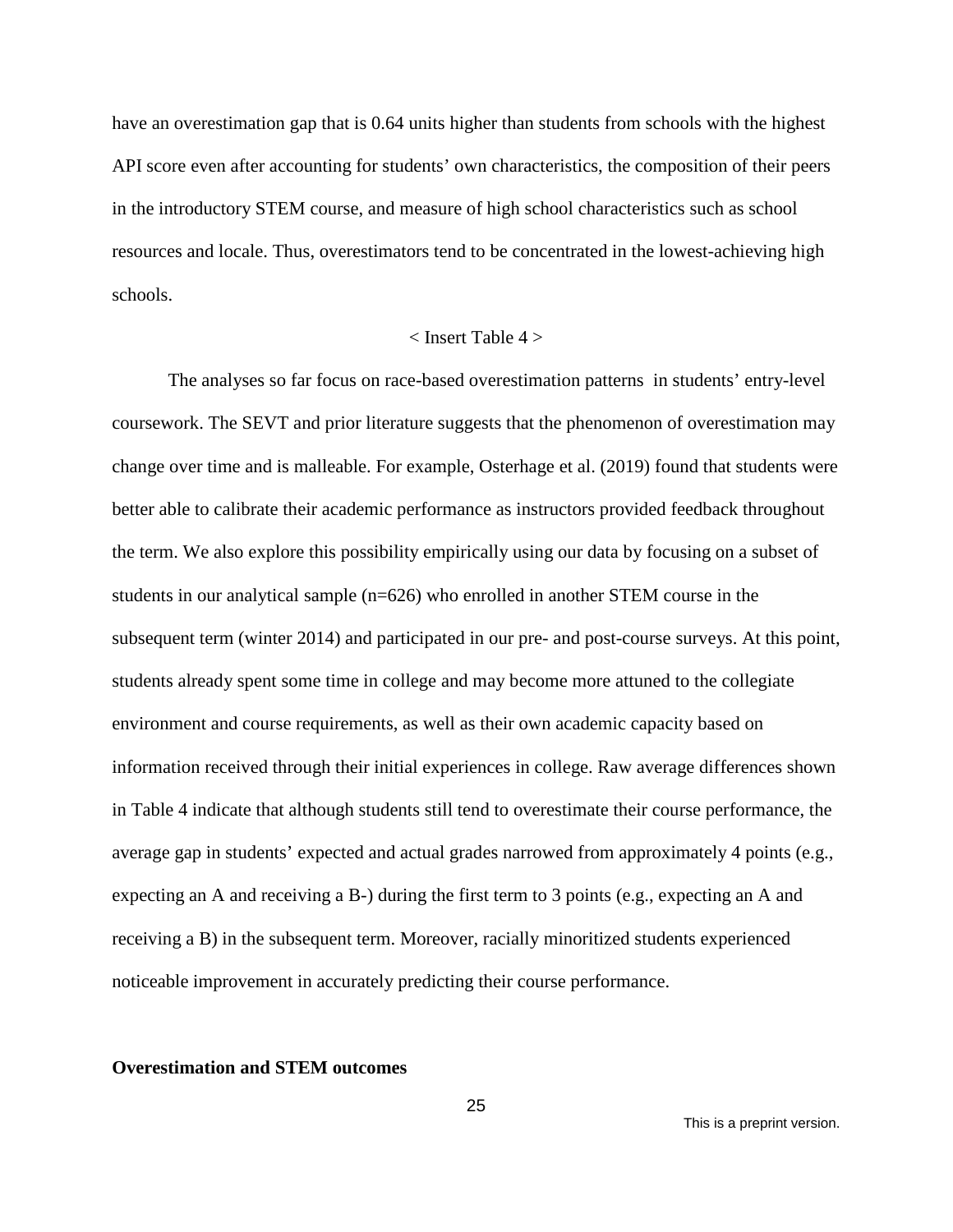have an overestimation gap that is 0.64 units higher than students from schools with the highest API score even after accounting for students' own characteristics, the composition of their peers in the introductory STEM course, and measure of high school characteristics such as school resources and locale. Thus, overestimators tend to be concentrated in the lowest-achieving high schools.

< Insert Table 4 >

The analyses so far focus on race-based overestimation patterns  in students' entry-level coursework. The SEVT and prior literature suggests that the phenomenon of overestimation may change over time and is malleable. For example, Osterhage et al. (2019) found that students were better able to calibrate their academic performance as instructors provided feedback throughout the term. We also explore this possibility empirically using our data by focusing on a subset of students in our analytical sample (n=626) who enrolled in another STEM course in the subsequent term (winter 2014) and participated in our pre- and post-course surveys. At this point, students already spent some time in college and may become more attuned to the collegiate environment and course requirements, as well as their own academic capacity based on information received through their initial experiences in college. Raw average differences shown in Table 4 indicate that although students still tend to overestimate their course performance, the average gap in students' expected and actual grades narrowed from approximately 4 points (e.g., expecting an A and receiving a B-) during the first term to 3 points (e.g., expecting an A and receiving a B) in the subsequent term. Moreover, racially minoritized students experienced noticeable improvement in accurately predicting their course performance.

**Overestimation and STEM outcomes**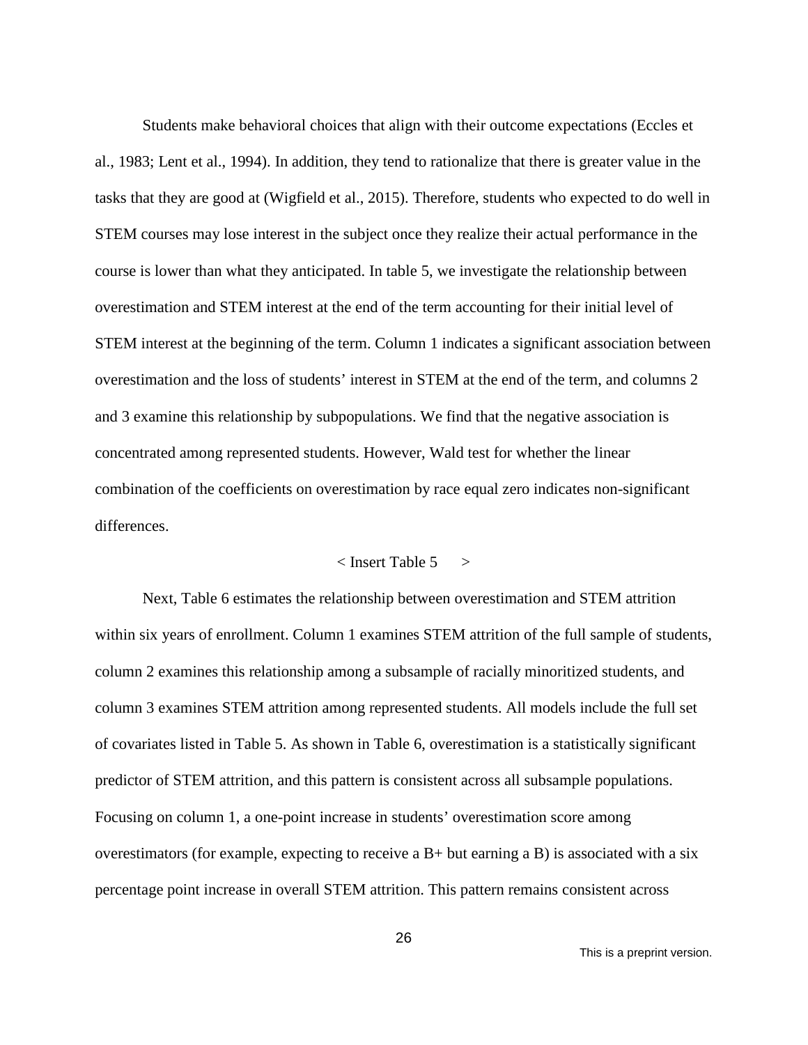Students make behavioral choices that align with their outcome expectations (Eccles et al., 1983; Lent et al., 1994). In addition, they tend to rationalize that there is greater value in the tasks that they are good at (Wigfield et al., 2015). Therefore, students who expected to do well in STEM courses may lose interest in the subject once they realize their actual performance in the course is lower than what they anticipated. In table 5, we investigate the relationship between overestimation and STEM interest at the end of the term accounting for their initial level of STEM interest at the beginning of the term. Column 1 indicates a significant association between overestimation and the loss of students' interest in STEM at the end of the term, and columns 2 and 3 examine this relationship by subpopulations. We find that the negative association is concentrated among represented students. However, Wald test for whether the linear combination of the coefficients on overestimation by race equal zero indicates non-significant differences.

< Insert Table 5 >

Next, Table 6 estimates the relationship between overestimation and STEM attrition within six years of enrollment. Column 1 examines STEM attrition of the full sample of students, column 2 examines this relationship among a subsample of racially minoritized students, and column 3 examines STEM attrition among represented students. All models include the full set of covariates listed in Table 5. As shown in Table 6, overestimation is a statistically significant predictor of STEM attrition, and this pattern is consistent across all subsample populations. Focusing on column 1, a one-point increase in students' overestimation score among overestimators (for example, expecting to receive a B+ but earning a B) is associated with a six percentage point increase in overall STEM attrition. This pattern remains consistent across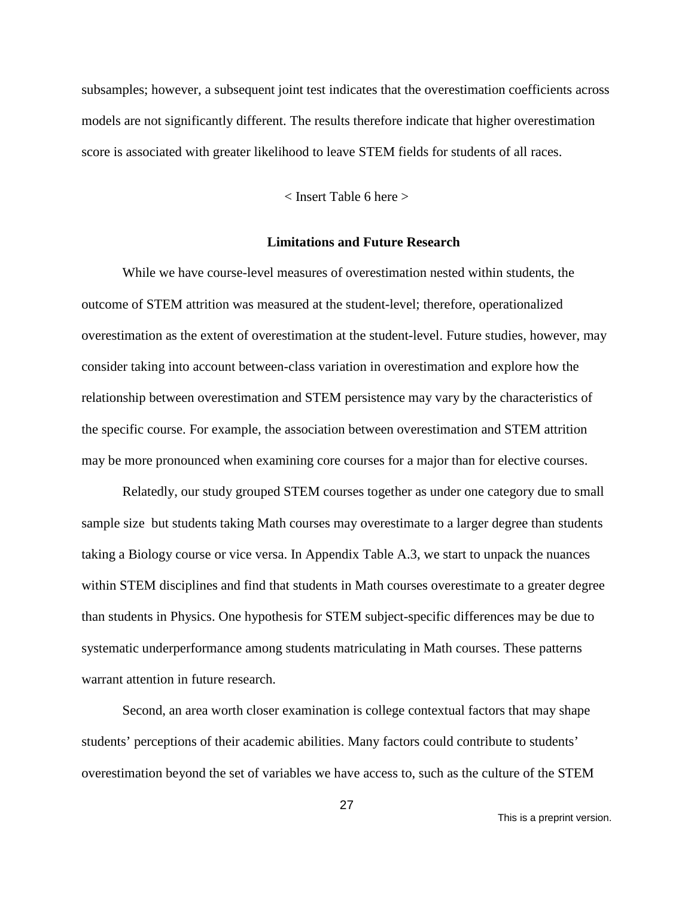subsamples; however, a subsequent joint test indicates that the overestimation coefficients across models are not significantly different. The results therefore indicate that higher overestimation score is associated with greater likelihood to leave STEM fields for students of all races.

< Insert Table 6 here >

## Limitations and Future Research

While we have course-level measures of overestimation nested within students, the outcome of STEM attrition was measured at the student-level; therefore, operationalized overestimation as the extent of overestimation at the student-level. Future studies, however, may consider taking into account between-class variation in overestimation and explore how the relationship between overestimation and STEM persistence may vary by the characteristics of the specific course. For example, the association between overestimation and STEM attrition may be more pronounced when examining core courses for a major than for elective courses.

Relatedly, our study grouped STEM courses together as under one category due to small sample size  but students taking Math courses may overestimate to a larger degree than students taking a Biology course or vice versa. In Appendix Table A.3, we start to unpack the nuances within STEM disciplines and find that students in Math courses overestimate to a greater degree than students in Physics. One hypothesis for STEM subject-specific differences may be due to systematic underperformance among students matriculating in Math courses. These patterns warrant attention in future research.

Second, an area worth closer examination is college contextual factors that may shape students' perceptions of their academic abilities. Many factors could contribute to students' overestimation beyond the set of variables we have access to, such as the culture of the STEM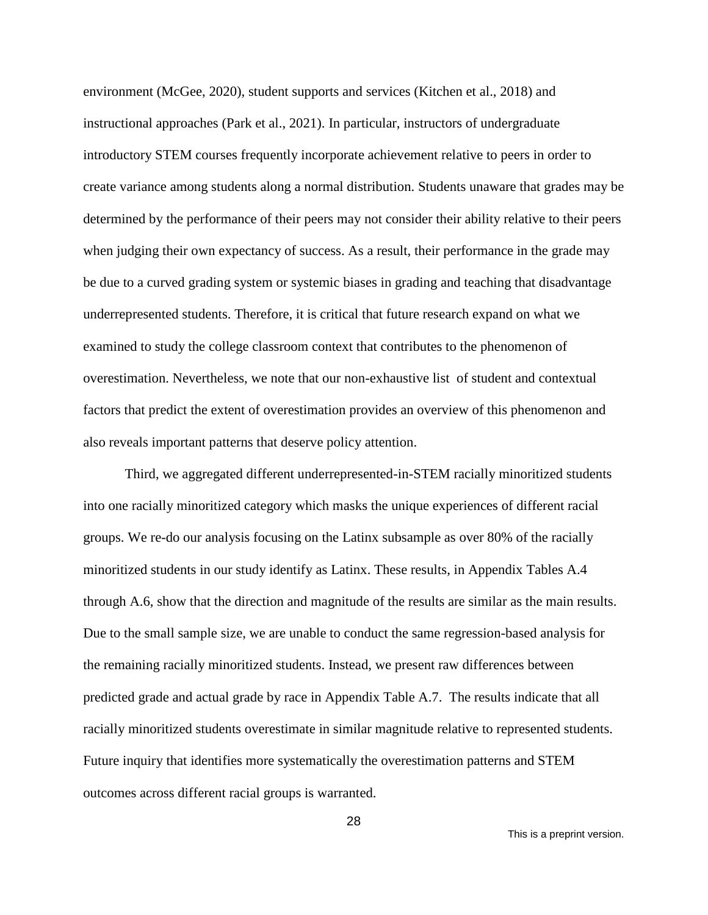environment (McGee, 2020), student supports and services (Kitchen et al., 2018) and instructional approaches (Park et al., 2021). In particular, instructors of undergraduate introductory STEM courses frequently incorporate achievement relative to peers in order to create variance among students along a normal distribution. Students unaware that grades may be determined by the performance of their peers may not consider their ability relative to their peers when judging their own expectancy of success. As a result, their performance in the grade may be due to a curved grading system or systemic biases in grading and teaching that disadvantage underrepresented students. Therefore, it is critical that future research expand on what we examined to study the college classroom context that contributes to the phenomenon of overestimation. Nevertheless, we note that our non-exhaustive list of student and contextual factors that predict the extent of overestimation provides an overview of this phenomenon and also reveals important patterns that deserve policy attention.

Third, we aggregated different underrepresented-in-STEM racially minoritized students into one racially minoritized category which masks the unique experiences of different racial groups. We re-do our analysis focusing on the Latinx subsample as over 80% of the racially minoritized students in our study identify as Latinx. These results, in Appendix Tables A.4 through A.6, show that the direction and magnitude of the results are similar as the main results. Due to the small sample size, we are unable to conduct the same regression-based analysis for the remaining racially minoritized students. Instead, we present raw differences between predicted grade and actual grade by race in Appendix Table A.7. The results indicate that all racially minoritized students overestimate in similar magnitude relative to represented students. Future inquiry that identifies more systematically the overestimation patterns and STEM outcomes across different racial groups is warranted.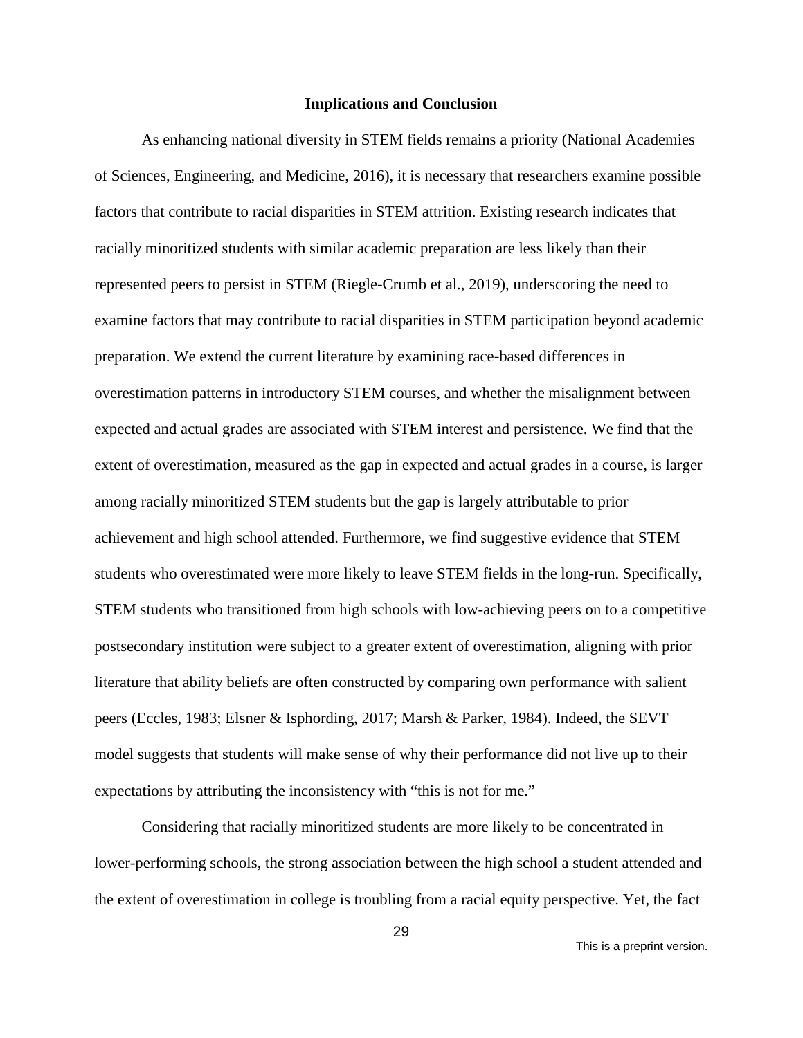## Implications and Conclusion

As enhancing national diversity in STEM fields remains a priority (National Academies of Sciences, Engineering, and Medicine, 2016), it is necessary that researchers examine possible factors that contribute to racial disparities in STEM attrition. Existing research indicates that racially minoritized students with similar academic preparation are less likely than their represented peers to persist in STEM (Riegle-Crumb et al., 2019), underscoring the need to examine factors that may contribute to racial disparities in STEM participation beyond academic preparation. We extend the current literature by examining race-based differences in overestimation patterns in introductory STEM courses, and whether the misalignment between expected and actual grades are associated with STEM interest and persistence. We find that the extent of overestimation, measured as the gap in expected and actual grades in a course, is larger among racially minoritized STEM students but the gap is largely attributable to prior achievement and high school attended. Furthermore, we find suggestive evidence that STEM students who overestimated were more likely to leave STEM fields in the long-run. Specifically, STEM students who transitioned from high schools with low-achieving peers on to a competitive postsecondary institution were subject to a greater extent of overestimation, aligning with prior literature that ability beliefs are often constructed by comparing own performance with salient peers (Eccles, 1983; Elsner & Isphording, 2017; Marsh & Parker, 1984). Indeed, the SEVT model suggests that students will make sense of why their performance did not live up to their expectations by attributing the inconsistency with "this is not for me."

Considering that racially minoritized students are more likely to be concentrated in lower-performing schools, the strong association between the high school a student attended and the extent of overestimation in college is troubling from a racial equity perspective. Yet, the fact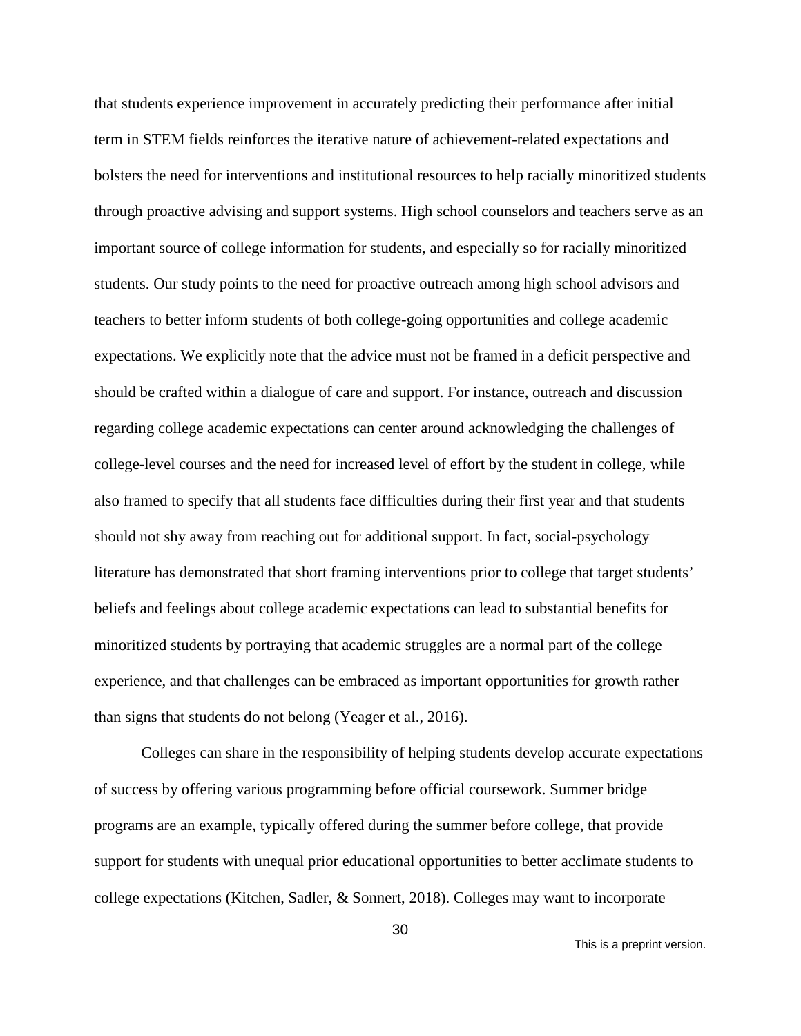that students experience improvement in accurately predicting their performance after initial term in STEM fields reinforces the iterative nature of achievement-related expectations and bolsters the need for interventions and institutional resources to help racially minoritized students through proactive advising and support systems. High school counselors and teachers serve as an important source of college information for students, and especially so for racially minoritized students. Our study points to the need for proactive outreach among high school advisors and teachers to better inform students of both college-going opportunities and college academic expectations. We explicitly note that the advice must not be framed in a deficit perspective and should be crafted within a dialogue of care and support. For instance, outreach and discussion regarding college academic expectations can center around acknowledging the challenges of college-level courses and the need for increased level of effort by the student in college, while also framed to specify that all students face difficulties during their first year and that students should not shy away from reaching out for additional support. In fact, social-psychology literature has demonstrated that short framing interventions prior to college that target students' beliefs and feelings about college academic expectations can lead to substantial benefits for minoritized students by portraying that academic struggles are a normal part of the college experience, and that challenges can be embraced as important opportunities for growth rather than signs that students do not belong (Yeager et al., 2016).

Colleges can share in the responsibility of helping students develop accurate expectations of success by offering various programming before official coursework. Summer bridge programs are an example, typically offered during the summer before college, that provide support for students with unequal prior educational opportunities to better acclimate students to college expectations (Kitchen, Sadler, & Sonnert, 2018). Colleges may want to incorporate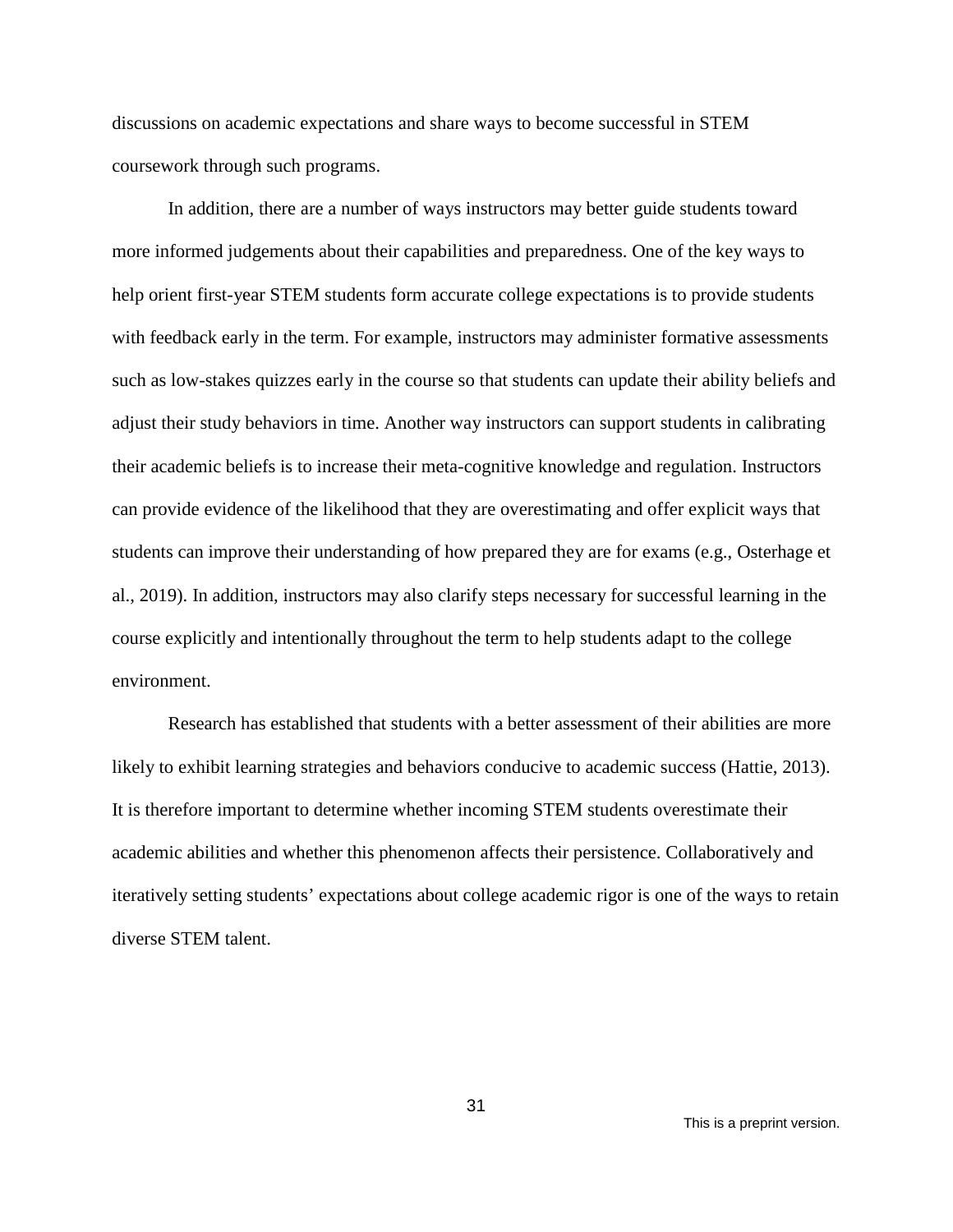discussions on academic expectations and share ways to become successful in STEM coursework through such programs.

In addition, there are a number of ways instructors may better guide students toward more informed judgements about their capabilities and preparedness. One of the key ways to help orient first-year STEM students form accurate college expectations is to provide students with feedback early in the term. For example, instructors may administer formative assessments such as low-stakes quizzes early in the course so that students can update their ability beliefs and adjust their study behaviors in time. Another way instructors can support students in calibrating their academic beliefs is to increase their meta-cognitive knowledge and regulation. Instructors can provide evidence of the likelihood that they are overestimating and offer explicit ways that students can improve their understanding of how prepared they are for exams (e.g., Osterhage et al., 2019). In addition, instructors may also clarify steps necessary for successful learning in the course explicitly and intentionally throughout the term to help students adapt to the college environment.

Research has established that students with a better assessment of their abilities are more likely to exhibit learning strategies and behaviors conducive to academic success (Hattie, 2013). It is therefore important to determine whether incoming STEM students overestimate their academic abilities and whether this phenomenon affects their persistence. Collaboratively and iteratively setting students' expectations about college academic rigor is one of the ways to retain diverse STEM talent.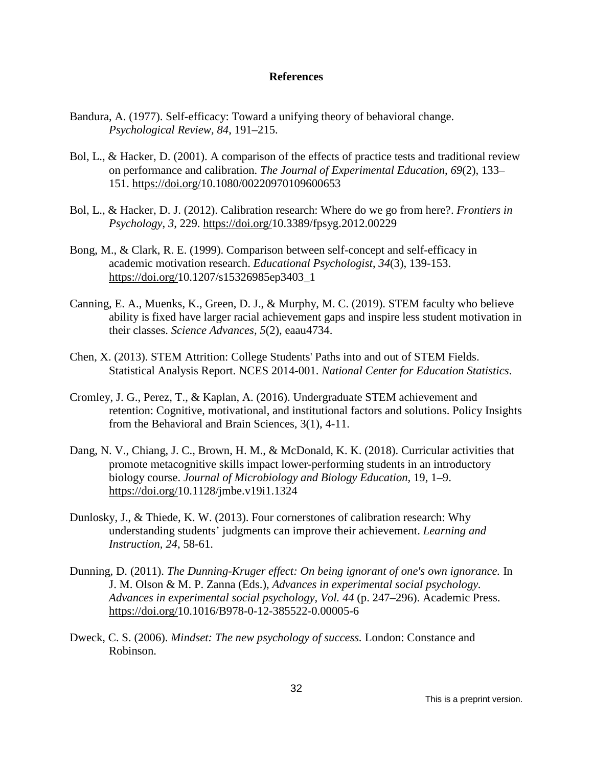## References

Bandura, A. (1977). Self-efficacy: Toward a unifying theory of behavioral change. *Psychological Review*, *84*, 191–215.

Bol, L., & Hacker, D. (2001). A comparison of the effects of practice tests and traditional review on performance and calibration. *The Journal of Experimental Education*, *69*(2), 133–151. https://doi.org/10.1080/00220970109600653

Bol, L., & Hacker, D. J. (2012). Calibration research: Where do we go from here?. *Frontiers in Psychology*, *3*, 229. https://doi.org/10.3389/fpsyg.2012.00229

Bong, M., & Clark, R. E. (1999). Comparison between self-concept and self-efficacy in academic motivation research. *Educational Psychologist*, *34*(3), 139-153. https://doi.org/10.1207/s15326985ep3403_1

Canning, E. A., Muenks, K., Green, D. J., & Murphy, M. C. (2019). STEM faculty who believe ability is fixed have larger racial achievement gaps and inspire less student motivation in their classes. *Science Advances*, *5*(2), eaau4734.

Chen, X. (2013). STEM Attrition: College Students' Paths into and out of STEM Fields. Statistical Analysis Report. NCES 2014-001. *National Center for Education Statistics*.

Cromley, J. G., Perez, T., & Kaplan, A. (2016). Undergraduate STEM achievement and retention: Cognitive, motivational, and institutional factors and solutions. Policy Insights from the Behavioral and Brain Sciences, 3(1), 4-11.

Dang, N. V., Chiang, J. C., Brown, H. M., & McDonald, K. K. (2018). Curricular activities that promote metacognitive skills impact lower-performing students in an introductory biology course. *Journal of Microbiology and Biology Education*, 19, 1–9. https://doi.org/10.1128/jmbe.v19i1.1324

Dunlosky, J., & Thiede, K. W. (2013). Four cornerstones of calibration research: Why understanding students' judgments can improve their achievement. *Learning and Instruction*, *24*, 58-61.

Dunning, D. (2011). *The Dunning-Kruger effect: On being ignorant of one's own ignorance.* In J. M. Olson & M. P. Zanna (Eds.), *Advances in experimental social psychology. Advances in experimental social psychology, Vol. 44* (p. 247–296). Academic Press. https://doi.org/10.1016/B978-0-12-385522-0.00005-6

Dweck, C. S. (2006). *Mindset: The new psychology of success.* London: Constance and Robinson.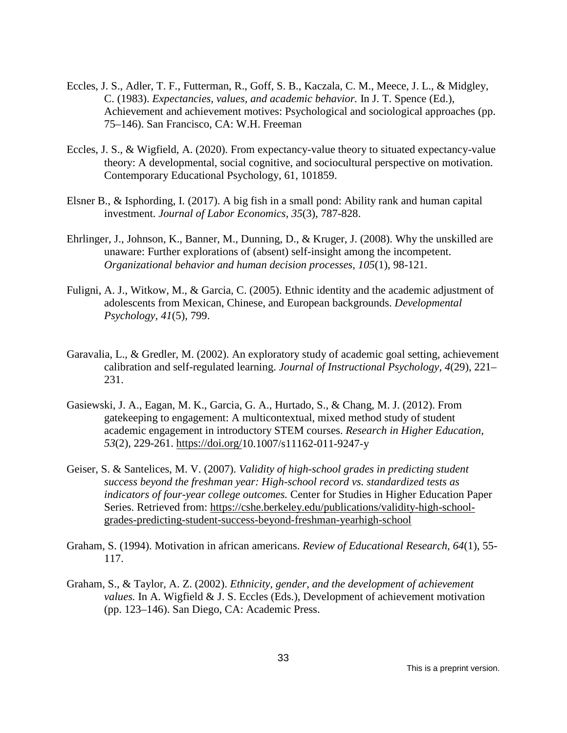Eccles, J. S., Adler, T. F., Futterman, R., Goff, S. B., Kaczala, C. M., Meece, J. L., & Midgley, C. (1983). *Expectancies, values, and academic behavior.* In J. T. Spence (Ed.), Achievement and achievement motives: Psychological and sociological approaches (pp. 75–146). San Francisco, CA: W.H. Freeman

Eccles, J. S., & Wigfield, A. (2020). From expectancy-value theory to situated expectancy-value theory: A developmental, social cognitive, and sociocultural perspective on motivation. Contemporary Educational Psychology, 61, 101859.

Elsner B., & Isphording, I. (2017). A big fish in a small pond: Ability rank and human capital investment. *Journal of Labor Economics, 35*(3), 787-828.

Ehrlinger, J., Johnson, K., Banner, M., Dunning, D., & Kruger, J. (2008). Why the unskilled are unaware: Further explorations of (absent) self-insight among the incompetent. *Organizational behavior and human decision processes*, *105*(1), 98-121.

Fuligni, A. J., Witkow, M., & Garcia, C. (2005). Ethnic identity and the academic adjustment of adolescents from Mexican, Chinese, and European backgrounds. *Developmental Psychology, 41*(5), 799.

Garavalia, L., & Gredler, M. (2002). An exploratory study of academic goal setting, achievement calibration and self-regulated learning. *Journal of Instructional Psychology*, *4*(29), 221–231.

Gasiewski, J. A., Eagan, M. K., Garcia, G. A., Hurtado, S., & Chang, M. J. (2012). From gatekeeping to engagement: A multicontextual, mixed method study of student academic engagement in introductory STEM courses. *Research in Higher Education, 53*(2), 229-261. https://doi.org/10.1007/s11162-011-9247-y

Geiser, S. & Santelices, M. V. (2007). *Validity of high-school grades in predicting student success beyond the freshman year: High-school record vs. standardized tests as indicators of four-year college outcomes.* Center for Studies in Higher Education Paper Series. Retrieved from: https://cshe.berkeley.edu/publications/validity-high-school-grades-predicting-student-success-beyond-freshman-yearhigh-school

Graham, S. (1994). Motivation in african americans. *Review of Educational Research, 64*(1), 55-117.

Graham, S., & Taylor, A. Z. (2002). *Ethnicity, gender, and the development of achievement values.* In A. Wigfield & J. S. Eccles (Eds.), Development of achievement motivation (pp. 123–146). San Diego, CA: Academic Press.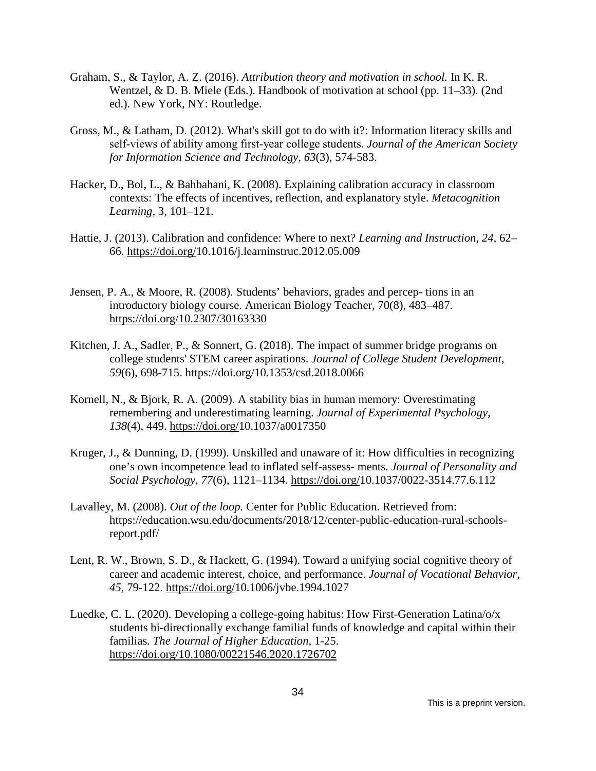Graham, S., & Taylor, A. Z. (2016). *Attribution theory and motivation in school.* In K. R. Wentzel, & D. B. Miele (Eds.). Handbook of motivation at school (pp. 11–33). (2nd ed.). New York, NY: Routledge.

Gross, M., & Latham, D. (2012). What's skill got to do with it?: Information literacy skills and self-views of ability among first-year college students. *Journal of the American Society for Information Science and Technology*, *63*(3), 574-583.

Hacker, D., Bol, L., & Bahbahani, K. (2008). Explaining calibration accuracy in classroom contexts: The effects of incentives, reflection, and explanatory style. *Metacognition Learning*, 3, 101–121.

Hattie, J. (2013). Calibration and confidence: Where to next? *Learning and Instruction*, *24*, 62–66. https://doi.org/10.1016/j.learninstruc.2012.05.009

Jensen, P. A., & Moore, R. (2008). Students' behaviors, grades and percep- tions in an introductory biology course. American Biology Teacher, 70(8), 483–487. https://doi.org/10.2307/30163330

Kitchen, J. A., Sadler, P., & Sonnert, G. (2018). The impact of summer bridge programs on college students' STEM career aspirations. *Journal of College Student Development, 59*(6), 698-715. https://doi.org/10.1353/csd.2018.0066

Kornell, N., & Bjork, R. A. (2009). A stability bias in human memory: Overestimating remembering and underestimating learning. *Journal of Experimental Psychology*, *138*(4), 449. https://doi.org/10.1037/a0017350

Kruger, J., & Dunning, D. (1999). Unskilled and unaware of it: How difficulties in recognizing one's own incompetence lead to inflated self-assess- ments. *Journal of Personality and Social Psychology*, *77*(6), 1121–1134. https://doi.org/10.1037/0022-3514.77.6.112

Lavalley, M. (2008). *Out of the loop.* Center for Public Education. Retrieved from: https://education.wsu.edu/documents/2018/12/center-public-education-rural-schools-report.pdf/

Lent, R. W., Brown, S. D., & Hackett, G. (1994). Toward a unifying social cognitive theory of career and academic interest, choice, and performance. *Journal of Vocational Behavior*, *45*, 79-122. https://doi.org/10.1006/jvbe.1994.1027

Luedke, C. L. (2020). Developing a college-going habitus: How First-Generation Latina/o/x students bi-directionally exchange familial funds of knowledge and capital within their familias. *The Journal of Higher Education*, 1-25. https://doi.org/10.1080/00221546.2020.1726702

This is a preprint version.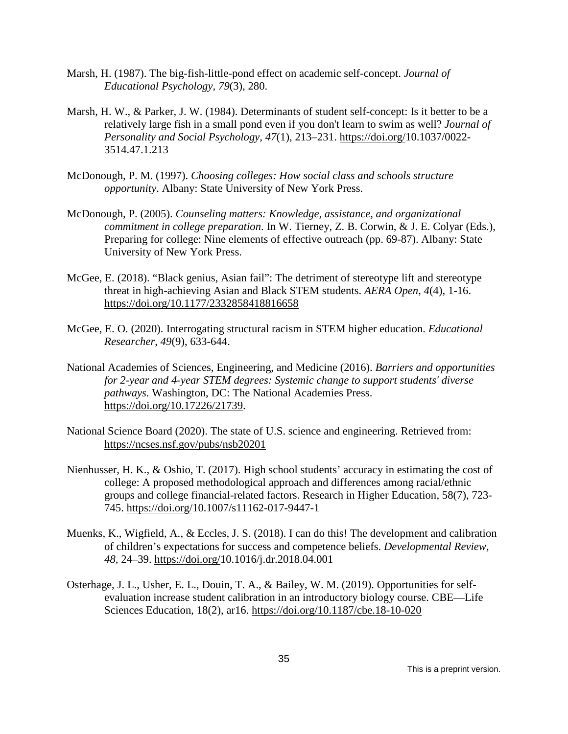Marsh, H. (1987). The big-fish-little-pond effect on academic self-concept. *Journal of Educational Psychology, 79*(3), 280.

Marsh, H. W., & Parker, J. W. (1984). Determinants of student self-concept: Is it better to be a relatively large fish in a small pond even if you don't learn to swim as well? *Journal of Personality and Social Psychology, 47*(1), 213–231. https://doi.org/10.1037/0022-3514.47.1.213

McDonough, P. M. (1997). *Choosing colleges: How social class and schools structure opportunity*. Albany: State University of New York Press.

McDonough, P. (2005). *Counseling matters: Knowledge, assistance, and organizational commitment in college preparation*. In W. Tierney, Z. B. Corwin, & J. E. Colyar (Eds.), Preparing for college: Nine elements of effective outreach (pp. 69-87). Albany: State University of New York Press.

McGee, E. (2018). "Black genius, Asian fail": The detriment of stereotype lift and stereotype threat in high-achieving Asian and Black STEM students. *AERA Open*, *4*(4), 1-16. https://doi.org/10.1177/2332858418816658

McGee, E. O. (2020). Interrogating structural racism in STEM higher education. *Educational Researcher*, *49*(9), 633-644.

National Academies of Sciences, Engineering, and Medicine (2016). *Barriers and opportunities for 2-year and 4-year STEM degrees: Systemic change to support students' diverse pathways.* Washington, DC: The National Academies Press. https://doi.org/10.17226/21739.

National Science Board (2020). The state of U.S. science and engineering. Retrieved from: https://ncses.nsf.gov/pubs/nsb20201

Nienhusser, H. K., & Oshio, T. (2017). High school students' accuracy in estimating the cost of college: A proposed methodological approach and differences among racial/ethnic groups and college financial-related factors. Research in Higher Education, 58(7), 723-745. https://doi.org/10.1007/s11162-017-9447-1

Muenks, K., Wigfield, A., & Eccles, J. S. (2018). I can do this! The development and calibration of children's expectations for success and competence beliefs. *Developmental Review, 48*, 24–39. https://doi.org/10.1016/j.dr.2018.04.001

Osterhage, J. L., Usher, E. L., Douin, T. A., & Bailey, W. M. (2019). Opportunities for self-evaluation increase student calibration in an introductory biology course. CBE—Life Sciences Education, 18(2), ar16. https://doi.org/10.1187/cbe.18-10-020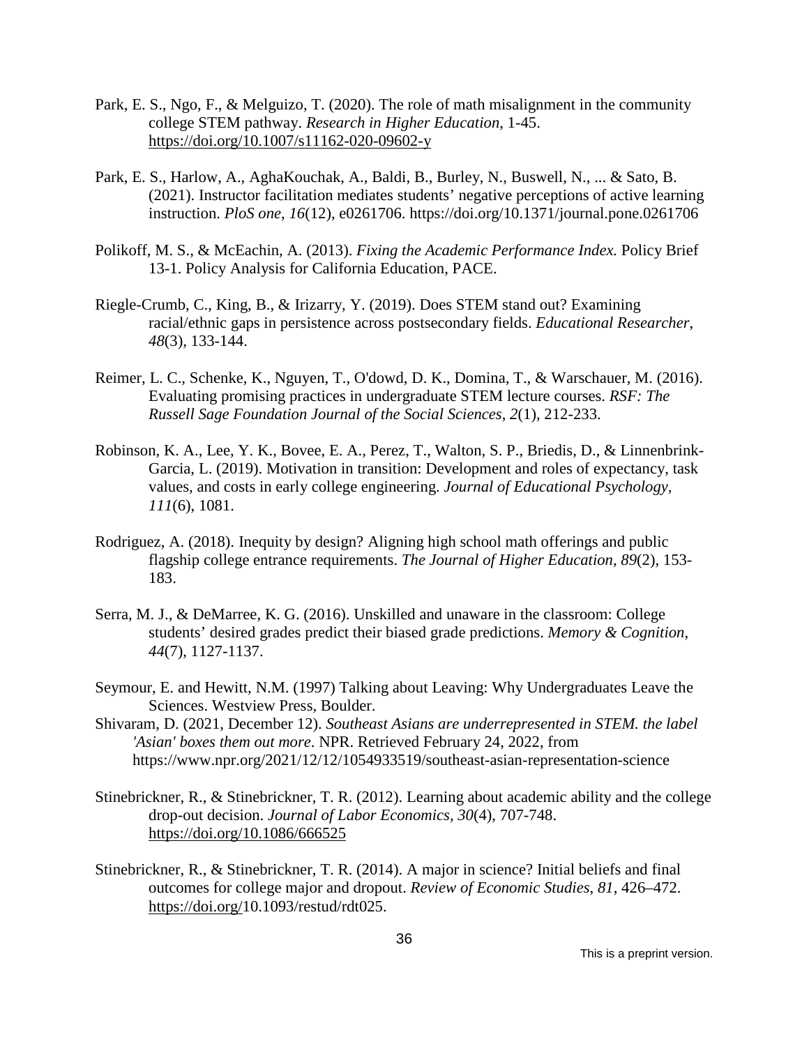Park, E. S., Ngo, F., & Melguizo, T. (2020). The role of math misalignment in the community college STEM pathway. *Research in Higher Education*, 1-45. https://doi.org/10.1007/s11162-020-09602-y

Park, E. S., Harlow, A., AghaKouchak, A., Baldi, B., Burley, N., Buswell, N., ... & Sato, B. (2021). Instructor facilitation mediates students' negative perceptions of active learning instruction. *PloS one*, *16*(12), e0261706. https://doi.org/10.1371/journal.pone.0261706

Polikoff, M. S., & McEachin, A. (2013). *Fixing the Academic Performance Index.* Policy Brief 13-1. Policy Analysis for California Education, PACE.

Riegle-Crumb, C., King, B., & Irizarry, Y. (2019). Does STEM stand out? Examining racial/ethnic gaps in persistence across postsecondary fields. *Educational Researcher*, *48*(3), 133-144.

Reimer, L. C., Schenke, K., Nguyen, T., O'dowd, D. K., Domina, T., & Warschauer, M. (2016). Evaluating promising practices in undergraduate STEM lecture courses. *RSF: The Russell Sage Foundation Journal of the Social Sciences*, *2*(1), 212-233.

Robinson, K. A., Lee, Y. K., Bovee, E. A., Perez, T., Walton, S. P., Briedis, D., & Linnenbrink-Garcia, L. (2019). Motivation in transition: Development and roles of expectancy, task values, and costs in early college engineering. *Journal of Educational Psychology*, *111*(6), 1081.

Rodriguez, A. (2018). Inequity by design? Aligning high school math offerings and public flagship college entrance requirements. *The Journal of Higher Education*, *89*(2), 153-183.

Serra, M. J., & DeMarree, K. G. (2016). Unskilled and unaware in the classroom: College students' desired grades predict their biased grade predictions. *Memory & Cognition*, *44*(7), 1127-1137.

Seymour, E. and Hewitt, N.M. (1997) Talking about Leaving: Why Undergraduates Leave the Sciences. Westview Press, Boulder.

Shivaram, D. (2021, December 12). *Southeast Asians are underrepresented in STEM. the label 'Asian' boxes them out more*. NPR. Retrieved February 24, 2022, from https://www.npr.org/2021/12/12/1054933519/southeast-asian-representation-science

Stinebrickner, R., & Stinebrickner, T. R. (2012). Learning about academic ability and the college drop-out decision. *Journal of Labor Economics*, *30*(4), 707-748. https://doi.org/10.1086/666525

Stinebrickner, R., & Stinebrickner, T. R. (2014). A major in science? Initial beliefs and final outcomes for college major and dropout. *Review of Economic Studies*, *81*, 426–472. https://doi.org/10.1093/restud/rdt025.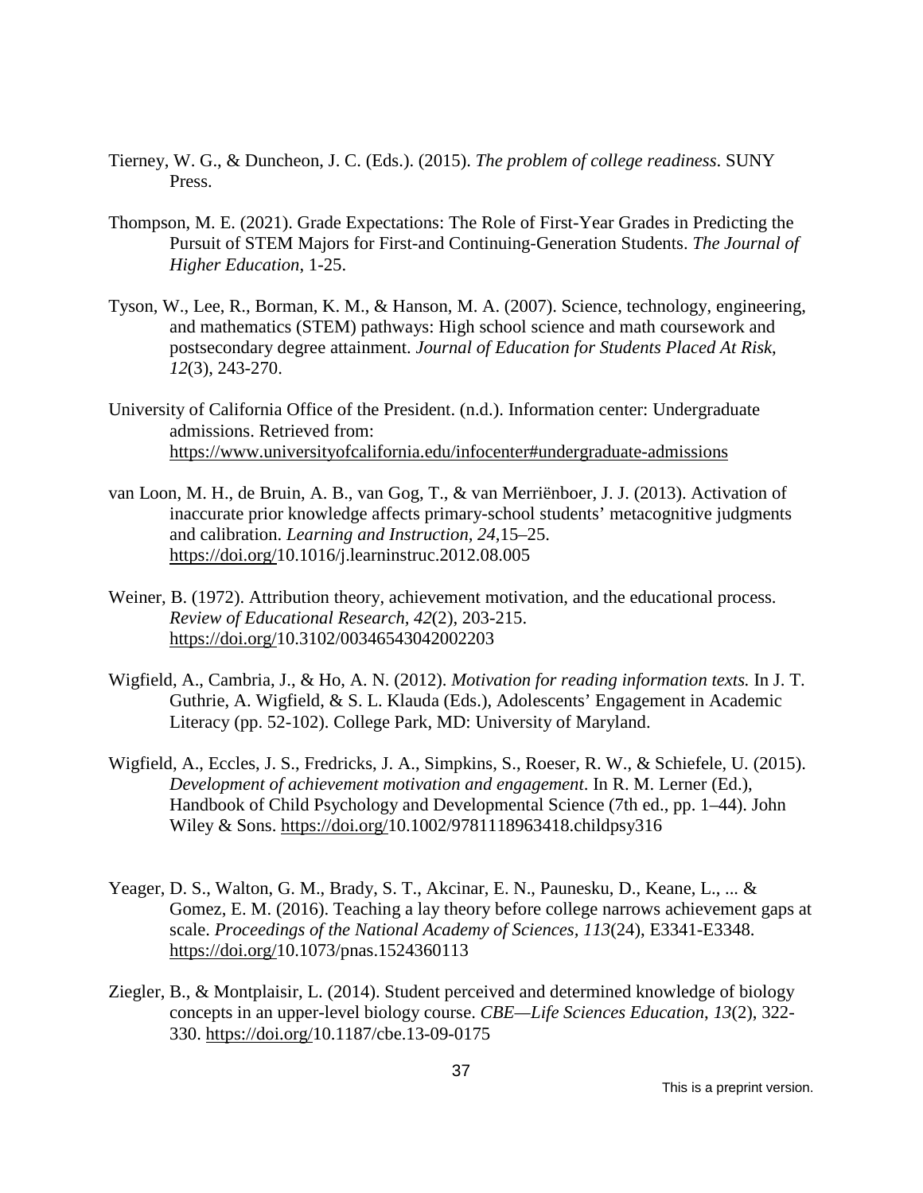Tierney, W. G., & Duncheon, J. C. (Eds.). (2015). *The problem of college readiness*. SUNY Press.

Thompson, M. E. (2021). Grade Expectations: The Role of First-Year Grades in Predicting the Pursuit of STEM Majors for First-and Continuing-Generation Students. *The Journal of Higher Education*, 1-25.

Tyson, W., Lee, R., Borman, K. M., & Hanson, M. A. (2007). Science, technology, engineering, and mathematics (STEM) pathways: High school science and math coursework and postsecondary degree attainment. *Journal of Education for Students Placed At Risk*, *12*(3), 243-270.

University of California Office of the President. (n.d.). Information center: Undergraduate admissions. Retrieved from: https://www.universityofcalifornia.edu/infocenter#undergraduate-admissions

van Loon, M. H., de Bruin, A. B., van Gog, T., & van Merriënboer, J. J. (2013). Activation of inaccurate prior knowledge affects primary-school students' metacognitive judgments and calibration. *Learning and Instruction, 24*,15–25. https://doi.org/10.1016/j.learninstruc.2012.08.005

Weiner, B. (1972). Attribution theory, achievement motivation, and the educational process. *Review of Educational Research, 42*(2), 203-215. https://doi.org/10.3102/00346543042002203

Wigfield, A., Cambria, J., & Ho, A. N. (2012). *Motivation for reading information texts.* In J. T. Guthrie, A. Wigfield, & S. L. Klauda (Eds.), Adolescents' Engagement in Academic Literacy (pp. 52-102). College Park, MD: University of Maryland.

Wigfield, A., Eccles, J. S., Fredricks, J. A., Simpkins, S., Roeser, R. W., & Schiefele, U. (2015). *Development of achievement motivation and engagement*. In R. M. Lerner (Ed.), Handbook of Child Psychology and Developmental Science (7th ed., pp. 1–44). John Wiley & Sons. https://doi.org/10.1002/9781118963418.childpsy316

Yeager, D. S., Walton, G. M., Brady, S. T., Akcinar, E. N., Paunesku, D., Keane, L., ... & Gomez, E. M. (2016). Teaching a lay theory before college narrows achievement gaps at scale. *Proceedings of the National Academy of Sciences*, *113*(24), E3341-E3348. https://doi.org/10.1073/pnas.1524360113

Ziegler, B., & Montplaisir, L. (2014). Student perceived and determined knowledge of biology concepts in an upper-level biology course. *CBE—Life Sciences Education*, *13*(2), 322-330. https://doi.org/10.1187/cbe.13-09-0175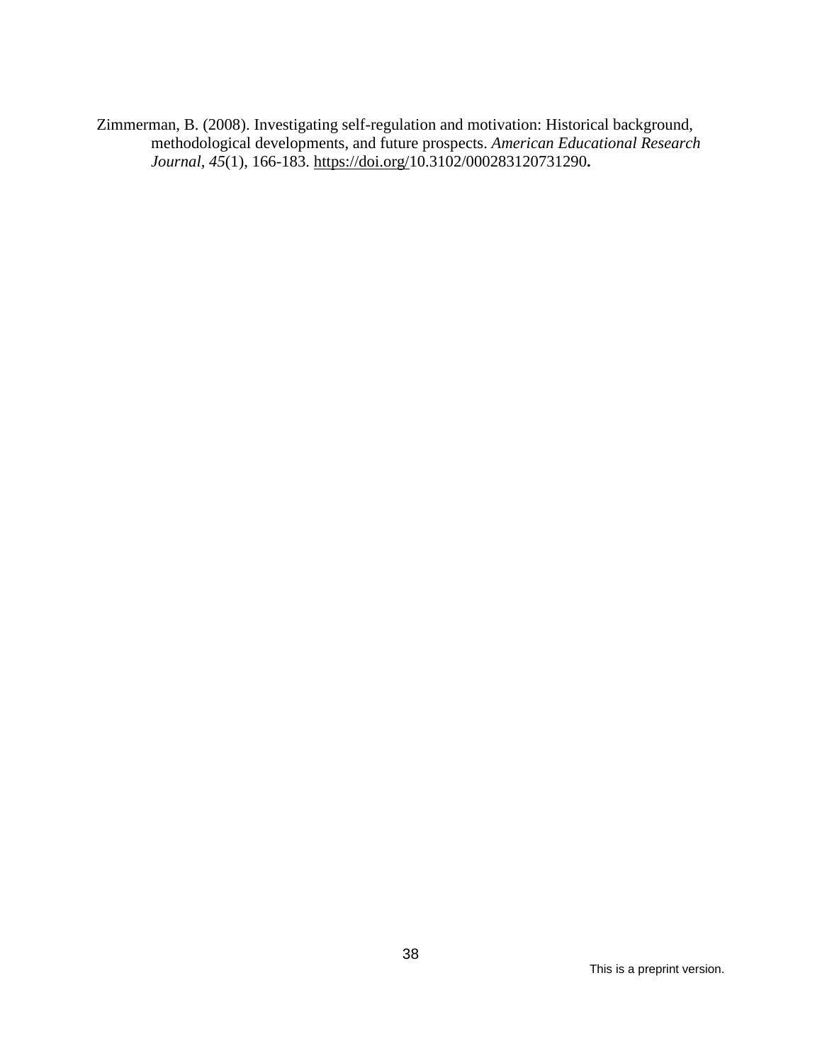Zimmerman, B. (2008). Investigating self-regulation and motivation: Historical background, methodological developments, and future prospects. *American Educational Research Journal*, *45*(1), 166-183. https://doi.org/10.3102/000283120731290**.**

This is a preprint version.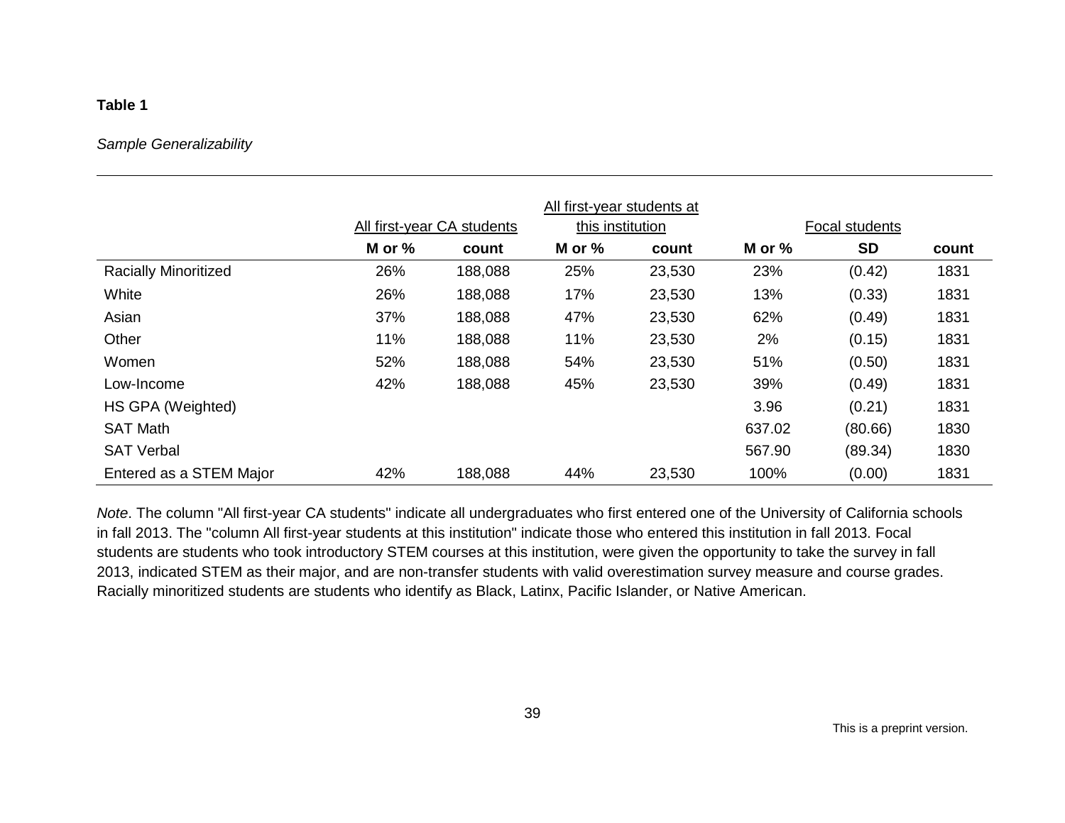**Table 1**

*Sample Generalizability*

| | All first-year CA students | | All first-year students at this institution | | Focal students | | |
|---|---|---|---|---|---|---|---|
| | **M or %** | **count** | **M or %** | **count** | **M or %** | **SD** | **count** |
| Racially Minoritized | 26% | 188,088 | 25% | 23,530 | 23% | (0.42) | 1831 |
| White | 26% | 188,088 | 17% | 23,530 | 13% | (0.33) | 1831 |
| Asian | 37% | 188,088 | 47% | 23,530 | 62% | (0.49) | 1831 |
| Other | 11% | 188,088 | 11% | 23,530 | 2% | (0.15) | 1831 |
| Women | 52% | 188,088 | 54% | 23,530 | 51% | (0.50) | 1831 |
| Low-Income | 42% | 188,088 | 45% | 23,530 | 39% | (0.49) | 1831 |
| HS GPA (Weighted) | | | | | 3.96 | (0.21) | 1831 |
| SAT Math | | | | | 637.02 | (80.66) | 1830 |
| SAT Verbal | | | | | 567.90 | (89.34) | 1830 |
| Entered as a STEM Major | 42% | 188,088 | 44% | 23,530 | 100% | (0.00) | 1831 |

*Note*. The column "All first-year CA students" indicate all undergraduates who first entered one of the University of California schools in fall 2013. The "column All first-year students at this institution" indicate those who entered this institution in fall 2013. Focal students are students who took introductory STEM courses at this institution, were given the opportunity to take the survey in fall 2013, indicated STEM as their major, and are non-transfer students with valid overestimation survey measure and course grades. Racially minoritized students are students who identify as Black, Latinx, Pacific Islander, or Native American.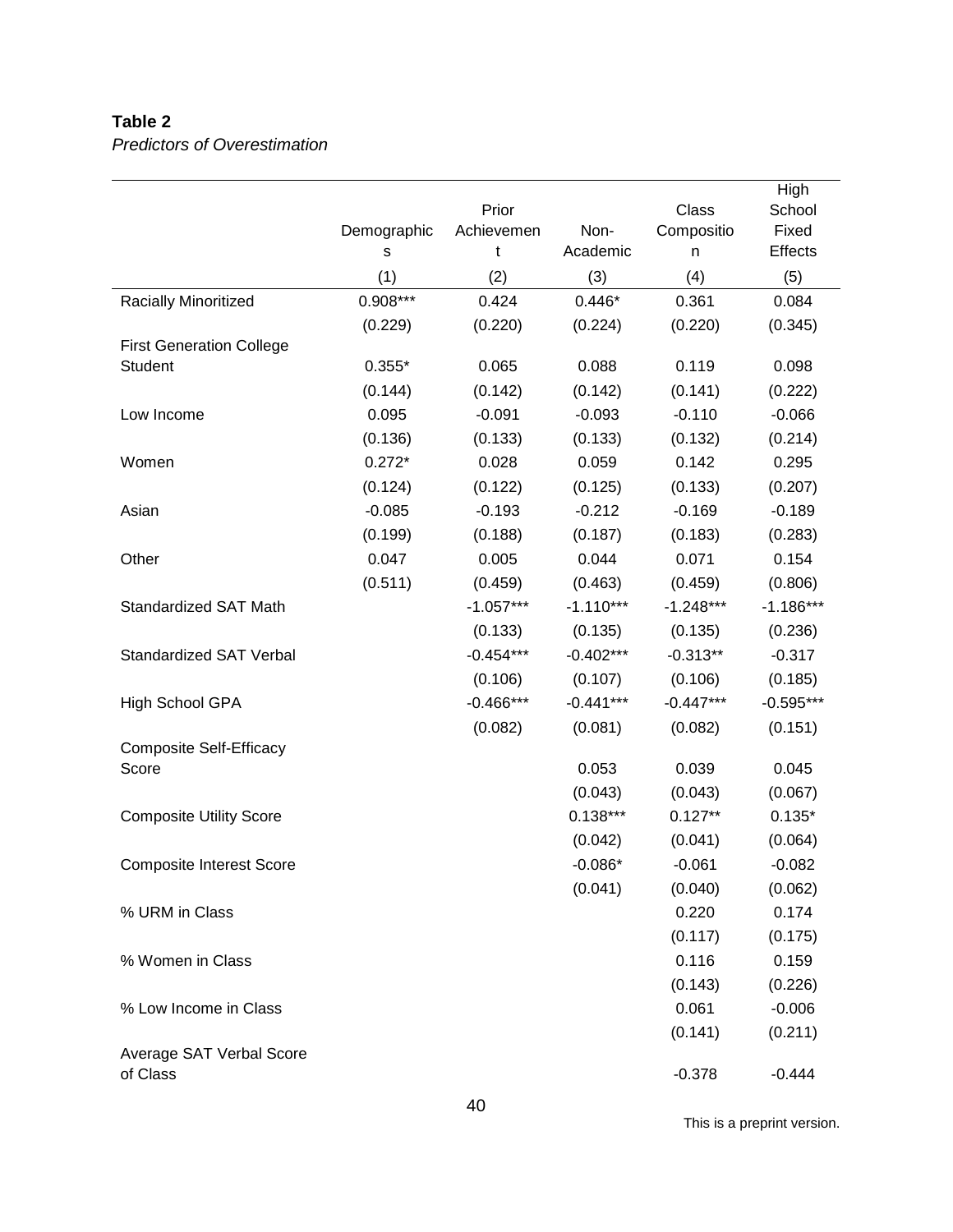**Table 2**

*Predictors of Overestimation*

| | Demographics | Prior Achievement | Non-Academic | Class Composition | High School Fixed Effects |
|---|---|---|---|---|---|
| | (1) | (2) | (3) | (4) | (5) |
| Racially Minoritized | 0.908*** | 0.424 | 0.446* | 0.361 | 0.084 |
| | (0.229) | (0.220) | (0.224) | (0.220) | (0.345) |
| First Generation College Student | 0.355* | 0.065 | 0.088 | 0.119 | 0.098 |
| | (0.144) | (0.142) | (0.142) | (0.141) | (0.222) |
| Low Income | 0.095 | -0.091 | -0.093 | -0.110 | -0.066 |
| | (0.136) | (0.133) | (0.133) | (0.132) | (0.214) |
| Women | 0.272* | 0.028 | 0.059 | 0.142 | 0.295 |
| | (0.124) | (0.122) | (0.125) | (0.133) | (0.207) |
| Asian | -0.085 | -0.193 | -0.212 | -0.169 | -0.189 |
| | (0.199) | (0.188) | (0.187) | (0.183) | (0.283) |
| Other | 0.047 | 0.005 | 0.044 | 0.071 | 0.154 |
| | (0.511) | (0.459) | (0.463) | (0.459) | (0.806) |
| Standardized SAT Math | | -1.057*** | -1.110*** | -1.248*** | -1.186*** |
| | | (0.133) | (0.135) | (0.135) | (0.236) |
| Standardized SAT Verbal | | -0.454*** | -0.402*** | -0.313** | -0.317 |
| | | (0.106) | (0.107) | (0.106) | (0.185) |
| High School GPA | | -0.466*** | -0.441*** | -0.447*** | -0.595*** |
| | | (0.082) | (0.081) | (0.082) | (0.151) |
| Composite Self-Efficacy Score | | | 0.053 | 0.039 | 0.045 |
| | | | (0.043) | (0.043) | (0.067) |
| Composite Utility Score | | | 0.138*** | 0.127** | 0.135* |
| | | | (0.042) | (0.041) | (0.064) |
| Composite Interest Score | | | -0.086* | -0.061 | -0.082 |
| | | | (0.041) | (0.040) | (0.062) |
| % URM in Class | | | | 0.220 | 0.174 |
| | | | | (0.117) | (0.175) |
| % Women in Class | | | | 0.116 | 0.159 |
| | | | | (0.143) | (0.226) |
| % Low Income in Class | | | | 0.061 | -0.006 |
| | | | | (0.141) | (0.211) |
| Average SAT Verbal Score of Class | | | | -0.378 | -0.444 |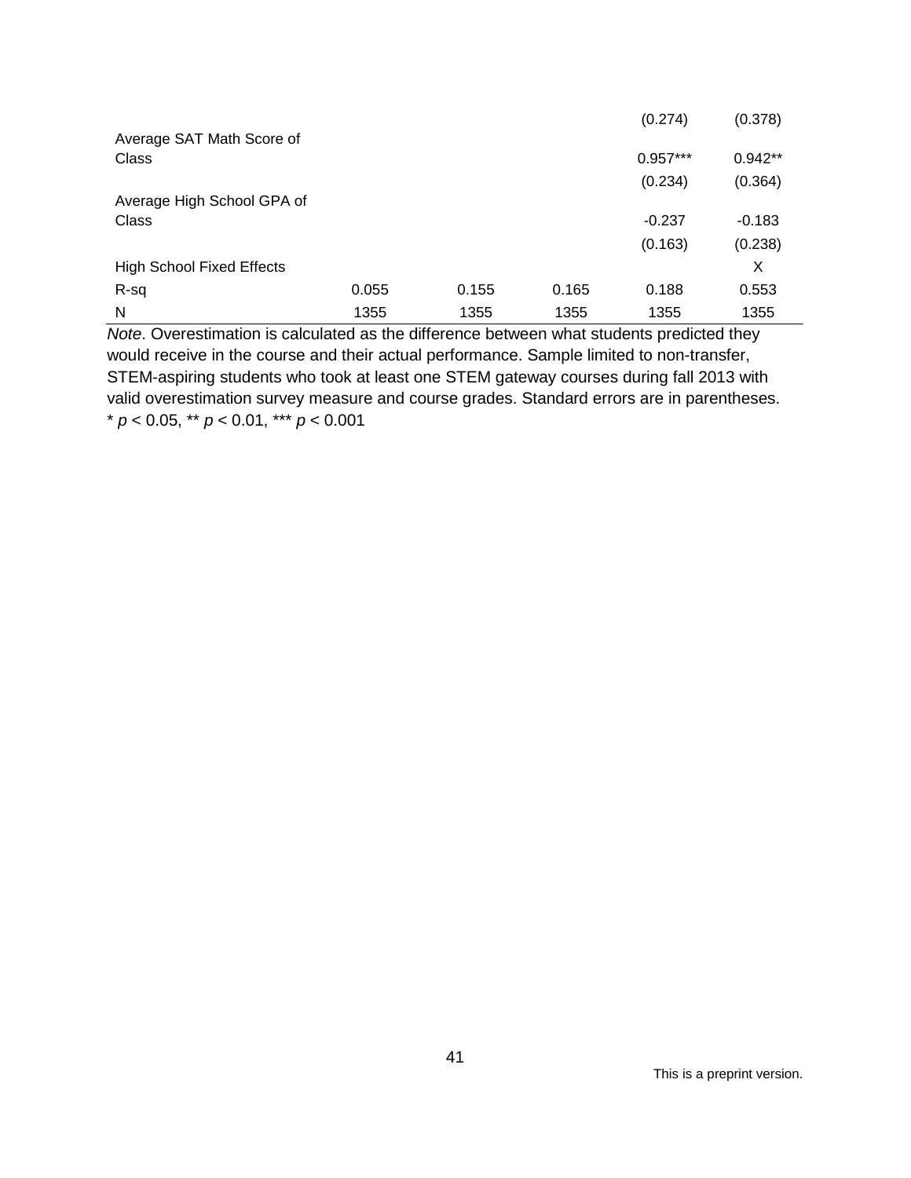| | | | | | |
|---|---|---|---|---|---|
| | | | | (0.274) | (0.378) |
| Average SAT Math Score of Class | | | | 0.957*** | 0.942** |
| | | | | (0.234) | (0.364) |
| Average High School GPA of Class | | | | -0.237 | -0.183 |
| | | | | (0.163) | (0.238) |
| High School Fixed Effects | | | | | X |
| R-sq | 0.055 | 0.155 | 0.165 | 0.188 | 0.553 |
| N | 1355 | 1355 | 1355 | 1355 | 1355 |

*Note*. Overestimation is calculated as the difference between what students predicted they would receive in the course and their actual performance. Sample limited to non-transfer, STEM-aspiring students who took at least one STEM gateway courses during fall 2013 with valid overestimation survey measure and course grades. Standard errors are in parentheses.
* $p < 0.05$, ** $p < 0.01$, *** $p < 0.001$

This is a preprint version.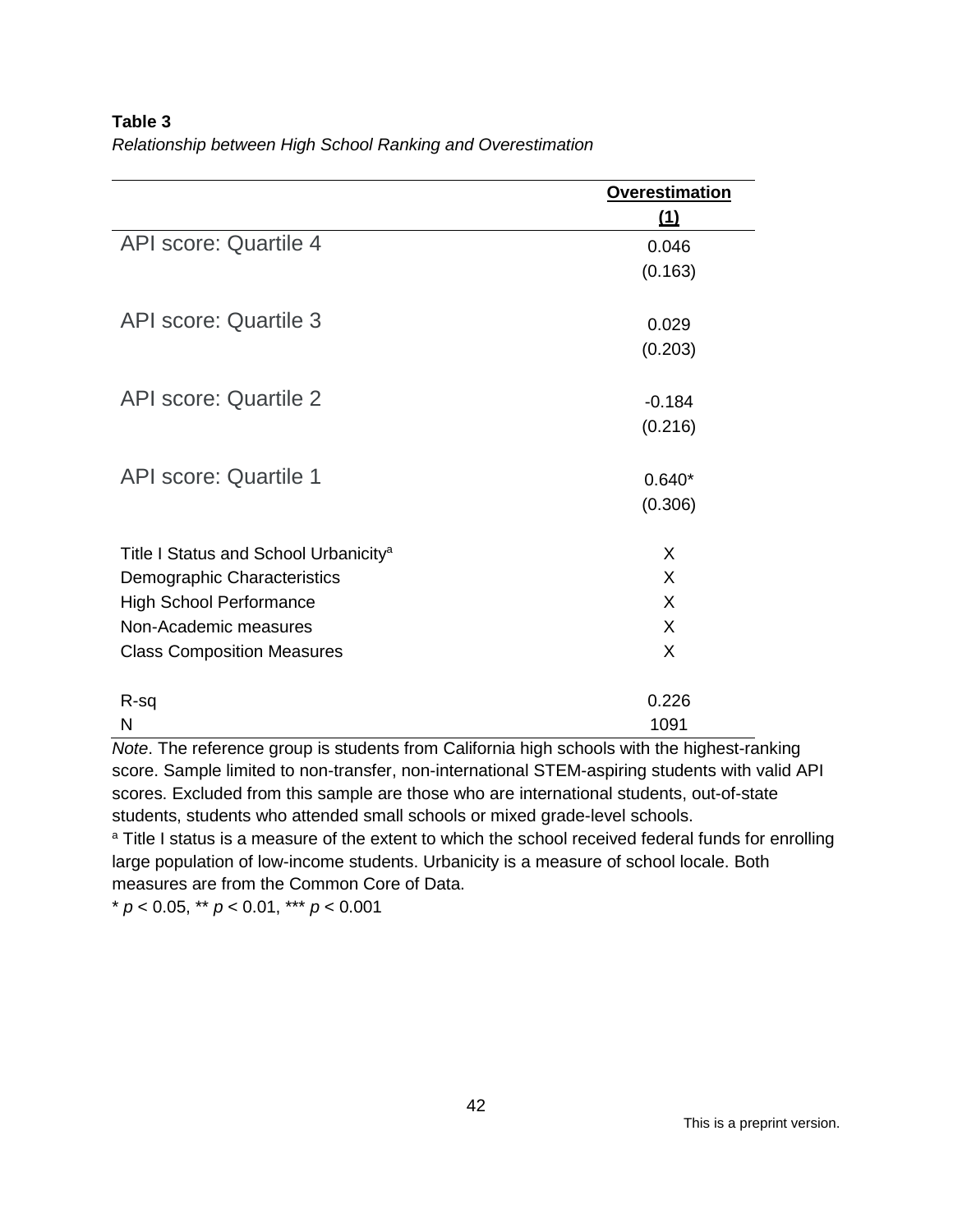**Table 3**

*Relationship between High School Ranking and Overestimation*

| | Overestimation |
|---|---|
| | (1) |
| API score: Quartile 4 | 0.046 |
| | (0.163) |
| API score: Quartile 3 | 0.029 |
| | (0.203) |
| API score: Quartile 2 | -0.184 |
| | (0.216) |
| API score: Quartile 1 | 0.640* |
| | (0.306) |
| Title I Status and School Urbanicity[a] | X |
| Demographic Characteristics | X |
| High School Performance | X |
| Non-Academic measures | X |
| Class Composition Measures | X |
| R-sq | 0.226 |
| N | 1091 |

*Note*. The reference group is students from California high schools with the highest-ranking score. Sample limited to non-transfer, non-international STEM-aspiring students with valid API scores. Excluded from this sample are those who are international students, out-of-state students, students who attended small schools or mixed grade-level schools.

[a] Title I status is a measure of the extent to which the school received federal funds for enrolling large population of low-income students. Urbanicity is a measure of school locale. Both measures are from the Common Core of Data.

* $p < 0.05$, ** $p < 0.01$, *** $p < 0.001$

This is a preprint version.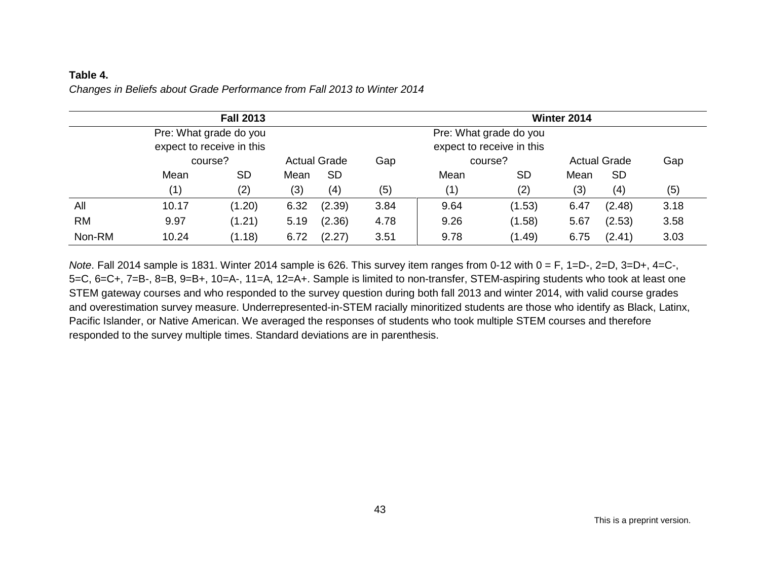**Table 4.**

*Changes in Beliefs about Grade Performance from Fall 2013 to Winter 2014*

| | Fall 2013 | | | | | Winter 2014 | | | | |
|---|---|---|---|---|---|---|---|---|---|---|
| | Pre: What grade do you expect to receive in this course? | | Actual Grade | | Gap | Pre: What grade do you expect to receive in this course? | | Actual Grade | | Gap |
| | Mean | SD | Mean | SD | | Mean | SD | Mean | SD | |
| | (1) | (2) | (3) | (4) | (5) | (1) | (2) | (3) | (4) | (5) |
| All | 10.17 | (1.20) | 6.32 | (2.39) | 3.84 | 9.64 | (1.53) | 6.47 | (2.48) | 3.18 |
| RM | 9.97 | (1.21) | 5.19 | (2.36) | 4.78 | 9.26 | (1.58) | 5.67 | (2.53) | 3.58 |
| Non-RM | 10.24 | (1.18) | 6.72 | (2.27) | 3.51 | 9.78 | (1.49) | 6.75 | (2.41) | 3.03 |

*Note*. Fall 2014 sample is 1831. Winter 2014 sample is 626. This survey item ranges from 0-12 with 0 = F, 1=D-, 2=D, 3=D+, 4=C-, 5=C, 6=C+, 7=B-, 8=B, 9=B+, 10=A-, 11=A, 12=A+. Sample is limited to non-transfer, STEM-aspiring students who took at least one STEM gateway courses and who responded to the survey question during both fall 2013 and winter 2014, with valid course grades and overestimation survey measure. Underrepresented-in-STEM racially minoritized students are those who identify as Black, Latinx, Pacific Islander, or Native American. We averaged the responses of students who took multiple STEM courses and therefore responded to the survey multiple times. Standard deviations are in parenthesis.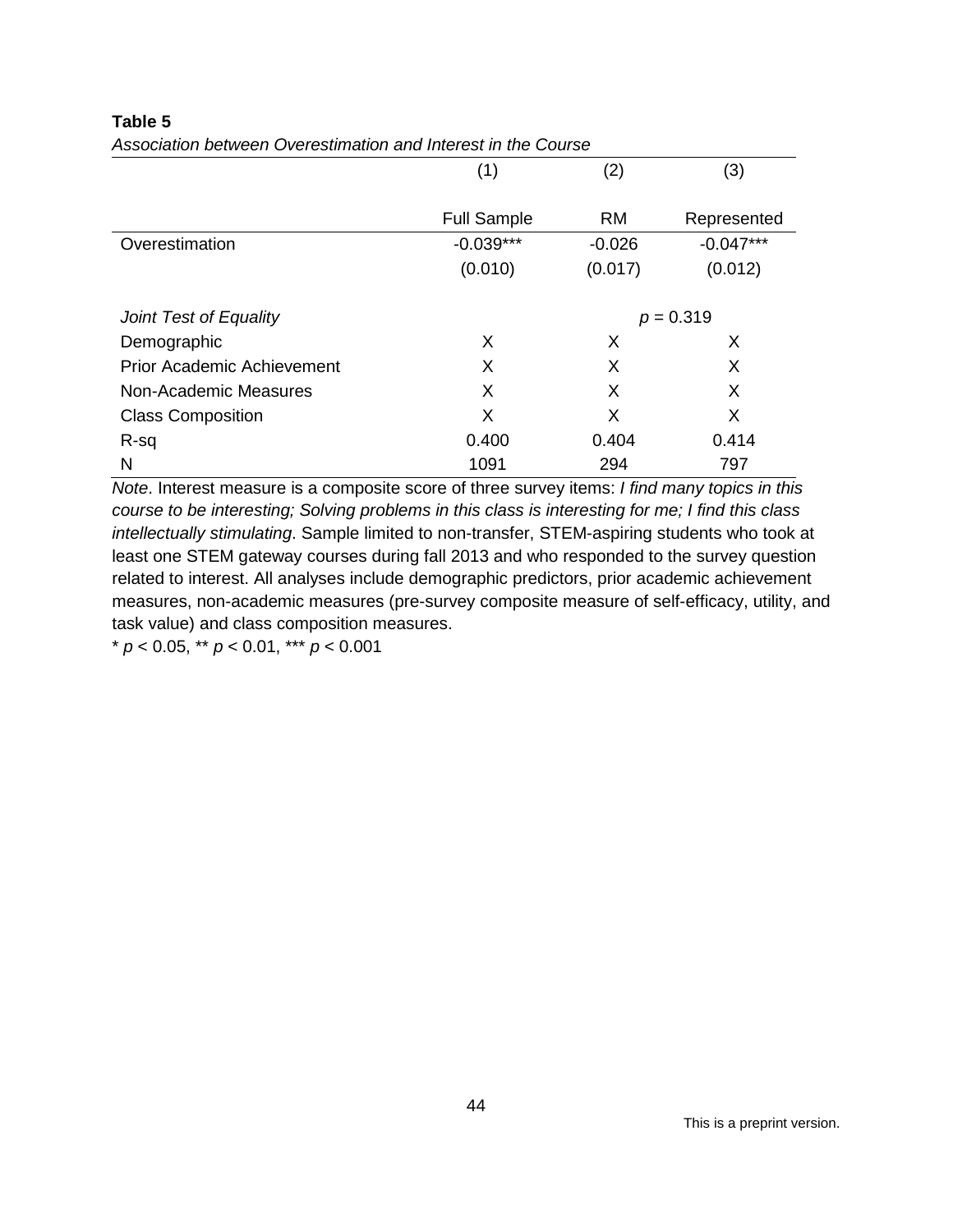**Table 5**

*Association between Overestimation and Interest in the Course*

| | (1) | (2) | (3) |
|---|---|---|---|
| | Full Sample | RM | Represented |
| Overestimation | -0.039*** | -0.026 | -0.047*** |
| | (0.010) | (0.017) | (0.012) |
| *Joint Test of Equality* | | *p* = 0.319 | |
| Demographic | X | X | X |
| Prior Academic Achievement | X | X | X |
| Non-Academic Measures | X | X | X |
| Class Composition | X | X | X |
| R-sq | 0.400 | 0.404 | 0.414 |
| N | 1091 | 294 | 797 |

*Note*. Interest measure is a composite score of three survey items: *I find many topics in this course to be interesting; Solving problems in this class is interesting for me; I find this class intellectually stimulating*. Sample limited to non-transfer, STEM-aspiring students who took at least one STEM gateway courses during fall 2013 and who responded to the survey question related to interest. All analyses include demographic predictors, prior academic achievement measures, non-academic measures (pre-survey composite measure of self-efficacy, utility, and task value) and class composition measures.

\* $p < 0.05$, \*\* $p < 0.01$, \*\*\* $p < 0.001$

This is a preprint version.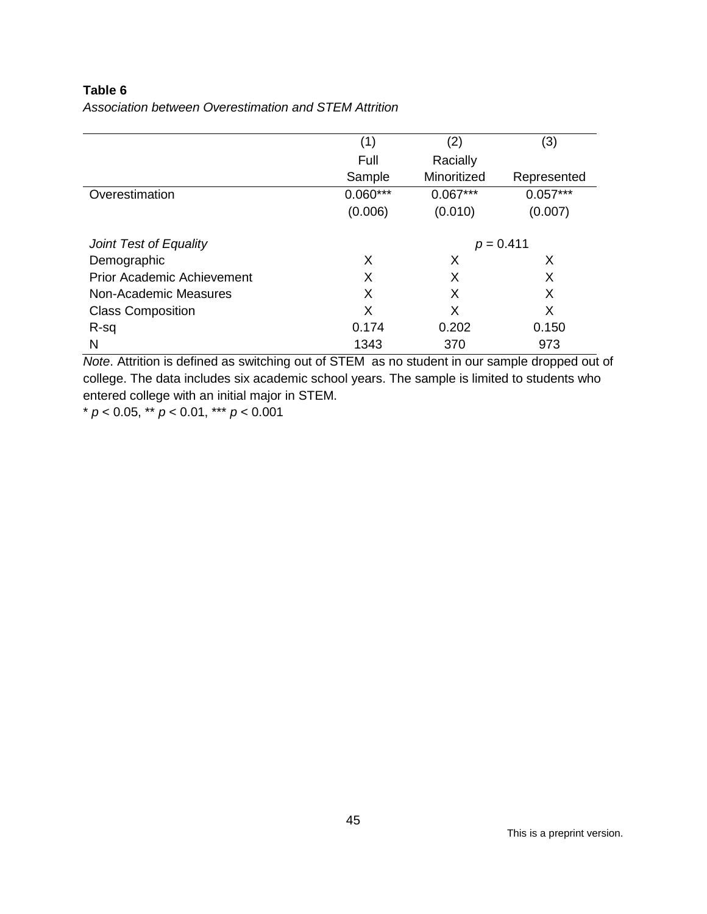**Table 6**

*Association between Overestimation and STEM Attrition*

| | (1) | (2) | (3) |
|---|---|---|---|
| | Full Sample | Racially Minoritized | Represented |
| Overestimation | 0.060*** | 0.067*** | 0.057*** |
| | (0.006) | (0.010) | (0.007) |
| *Joint Test of Equality* | | $p$ = 0.411 | |
| Demographic | X | X | X |
| Prior Academic Achievement | X | X | X |
| Non-Academic Measures | X | X | X |
| Class Composition | X | X | X |
| R-sq | 0.174 | 0.202 | 0.150 |
| N | 1343 | 370 | 973 |

*Note*. Attrition is defined as switching out of STEM as no student in our sample dropped out of college. The data includes six academic school years. The sample is limited to students who entered college with an initial major in STEM.

\* $p < 0.05$, ** $p < 0.01$, *** $p < 0.001$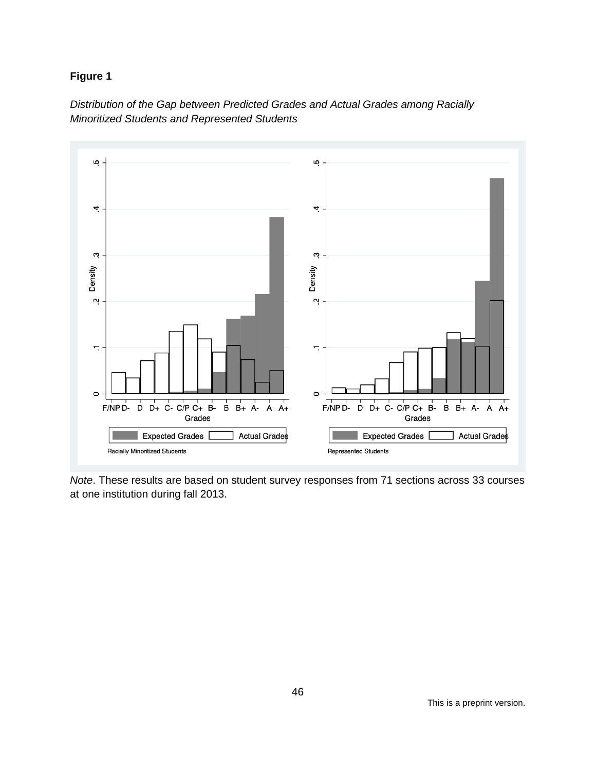**Figure 1**

*Distribution of the Gap between Predicted Grades and Actual Grades among Racially Minoritized Students and Represented Students*

*Note*. These results are based on student survey responses from 71 sections across 33 courses at one institution during fall 2013.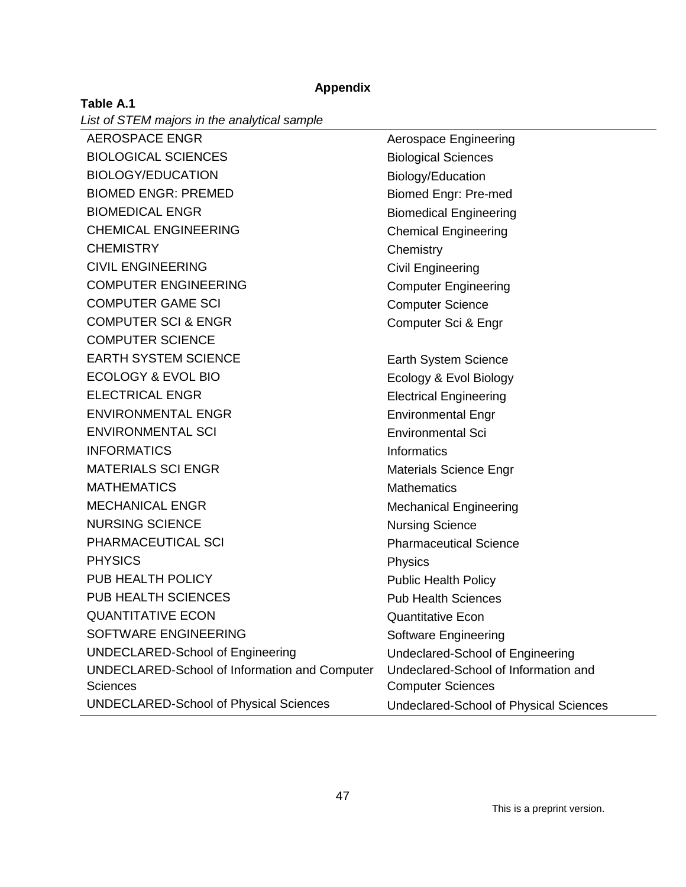**Appendix**

**Table A.1**

*List of STEM majors in the analytical sample*

| | |
|---|---|
| AEROSPACE ENGR | Aerospace Engineering |
| BIOLOGICAL SCIENCES | Biological Sciences |
| BIOLOGY/EDUCATION | Biology/Education |
| BIOMED ENGR: PREMED | Biomed Engr: Pre-med |
| BIOMEDICAL ENGR | Biomedical Engineering |
| CHEMICAL ENGINEERING | Chemical Engineering |
| CHEMISTRY | Chemistry |
| CIVIL ENGINEERING | Civil Engineering |
| COMPUTER ENGINEERING | Computer Engineering |
| COMPUTER GAME SCI | Computer Science |
| COMPUTER SCI & ENGR | Computer Sci & Engr |
| COMPUTER SCIENCE | |
| EARTH SYSTEM SCIENCE | Earth System Science |
| ECOLOGY & EVOL BIO | Ecology & Evol Biology |
| ELECTRICAL ENGR | Electrical Engineering |
| ENVIRONMENTAL ENGR | Environmental Engr |
| ENVIRONMENTAL SCI | Environmental Sci |
| INFORMATICS | Informatics |
| MATERIALS SCI ENGR | Materials Science Engr |
| MATHEMATICS | Mathematics |
| MECHANICAL ENGR | Mechanical Engineering |
| NURSING SCIENCE | Nursing Science |
| PHARMACEUTICAL SCI | Pharmaceutical Science |
| PHYSICS | Physics |
| PUB HEALTH POLICY | Public Health Policy |
| PUB HEALTH SCIENCES | Pub Health Sciences |
| QUANTITATIVE ECON | Quantitative Econ |
| SOFTWARE ENGINEERING | Software Engineering |
| UNDECLARED-School of Engineering | Undeclared-School of Engineering |
| UNDECLARED-School of Information and Computer Sciences | Undeclared-School of Information and Computer Sciences |
| UNDECLARED-School of Physical Sciences | Undeclared-School of Physical Sciences |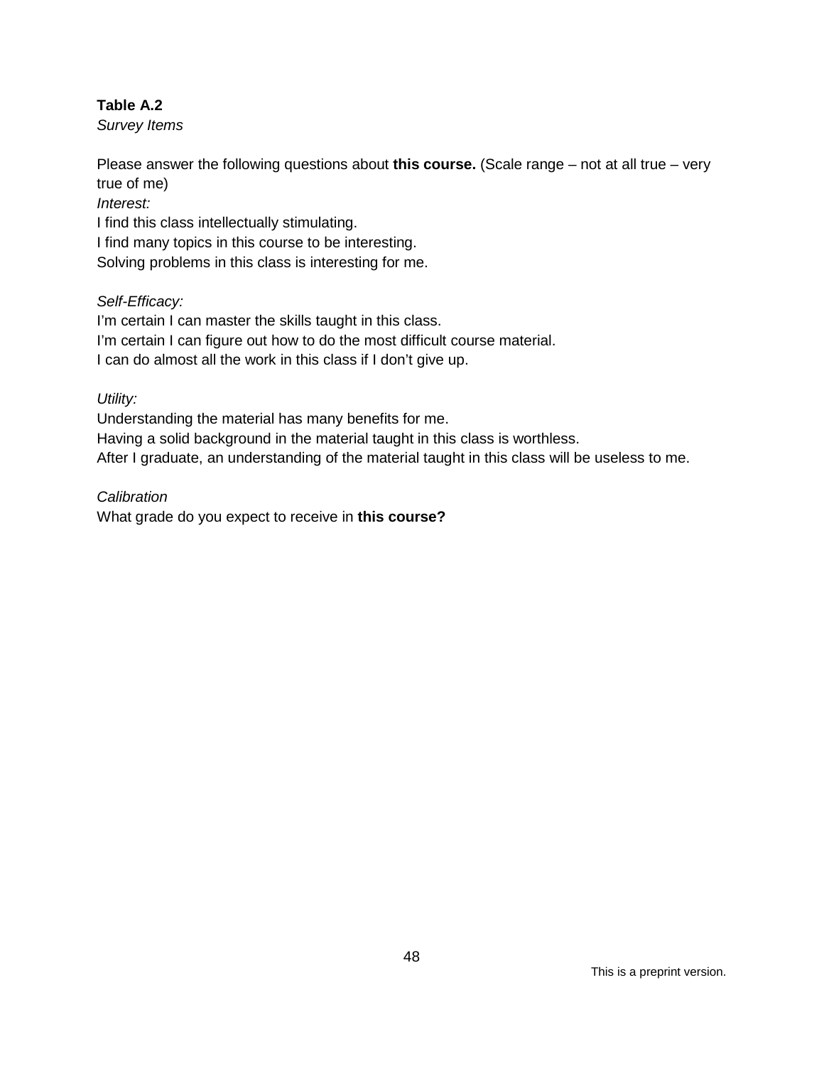**Table A.2**

*Survey Items*

Please answer the following questions about **this course.** (Scale range – not at all true – very true of me)

*Interest:*

I find this class intellectually stimulating.
I find many topics in this course to be interesting.
Solving problems in this class is interesting for me.

*Self-Efficacy:*

I'm certain I can master the skills taught in this class.
I'm certain I can figure out how to do the most difficult course material.
I can do almost all the work in this class if I don't give up.

*Utility:*

Understanding the material has many benefits for me.
Having a solid background in the material taught in this class is worthless.
After I graduate, an understanding of the material taught in this class will be useless to me.

*Calibration*

What grade do you expect to receive in **this course?**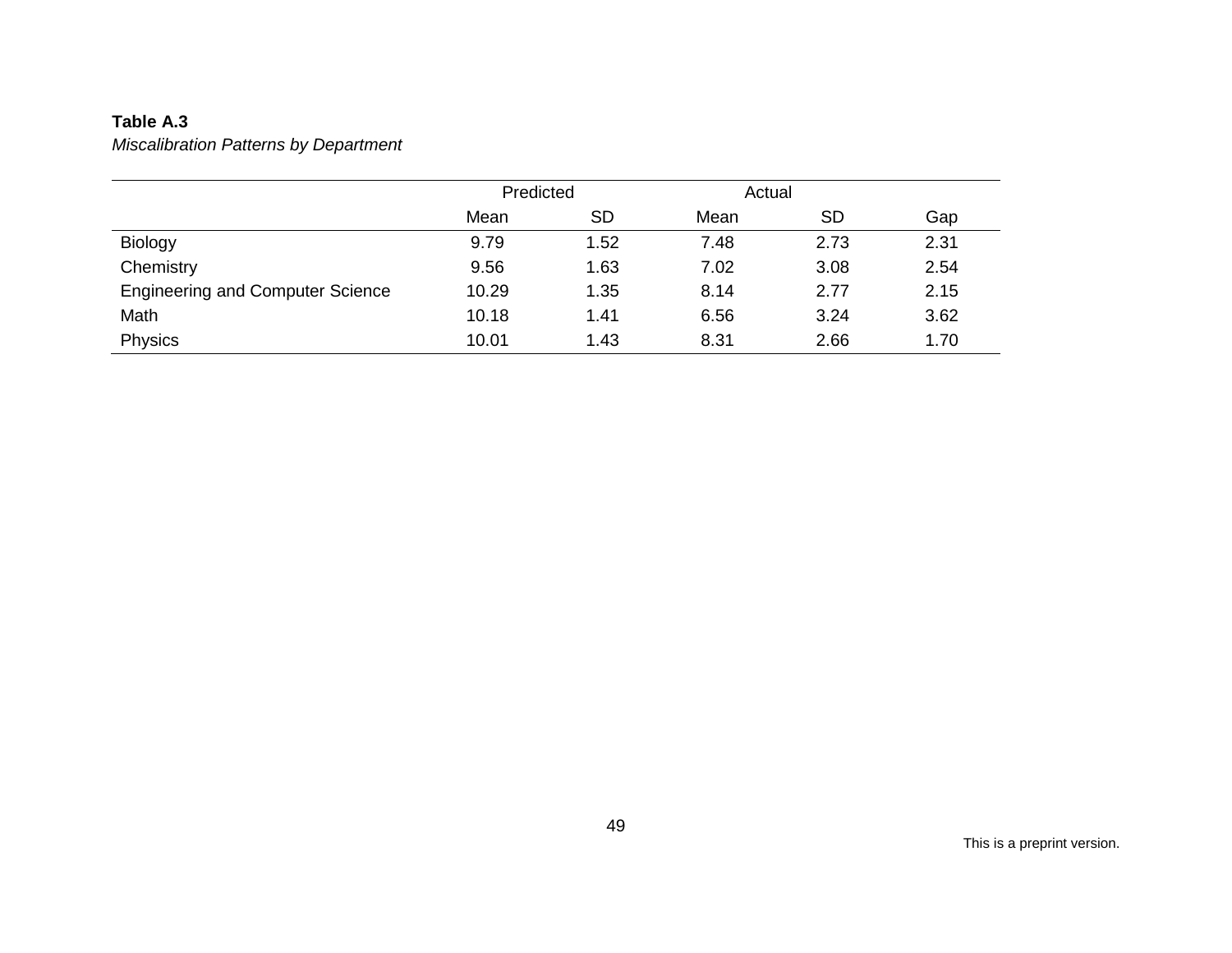**Table A.3**

*Miscalibration Patterns by Department*

| | Predicted | | Actual | | |
|---|---|---|---|---|---|
| | Mean | SD | Mean | SD | Gap |
| Biology | 9.79 | 1.52 | 7.48 | 2.73 | 2.31 |
| Chemistry | 9.56 | 1.63 | 7.02 | 3.08 | 2.54 |
| Engineering and Computer Science | 10.29 | 1.35 | 8.14 | 2.77 | 2.15 |
| Math | 10.18 | 1.41 | 6.56 | 3.24 | 3.62 |
| Physics | 10.01 | 1.43 | 8.31 | 2.66 | 1.70 |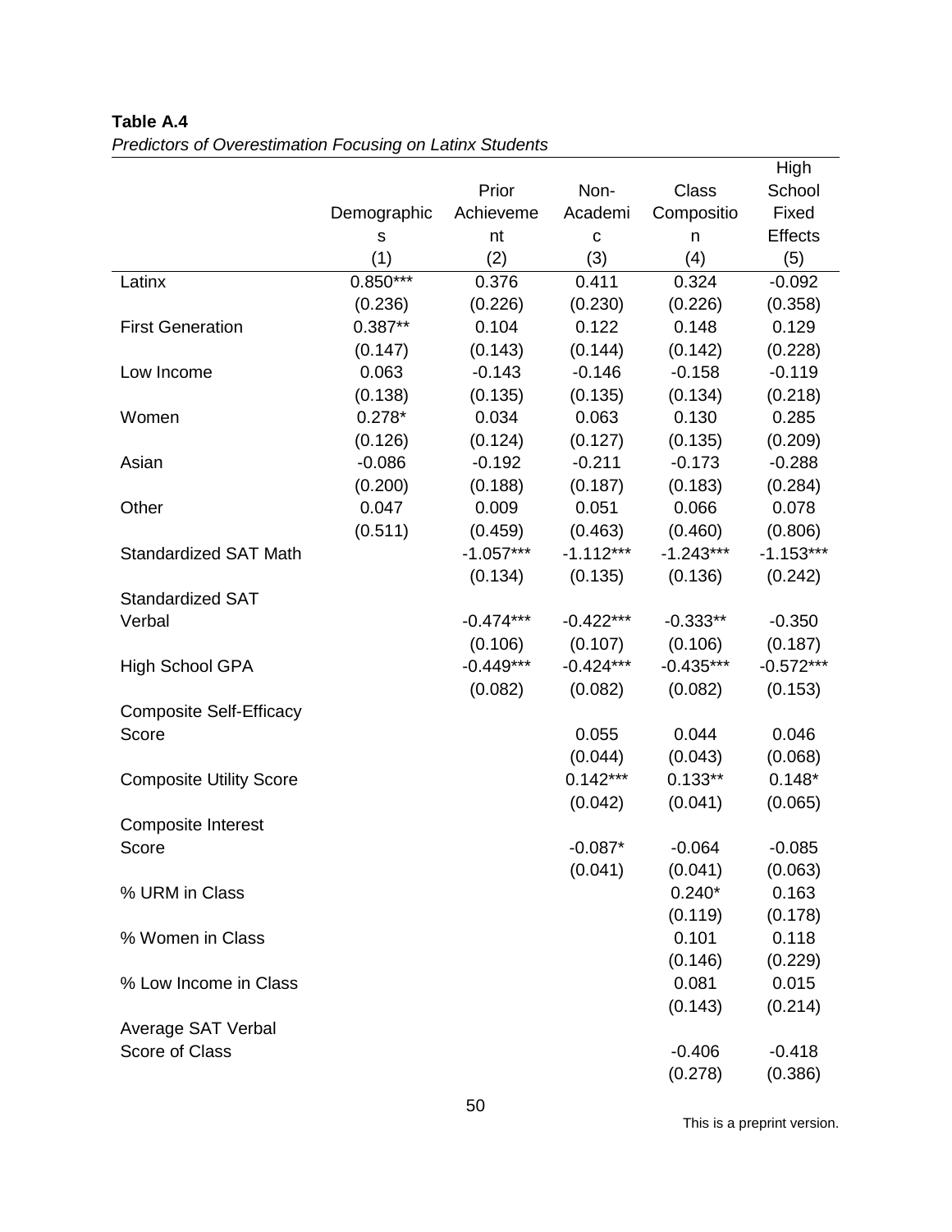**Table A.4**

*Predictors of Overestimation Focusing on Latinx Students*

| | Demographics | Prior Achievement | Non-Academic | Class Composition | High School Fixed Effects |
|---|---|---|---|---|---|
| | (1) | (2) | (3) | (4) | (5) |
| Latinx | 0.850*** | 0.376 | 0.411 | 0.324 | -0.092 |
| | (0.236) | (0.226) | (0.230) | (0.226) | (0.358) |
| First Generation | 0.387** | 0.104 | 0.122 | 0.148 | 0.129 |
| | (0.147) | (0.143) | (0.144) | (0.142) | (0.228) |
| Low Income | 0.063 | -0.143 | -0.146 | -0.158 | -0.119 |
| | (0.138) | (0.135) | (0.135) | (0.134) | (0.218) |
| Women | 0.278* | 0.034 | 0.063 | 0.130 | 0.285 |
| | (0.126) | (0.124) | (0.127) | (0.135) | (0.209) |
| Asian | -0.086 | -0.192 | -0.211 | -0.173 | -0.288 |
| | (0.200) | (0.188) | (0.187) | (0.183) | (0.284) |
| Other | 0.047 | 0.009 | 0.051 | 0.066 | 0.078 |
| | (0.511) | (0.459) | (0.463) | (0.460) | (0.806) |
| Standardized SAT Math | | -1.057*** | -1.112*** | -1.243*** | -1.153*** |
| | | (0.134) | (0.135) | (0.136) | (0.242) |
| Standardized SAT Verbal | | -0.474*** | -0.422*** | -0.333** | -0.350 |
| | | (0.106) | (0.107) | (0.106) | (0.187) |
| High School GPA | | -0.449*** | -0.424*** | -0.435*** | -0.572*** |
| | | (0.082) | (0.082) | (0.082) | (0.153) |
| Composite Self-Efficacy Score | | | 0.055 | 0.044 | 0.046 |
| | | | (0.044) | (0.043) | (0.068) |
| Composite Utility Score | | | 0.142*** | 0.133** | 0.148* |
| | | | (0.042) | (0.041) | (0.065) |
| Composite Interest Score | | | -0.087* | -0.064 | -0.085 |
| | | | (0.041) | (0.041) | (0.063) |
| % URM in Class | | | | 0.240* | 0.163 |
| | | | | (0.119) | (0.178) |
| % Women in Class | | | | 0.101 | 0.118 |
| | | | | (0.146) | (0.229) |
| % Low Income in Class | | | | 0.081 | 0.015 |
| | | | | (0.143) | (0.214) |
| Average SAT Verbal Score of Class | | | | -0.406 | -0.418 |
| | | | | (0.278) | (0.386) |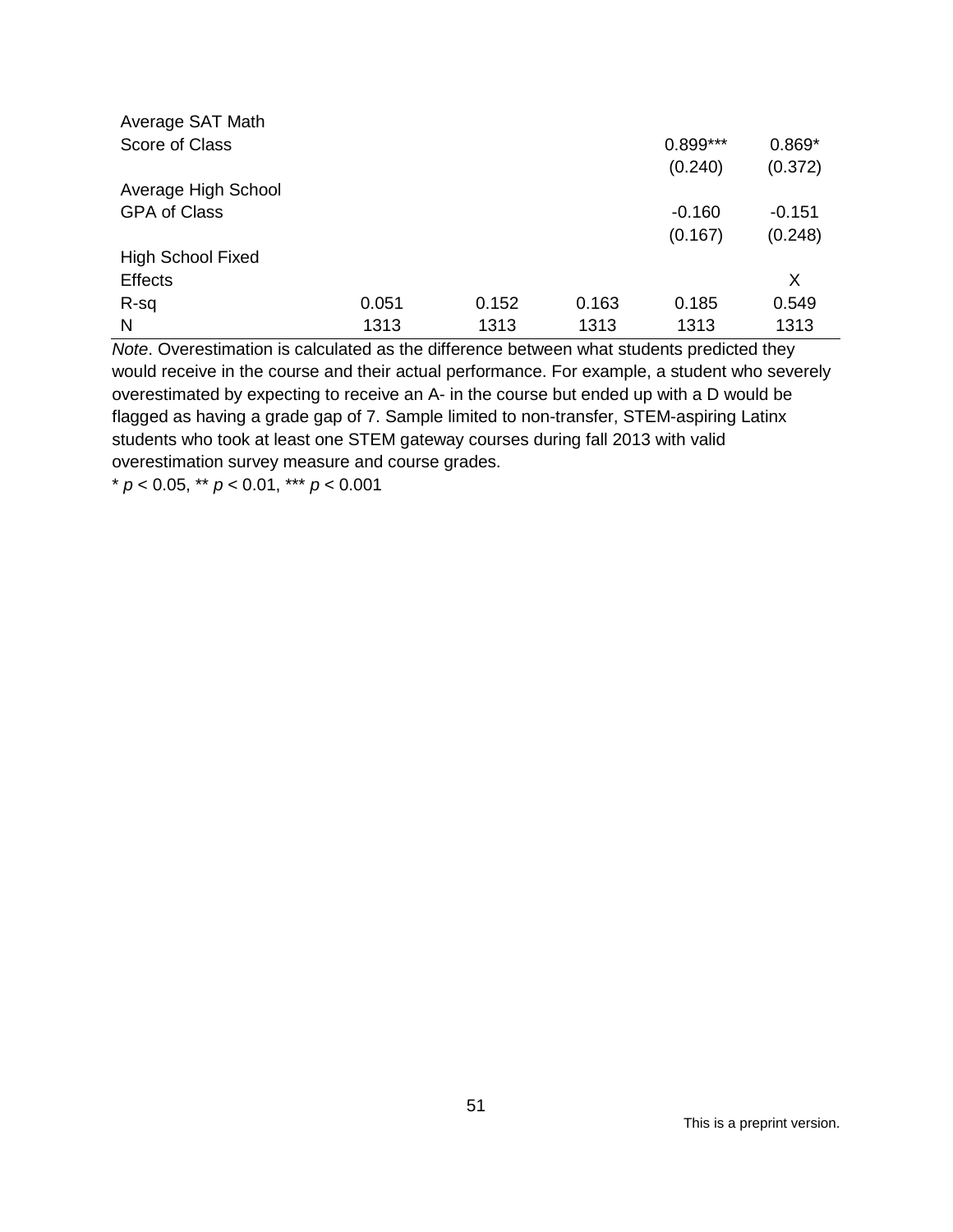| | | | | | |
|---|---|---|---|---|---|
| Average SAT Math Score of Class | | | | 0.899*** | 0.869* |
| | | | | (0.240) | (0.372) |
| Average High School GPA of Class | | | | -0.160 | -0.151 |
| | | | | (0.167) | (0.248) |
| High School Fixed Effects | | | | | X |
| R-sq | 0.051 | 0.152 | 0.163 | 0.185 | 0.549 |
| N | 1313 | 1313 | 1313 | 1313 | 1313 |

*Note*. Overestimation is calculated as the difference between what students predicted they would receive in the course and their actual performance. For example, a student who severely overestimated by expecting to receive an A- in the course but ended up with a D would be flagged as having a grade gap of 7. Sample limited to non-transfer, STEM-aspiring Latinx students who took at least one STEM gateway courses during fall 2013 with valid overestimation survey measure and course grades.

* $p < 0.05$, ** $p < 0.01$, *** $p < 0.001$

This is a preprint version.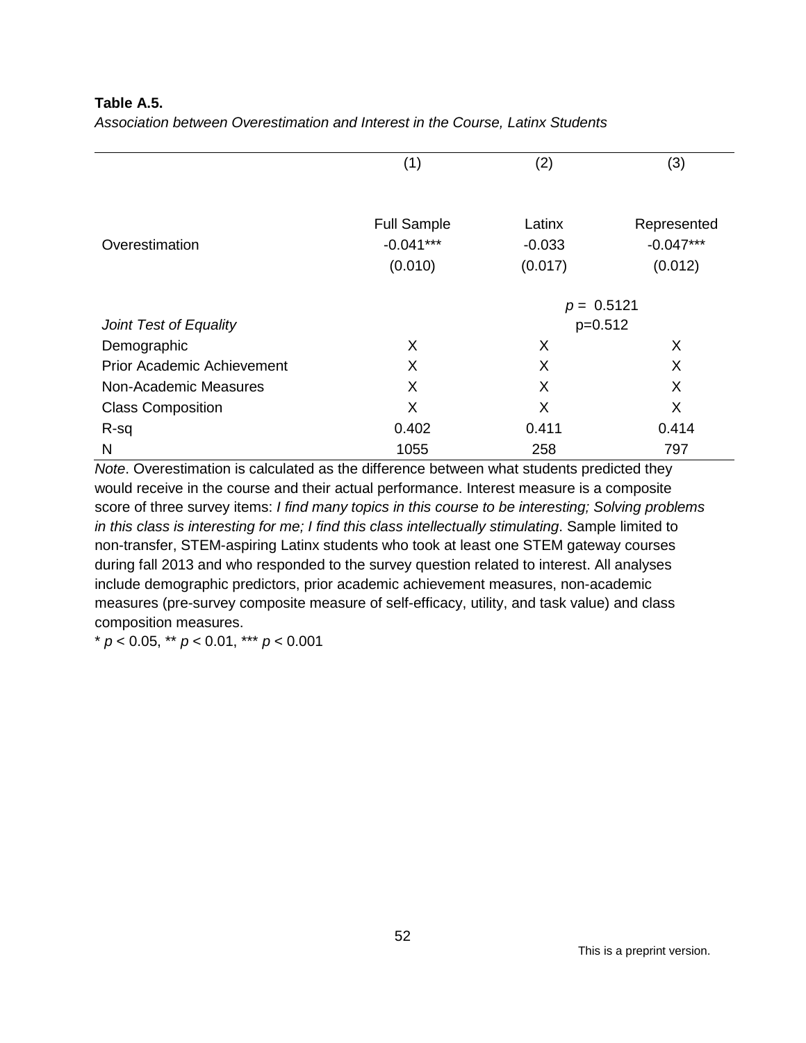**Table A.5.**

*Association between Overestimation and Interest in the Course, Latinx Students*

| | (1) | (2) | (3) |
|---|---|---|---|
| | Full Sample | Latinx | Represented |
| Overestimation | -0.041*** | -0.033 | -0.047*** |
| | (0.010) | (0.017) | (0.012) |
| | | $p = 0.5121$ | |
| *Joint Test of Equality* | | p=0.512 | |
| Demographic | X | X | X |
| Prior Academic Achievement | X | X | X |
| Non-Academic Measures | X | X | X |
| Class Composition | X | X | X |
| R-sq | 0.402 | 0.411 | 0.414 |
| N | 1055 | 258 | 797 |

*Note*. Overestimation is calculated as the difference between what students predicted they would receive in the course and their actual performance. Interest measure is a composite score of three survey items: *I find many topics in this course to be interesting; Solving problems in this class is interesting for me; I find this class intellectually stimulating*. Sample limited to non-transfer, STEM-aspiring Latinx students who took at least one STEM gateway courses during fall 2013 and who responded to the survey question related to interest. All analyses include demographic predictors, prior academic achievement measures, non-academic measures (pre-survey composite measure of self-efficacy, utility, and task value) and class composition measures.

* $p < 0.05$, ** $p < 0.01$, *** $p < 0.001$

This is a preprint version.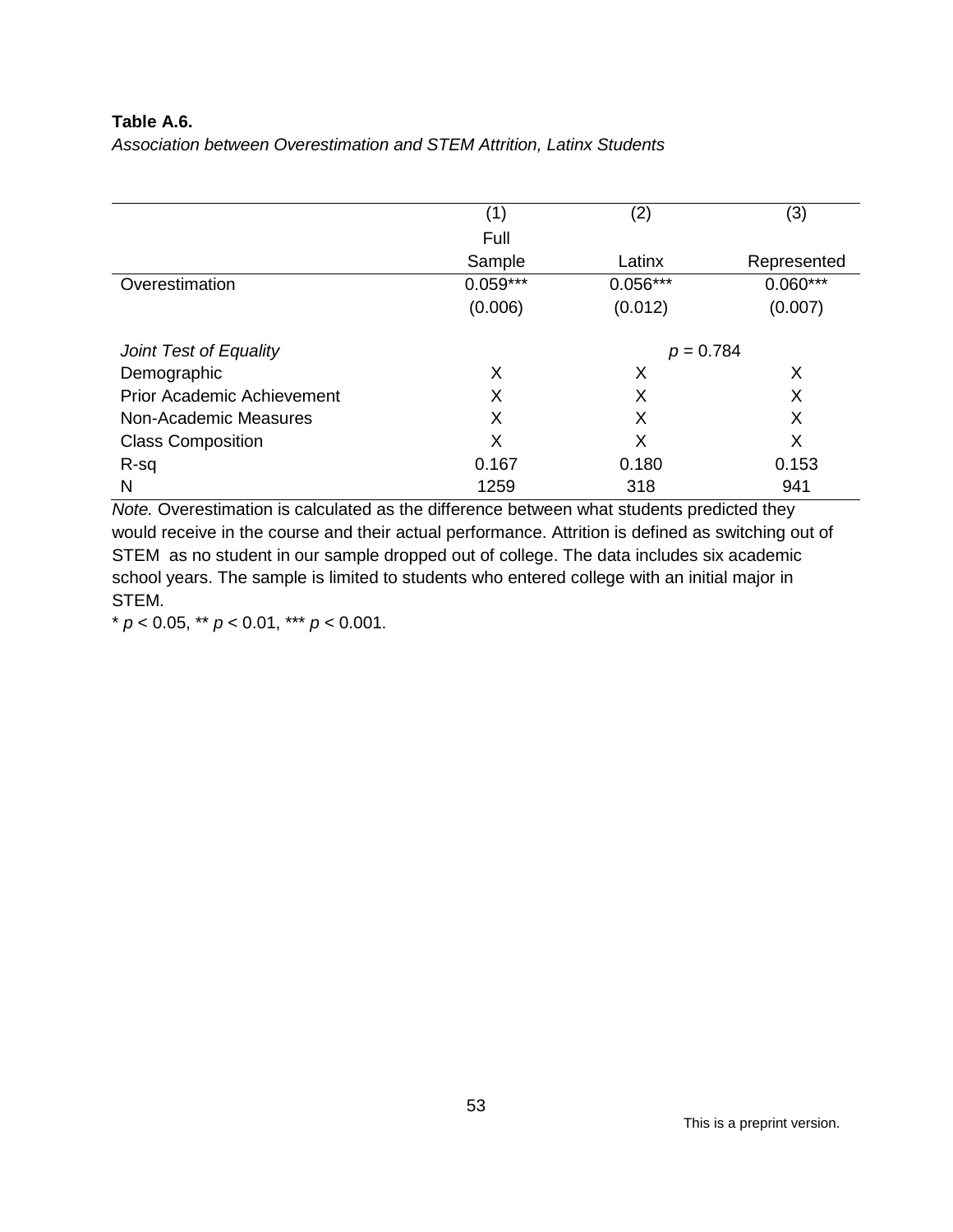**Table A.6.**

*Association between Overestimation and STEM Attrition, Latinx Students*

| | (1) Full Sample | (2) Latinx | (3) Represented |
|---|---|---|---|
| Overestimation | 0.059*** | 0.056*** | 0.060*** |
| | (0.006) | (0.012) | (0.007) |
| *Joint Test of Equality* | | $p$ = 0.784 | |
| Demographic | X | X | X |
| Prior Academic Achievement | X | X | X |
| Non-Academic Measures | X | X | X |
| Class Composition | X | X | X |
| R-sq | 0.167 | 0.180 | 0.153 |
| N | 1259 | 318 | 941 |

*Note.* Overestimation is calculated as the difference between what students predicted they would receive in the course and their actual performance. Attrition is defined as switching out of STEM as no student in our sample dropped out of college. The data includes six academic school years. The sample is limited to students who entered college with an initial major in STEM.

* $p < 0.05$, ** $p < 0.01$, *** $p < 0.001$.

This is a preprint version.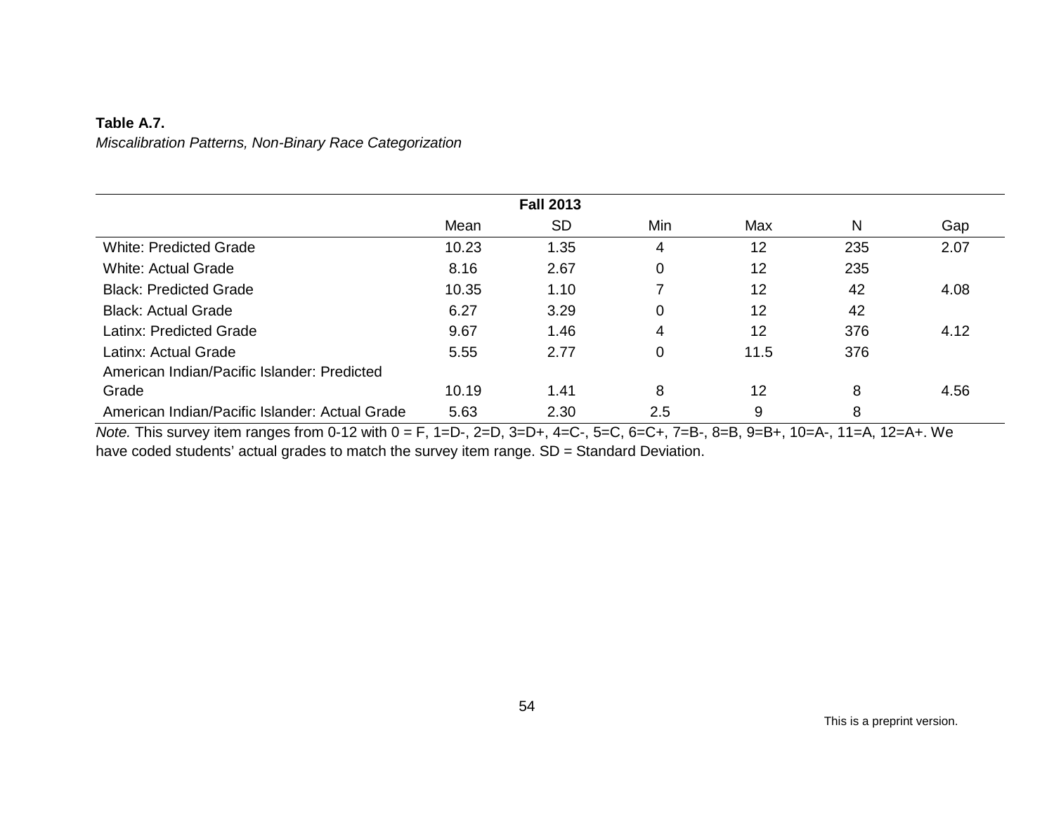**Table A.7.**

*Miscalibration Patterns, Non-Binary Race Categorization*

| | Fall 2013 | | | | | |
|---|---|---|---|---|---|---|
| | Mean | SD | Min | Max | N | Gap |
| White: Predicted Grade | 10.23 | 1.35 | 4 | 12 | 235 | 2.07 |
| White: Actual Grade | 8.16 | 2.67 | 0 | 12 | 235 | |
| Black: Predicted Grade | 10.35 | 1.10 | 7 | 12 | 42 | 4.08 |
| Black: Actual Grade | 6.27 | 3.29 | 0 | 12 | 42 | |
| Latinx: Predicted Grade | 9.67 | 1.46 | 4 | 12 | 376 | 4.12 |
| Latinx: Actual Grade | 5.55 | 2.77 | 0 | 11.5 | 376 | |
| American Indian/Pacific Islander: Predicted Grade | 10.19 | 1.41 | 8 | 12 | 8 | 4.56 |
| American Indian/Pacific Islander: Actual Grade | 5.63 | 2.30 | 2.5 | 9 | 8 | |

*Note.* This survey item ranges from 0-12 with 0 = F, 1=D-, 2=D, 3=D+, 4=C-, 5=C, 6=C+, 7=B-, 8=B, 9=B+, 10=A-, 11=A, 12=A+. We have coded students' actual grades to match the survey item range. SD = Standard Deviation.

This is a preprint version.